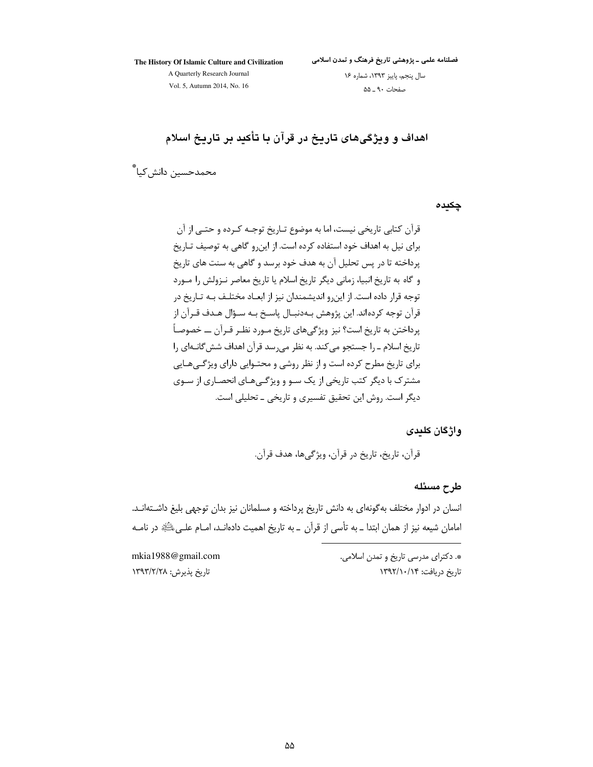# اهداف و ویژگی‌های تاریخ در قرآن با تأکید بر تاریخ اسلام

محمدحسین دانش‌کیا[*]

## چکیده

قرآن کتابی تاریخی نیست، اما به موضوع تاریخ توجه کرده و حتی از آن برای نیل به اهداف خود استفاده کرده است. از این‌رو گاهی به توصیف تاریخ پرداخته تا در پس تحلیل آن به هدف خود برسد و گاهی به سنت های تاریخ و گاه به تاریخ انبیا، زمانی دیگر تاریخ اسلام یا تاریخ معاصر نزولش را مورد توجه قرار داده است. از این‌رو اندیشمندان نیز از ابعاد مختلف به تاریخ در قرآن توجه کرده‌اند. این پژوهش به‌دنبال پاسخ به سؤال هدف قرآن از پرداختن به تاریخ است؟ نیز ویژگی‌های تاریخ مورد نظر قرآن ـــ خصوصاً تاریخ اسلام ـ را جستجو می‌کند. به نظر می‌رسد قرآن اهداف شش‌گانه‌ای را برای تاریخ مطرح کرده است و از نظر روشی و محتوایی دارای ویژگی‌هایی مشترک با دیگر کتب تاریخی از یک سو و ویژگی‌های انحصاری از سوی دیگر است. روش این تحقیق تفسیری و تاریخی ـ تحلیلی است.

## واژگان کلیدی

قرآن، تاریخ، تاریخ در قرآن، ویژگی‌ها، هدف قرآن.

## طرح مسئله

انسان در ادوار مختلف به‌گونه‌ای به دانش تاریخ پرداخته و مسلمانان نیز بدان توجهی بلیغ داشته‌اند. امامان شیعه نیز از همان ابتدا ـ به تأسی از قرآن ـ به تاریخ اهمیت داده‌اند، امام علی (ع) در نامه

---

[*]. دکترای مدرسی تاریخ و تمدن اسلامی.
mkia1988@gmail.com

تاریخ دریافت: ۱۳۹۲/۱۰/۱۴ — تاریخ پذیرش: ۱۳۹۳/۲/۲۸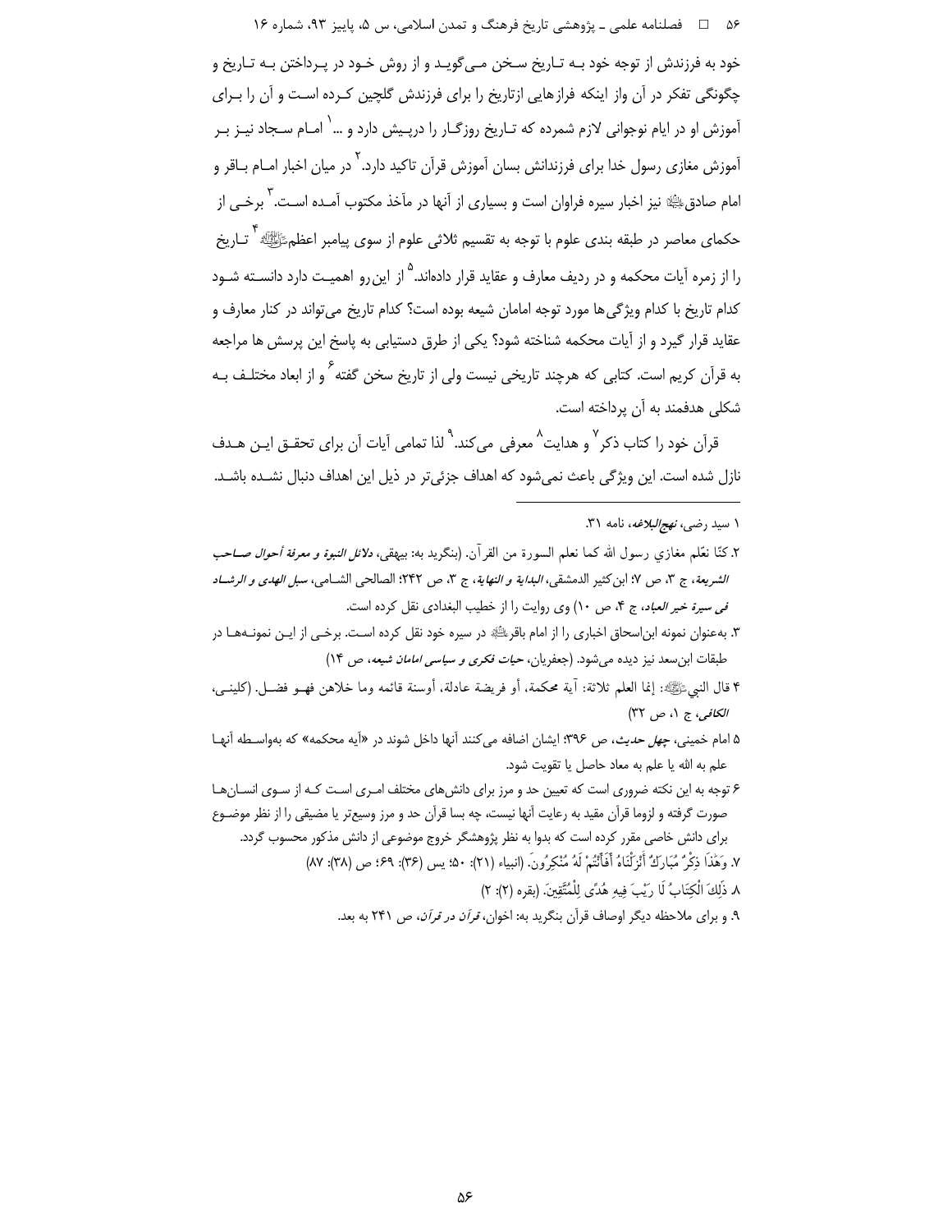خود به فرزندش از توجه خود بـه تـاریخ سـخن مـی‌گویـد و از روش خـود در پـرداختن بـه تـاریخ و چگونگی تفکر در آن واز اینکه فرازهایی ازتاریخ را برای فرزندش گلچین کـرده اسـت و آن را بـرای آموزش او در ایام نوجوانی لازم شمرده که تـاریخ روزگـار را درپـیش دارد و ...[1] امـام سـجاد نیـز بـر آموزش مغازی رسول خدا برای فرزندانش بسان آموزش قرآن تاکید دارد.[2] در میان اخبار امـام بـاقر و امام صادقؑ نیز اخبار سیره فراوان است و بسیاری از آنها در مآخذ مکتوب آمـده اسـت.[3] برخـی از حکمای معاصر در طبقه بندی علوم با توجه به تقسیم ثلاثی علوم از سوی پیامبر اعظمﷺ[4] تـاریخ را از زمره آیات محکمه و در ردیف معارف و عقاید قرار داده‌اند.[5] از این‌رو اهمیـت دارد دانسـته شـود کدام تاریخ با کدام ویژگی‌ها مورد توجه امامان شیعه بوده است؟ کدام تاریخ می‌تواند در کنار معارف و عقاید قرار گیرد و از آیات محکمه شناخته شود؟ یکی از طرق دستیابی به پاسخ این پرسش ها مراجعه به قرآن کریم است. کتابی که هرچند تاریخی نیست ولی از تاریخ سخن گفته[6] و از ابعاد مختلـف بـه شکلی هدفمند به آن پرداخته است.

قرآن خود را کتاب ذکر[7] و هدایت[8] معرفی می‌کند.[9] لذا تمامی آیات آن برای تحقـق ایـن هـدف نازل شده است. این ویژگی باعث نمی‌شود که اهداف جزئی‌تر در ذیل این اهداف دنبال نشـده باشـد.

---

۱ سید رضی، *نهج‌البلاغه*، نامه ۳۱.

۲. كنّا نعّلم مغازي رسول الله كما نعلم السورة من القرآن. (بنگرید به: بیهقی، *دلائل النبوة و معرفة أحوال صـاحب الشريعة*، ج ۳، ص ۷؛ ابن‌کثیر الدمشقی، *البداية و النهاية*، ج ۳، ص ۲۴۲؛ الصالحی الشـامی، *سبل الهدی و الرشـاد فی سیرة خیر العباد*، ج ۴، ص ۱۰) وی روایت را از خطیب البغدادی نقل کرده است.

۳. به‌عنوان نمونه ابن‌اسحاق اخباری را از امام باقرؑ در سیره خود نقل کرده اسـت. برخـی از ایـن نمونـه‌هـا در طبقات ابن‌سعد نیز دیده می‌شود. (جعفریان، *حیات فکری و سیاسی امامان شیعه*، ص ۱۴)

۴ قال النبيﷺ: إنما العلم ثلاثة: آية محكمة، أو فريضة عادلة، أوسنة قائمه وما خلاهن فهـو فضـل. (کلینـی، *الكافی*، ج ۱، ص ۳۲)

۵ امام خمینی، *چهل حدیث*، ص ۳۹۶؛ ایشان اضافه می‌کنند آنها داخل شوند در «آیه محکمه» که به‌واسـطه آنهـا علم به الله یا علم به معاد حاصل یا تقویت شود.

۶ توجه به این نکته ضروری است که تعیین حد و مرز برای دانش‌های مختلف امـری اسـت کـه از سـوی انسـان‌هـا صورت گرفته و لزوما قرآن مقید به رعایت آنها نیست، چه بسا قرآن حد و مرز وسیع‌تر یا مضیقی را از نظر موضـوع برای دانش خاصی مقرر کرده است که بدوا به نظر پژوهشگر خروج موضوعی از دانش مذکور محسوب گردد.

۷. وَهَٰذَا ذِكْرٌ مُبَارَكٌ أَنْزَلْنَاهُ أَفَأَنْتُمْ لَهُ مُنْكِرُونَ. (انبیاء (۲۱): ۵۰؛ یس (۳۶): ۶۹؛ ص (۳۸): ۸۷)

۸. ذَلِكَ الْكِتَابُ لَا رَيْبَ فِيهِ هُدًى لِلْمُتَّقِينَ. (بقره (۲): ۲)

۹. و برای ملاحظه دیگر اوصاف قرآن بنگرید به: اخوان، *قرآن در قرآن*، ص ۲۴۱ به بعد.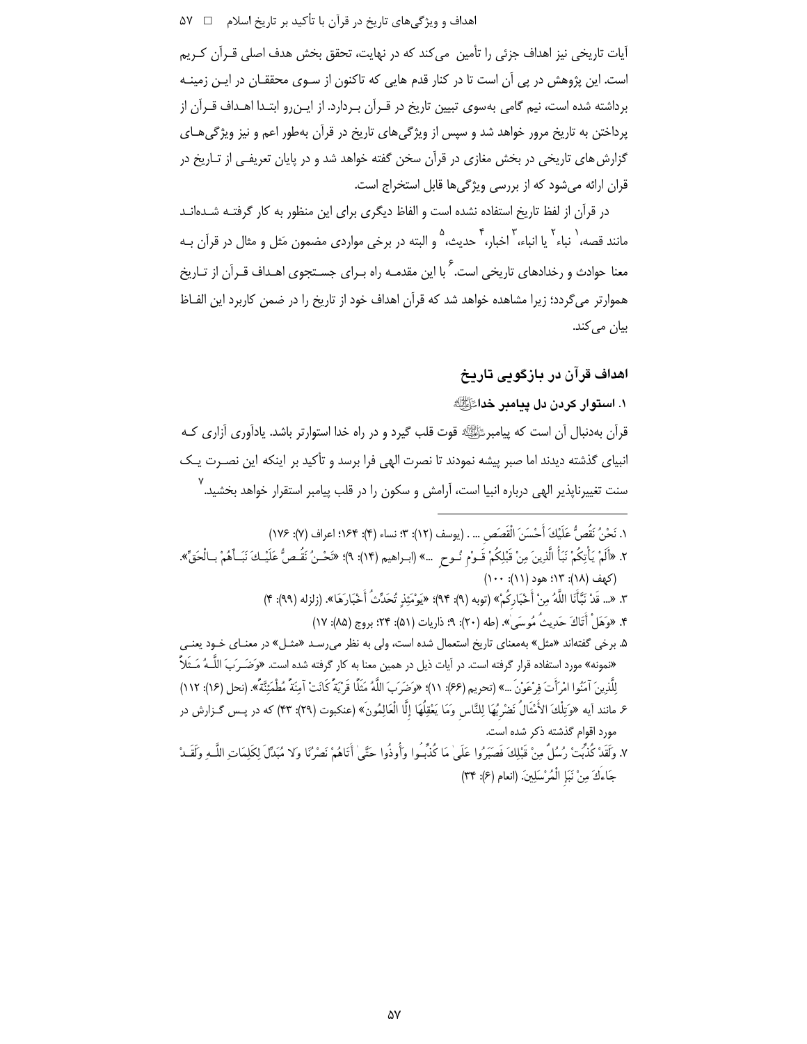آیات تاریخی نیز اهداف جزئی را تأمین می‌کند که در نهایت، تحقق بخش هدف اصلی قرآن کریم است. این پژوهش در پی آن است تا در کنار قدم هایی که تاکنون از سوی محققان در این زمینه برداشته شده است، نیم گامی به‌سوی تبیین تاریخ در قرآن بردارد. از این‌رو ابتدا اهداف قرآن از پرداختن به تاریخ مرور خواهد شد و سپس از ویژگی‌های تاریخ در قرآن به‌طور اعم و نیز ویژگی‌های گزارش‌های تاریخی در بخش مغازی در قرآن سخن گفته خواهد شد و در پایان تعریفی از تاریخ در قران ارائه می‌شود که از بررسی ویژگی‌ها قابل استخراج است.

در قرآن از لفظ تاریخ استفاده نشده است و الفاظ دیگری برای این منظور به کار گرفته شده‌اند مانند قصه،[1] نباء[2] یا انباء،[3] اخبار،[4] حدیث،[5] و البته در برخی مواردی مضمون مَثل و مثال در قرآن به معنا حوادث و رخدادهای تاریخی است.[6] با این مقدمه راه برای جستجوی اهداف قرآن از تاریخ هموارتر می‌گردد؛ زیرا مشاهده خواهد شد که قرآن اهداف خود از تاریخ را در ضمن کاربرد این الفاظ بیان می‌کند.

## اهداف قرآن در بازگویی تاریخ

### ۱. استوار کردن دل پیامبر خدا ﷺ

قرآن به‌دنبال آن است که پیامبر ﷺ قوت قلب گیرد و در راه خدا استوارتر باشد. یادآوری آزاری که انبیای گذشته دیدند اما صبر پیشه نمودند تا نصرت الهی فرا برسد و تأکید بر اینکه این نصرت یک سنت تغییرناپذیر الهی درباره انبیا است، آرامش و سکون را در قلب پیامبر استقرار خواهد بخشید.[7]

---

۱. نَحْنُ نَقُصُّ عَلَيْكَ أَحْسَنَ الْقَصَصِ ... . (یوسف (۱۲): ۳؛ نساء (۴): ۱۶۴؛ اعراف (۷): ۱۷۶)

۲. «أَلَمْ يَأْتِكُمْ نَبَأُ الَّذِينَ مِنْ قَبْلِكُمْ قَوْمِ نُوحٍ ...» (ابراهیم (۱۴): ۹)؛ «نَحْنُ نَقُصُّ عَلَيْكَ نَبَأَهُمْ بِالْحَقِّ». (کهف (۱۸): ۱۳؛ هود (۱۱): ۱۰۰)

۳. «... قَدْ نَبَّأَنَا اللَّهُ مِنْ أَخْبَارِكُمْ» (توبه (۹): ۹۴)؛ «يَوْمَئِذٍ تُحَدِّثُ أَخْبَارَهَا». (زلزله (۹۹): ۴)

۴. «وَهَلْ أَتَاكَ حَدِيثُ مُوسَىٰ». (طه (۲۰): ۹؛ ذاریات (۵۱): ۲۴؛ بروج (۸۵): ۱۷)

۵. برخی گفته‌اند «مثل» به‌معنای تاریخ استعمال شده است، ولی به نظر می‌رسد «مثل» در معنای خود یعنی «نمونه» مورد استفاده قرار گرفته است. در آیات ذیل در همین معنا به کار گرفته شده است. «وَضَرَبَ اللَّهُ مَثَلاً لِلَّذِينَ آمَنُوا امْرَأَتَ فِرْعَوْنَ ...» (تحریم (۶۶): ۱۱)؛ «وَضَرَبَ اللَّهُ مَثَلًا قَرْيَةً كَانَتْ آمِنَةً مُطْمَئِنَّةً». (نحل (۱۶): ۱۱۲)

۶. مانند آیه «وَتِلْكَ الأَمْثَالُ نَضْرِبُهَا لِلنَّاسِ وَمَا يَعْقِلُهَا إِلَّا الْعَالِمُونَ» (عنکبوت (۲۹): ۴۳) که در پس گزارش در مورد اقوام گذشته ذکر شده است.

۷. وَلَقَدْ كُذِّبَتْ رُسُلٌ مِنْ قَبْلِكَ فَصَبَرُوا عَلَىٰ مَا كُذِّبُوا وَأُوذُوا حَتَّىٰ أَتَاهُمْ نَصْرُنَا وَلا مُبَدِّلَ لِكَلِمَاتِ اللَّهِ وَلَقَدْ جَاءَكَ مِنْ نَبَإِ الْمُرْسَلِينَ. (انعام (۶): ۳۴)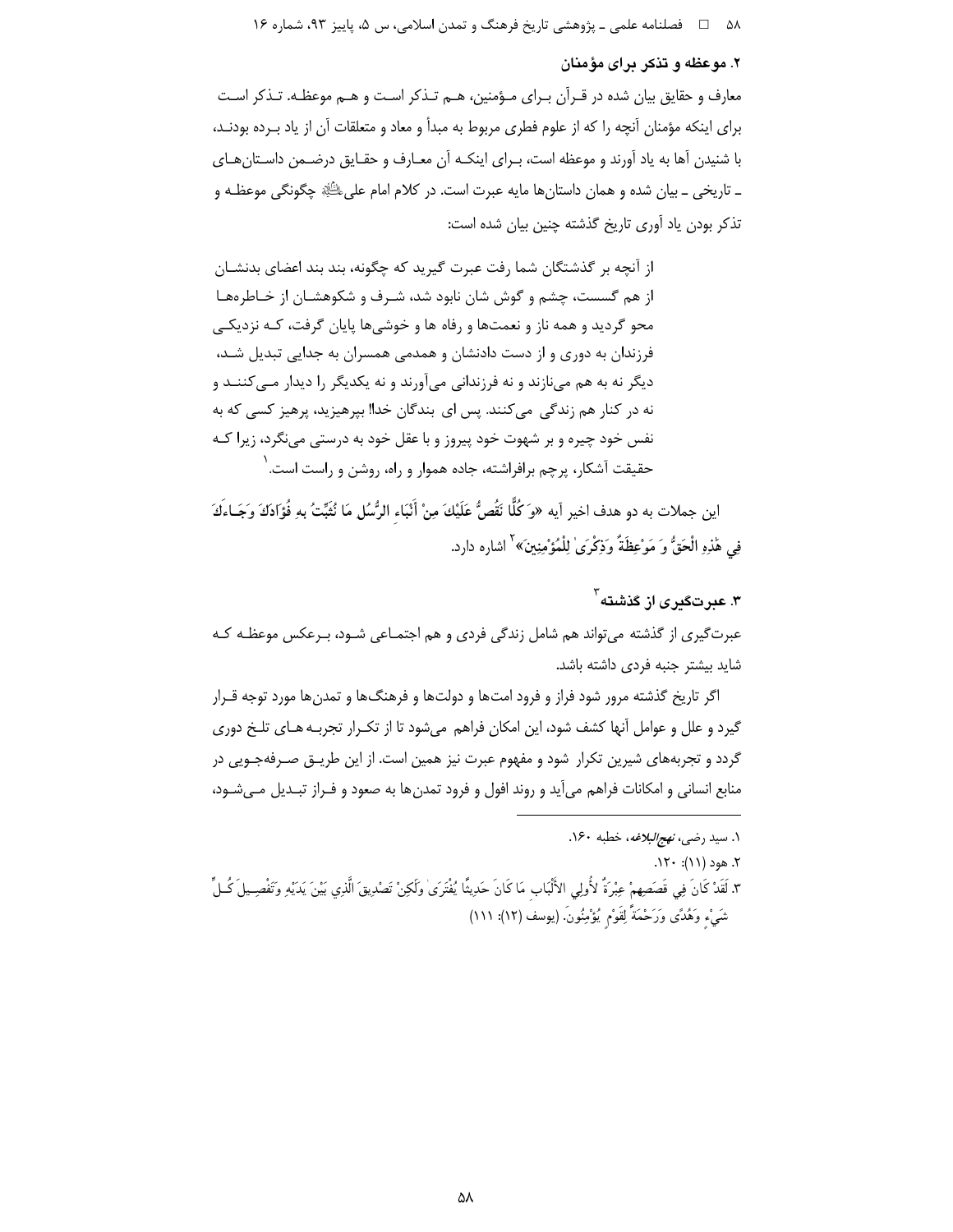### ۲. موعظه و تذکر برای مؤمنان

معارف و حقایق بیان شده در قرآن برای مؤمنین، هم تذکر است و هم موعظه. تذکر است برای اینکه مؤمنان آنچه را که از علوم فطری مربوط به مبدأ و معاد و متعلقات آن از یاد برده بودند، با شنیدن آنها به یاد آورند و موعظه است، برای اینکه آن معارف و حقایق درضمن داستان‌های ـ تاریخی ـ بیان شده و همان داستان‌ها مایه عبرت است. در کلام امام علی علیه‌السلام چگونگی موعظه و تذکر بودن یاد آوری تاریخ گذشته چنین بیان شده است:

> از آنچه بر گذشتگان شما رفت عبرت گیرید که چگونه، بند بند اعضای بدنشان از هم گسست، چشم و گوش شان نابود شد، شرف و شکوهشان از خاطره‌ها محو گردید و همه ناز و نعمت‌ها و رفاه ها و خوشی‌ها پایان گرفت، که نزدیکی فرزندان به دوری و از دست دادنشان و همدمی همسران به جدایی تبدیل شد، دیگر نه به هم می‌نازند و نه فرزندانی می‌آورند و نه یکدیگر را دیدار می‌کنند و نه در کنار هم زندگی می‌کنند. پس ای بندگان خدا! بپرهیزید، پرهیز کسی که به نفس خود چیره و بر شهوت خود پیروز و با عقل خود به درستی می‌نگرد، زیرا که حقیقت آشکار، پرچم برافراشته، جاده هموار و راه، روشن و راست است.[1]

این جملات به دو هدف اخیر آیه «وَ كُلًّا نَقُصُّ عَلَيْكَ مِنْ أَنْبَاءِ الرُّسُلِ مَا نُثَبِّتُ بِهِ فُؤَادَكَ وَجَاءَكَ فِي هَٰذِهِ الْحَقُّ وَ مَوْعِظَةٌ وَذِكْرَىٰ لِلْمُؤْمِنِينَ»[2] اشاره دارد.

### ۳. عبرت‌گیری از گذشته[3]

عبرت‌گیری از گذشته می‌تواند هم شامل زندگی فردی و هم اجتماعی شود، برعکس موعظه که شاید بیشتر جنبه فردی داشته باشد.

اگر تاریخ گذشته مرور شود فراز و فرود امت‌ها و دولت‌ها و فرهنگ‌ها و تمدن‌ها مورد توجه قرار گیرد و علل و عوامل آنها کشف شود، این امکان فراهم می‌شود تا از تکرار تجربه‌های تلخ دوری گردد و تجربه‌های شیرین تکرار شود و مفهوم عبرت نیز همین است. از این طریق صرفه‌جویی در منابع انسانی و امکانات فراهم می‌آید و روند افول و فرود تمدن‌ها به صعود و فراز تبدیل می‌شود،

---

۱. سید رضی، *نهج‌البلاغه*، خطبه ۱۶۰.

۲. هود (۱۱): ۱۲۰.

۳. لَقَدْ كَانَ فِي قَصَصِهِمْ عِبْرَةٌ لِأُولِي الْأَلْبَابِ مَا كَانَ حَدِيثًا يُفْتَرَىٰ وَلَٰكِنْ تَصْدِيقَ الَّذِي بَيْنَ يَدَيْهِ وَتَفْصِيلَ كُلِّ شَيْءٍ وَهُدًى وَرَحْمَةً لِقَوْمٍ يُؤْمِنُونَ. (یوسف (۱۲): ۱۱۱)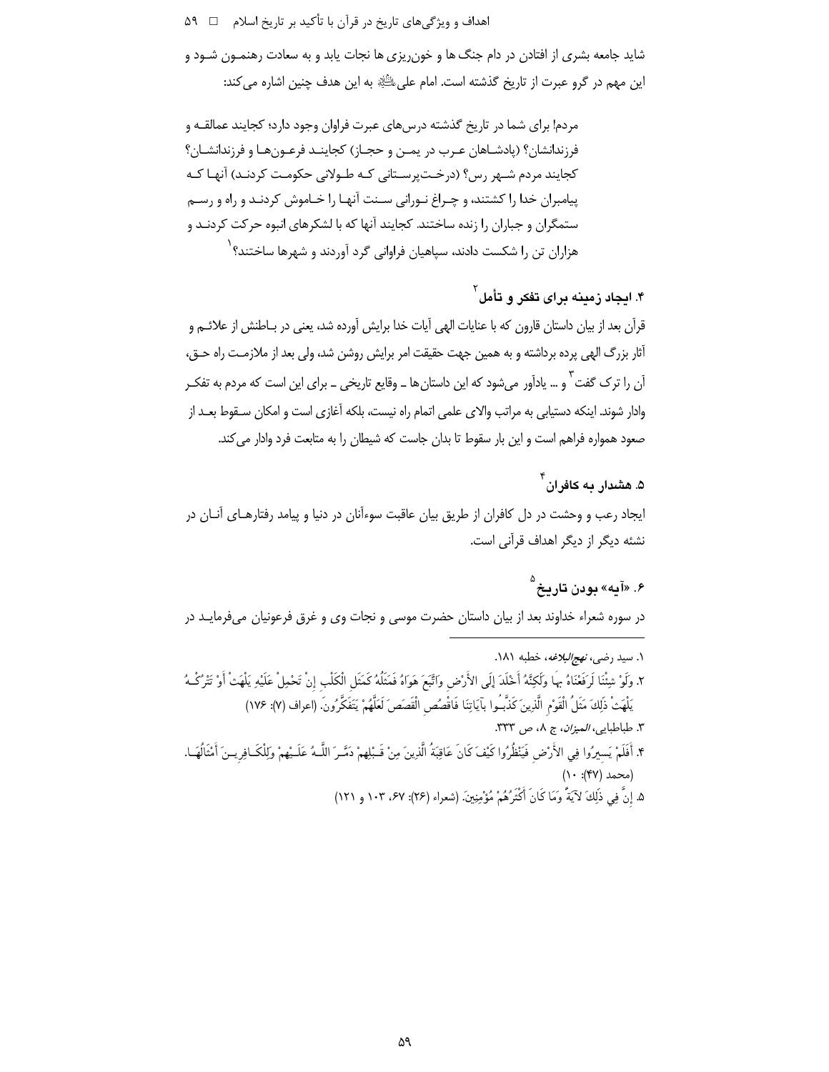شاید جامعه بشری از افتادن در دام جنگ ها و خون‌ریزی ها نجات یابد و به سعادت رهنمون شود و این مهم در گرو عبرت از تاریخ گذشته است. امام علی علیه السلام به این هدف چنین اشاره می‌کند:

> مردم! برای شما در تاریخ گذشته درس‌های عبرت فراوان وجود دارد؛ کجایند عمالقه و فرزندانشان؟ (پادشاهان عرب در یمن و حجاز) کجایند فرعون‌ها و فرزندانشان؟ کجایند مردم شهر رس؟ (درخت‌پرستانی که طولانی حکومت کردند) آنها که پیامبران خدا را کشتند، و چراغ نورانی سنت آنها را خاموش کردند و راه و رسم ستمگران و جباران را زنده ساختند. کجایند آنها که با لشکرهای انبوه حرکت کردند و هزاران تن را شکست دادند، سپاهیان فراوانی گرد آوردند و شهرها ساختند؟[1]

### ۴. ایجاد زمینه برای تفکر و تأمل[2]

قرآن بعد از بیان داستان قارون که با عنایات الهی آیات خدا برایش آورده شد، یعنی در باطنش از علائم و آثار بزرگ الهی پرده برداشته و به همین جهت حقیقت امر برایش روشن شد، ولی بعد از ملازمت راه حق، آن را ترک گفت[3] و ... یادآور می‌شود که این داستان‌ها ـ وقایع تاریخی ـ برای این است که مردم به تفکر وادار شوند. اینکه دستیابی به مراتب والای علمی اتمام راه نیست، بلکه آغازی است و امکان سقوط بعد از صعود همواره فراهم است و این بار سقوط تا بدان جاست که شیطان را به متابعت فرد وادار می‌کند.

### ۵. هشدار به کافران[4]

ایجاد رعب و وحشت در دل کافران از طریق بیان عاقبت سوءآنان در دنیا و پیامد رفتارهای آنان در نشئه دیگر از دیگر اهداف قرآنی است.

### ۶. «آیه» بودن تاریخ[5]

در سوره شعراء خداوند بعد از بیان داستان حضرت موسی و نجات وی و غرق فرعونیان می‌فرماید در

---

۱. سید رضی، *نهج‌البلاغه*، خطبه ۱۸۱.

۲. وَلَوْ شِئْنَا لَرَفَعْنَاهُ بِهَا وَلَكِنَّهُ أَخْلَدَ إِلَى الأَرْضِ وَاتَّبَعَ هَوَاهُ فَمَثَلُهُ كَمَثَلِ الْكَلْبِ إِنْ تَحْمِلْ عَلَيْهِ يَلْهَثْ أَوْ تَتْرُكْهُ يَلْهَثْ ذَلِكَ مَثَلُ الْقَوْمِ الَّذِينَ كَذَّبُوا بِآيَاتِنَا فَاقْصُصِ الْقَصَصَ لَعَلَّهُمْ يَتَفَكَّرُونَ. (اعراف (۷): ۱۷۶)

۳. طباطبایی، *المیزان*، ج ۸، ص ۳۳۳.

۴. أَفَلَمْ يَسِيرُوا فِي الأَرْضِ فَيَنْظُرُوا كَيْفَ كَانَ عَاقِبَةُ الَّذِينَ مِنْ قَبْلِهِمْ دَمَّرَ اللَّهُ عَلَيْهِمْ وَلِلْكَافِرِينَ أَمْثَالُهَا. (محمد (۴۷): ۱۰)

۵. إِنَّ فِي ذَلِكَ لآيَةً وَمَا كَانَ أَكْثَرُهُمْ مُؤْمِنِينَ. (شعراء (۲۶): ۶۷، ۱۰۳ و ۱۲۱)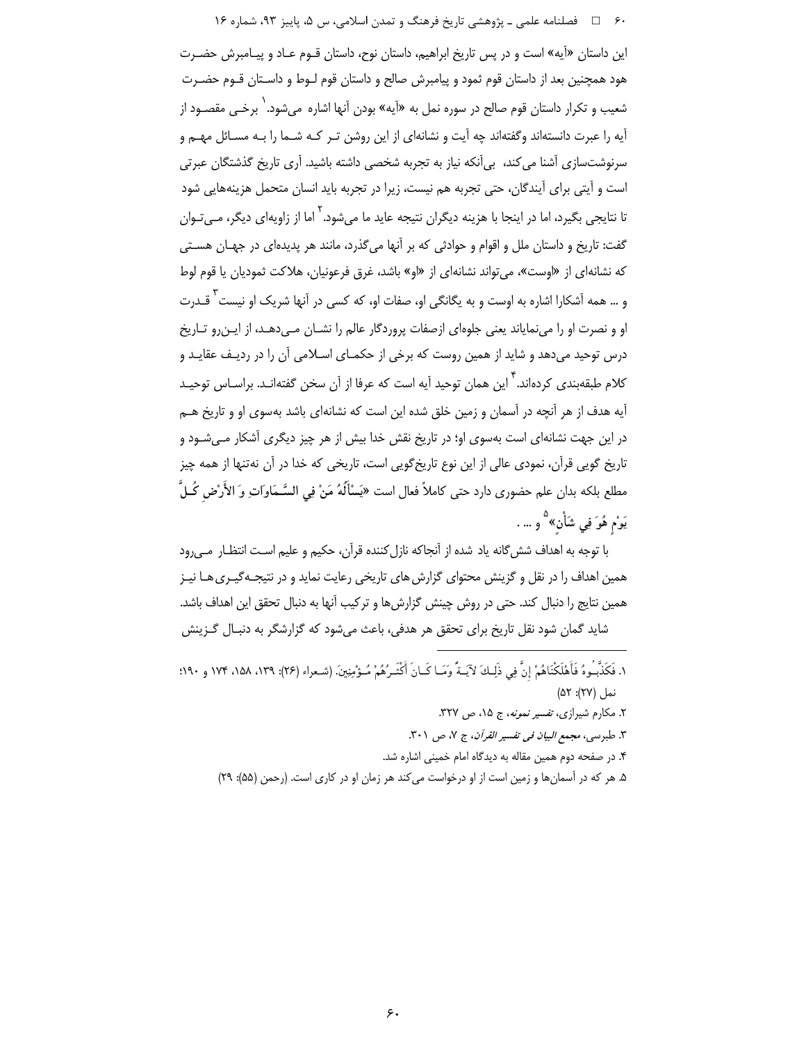این داستان «آیه» است و در پس تاریخ ابراهیم، داستان نوح، داستان قوم عاد و پیامبرش حضرت هود همچنین بعد از داستان قوم ثمود و پیامبرش صالح و داستان قوم لوط و داستان قوم حضرت شعیب و تکرار داستان قوم صالح در سوره نمل به «آیه» بودن آنها اشاره می‌شود.[1] برخی مقصود از آیه را عبرت دانسته‌اند وگفته‌اند چه آیت و نشانه‌ای از این روشن تر که شما را به مسائل مهم و سرنوشت‌سازی آشنا می‌کند، بی‌آنکه نیاز به تجربه شخصی داشته باشید. آری تاریخ گذشتگان عبرتی است و آیتی برای آیندگان، حتی تجربه هم نیست، زیرا در تجربه باید انسان متحمل هزینه‌هایی شود تا نتایجی بگیرد، اما در اینجا با هزینه دیگران نتیجه عاید ما می‌شود.[2] اما از زاویه‌ای دیگر، می‌توان گفت: تاریخ و داستان ملل و اقوام و حوادثی که بر آنها می‌گذرد، مانند هر پدیده‌ای در جهان هستی که نشانه‌ای از «اوست»، می‌تواند نشانه‌ای از «او» باشد، غرق فرعونیان، هلاکت ثمودیان یا قوم لوط و ... همه آشکارا اشاره به اوست و به یگانگی او، صفات او، که کسی در آنها شریک او نیست[3] قدرت او و نصرت او را می‌نمایاند یعنی جلوه‌ای ازصفات پروردگار عالم را نشان می‌دهد، از این‌رو تاریخ درس توحید می‌دهد و شاید از همین روست که برخی از حکمای اسلامی آن را در ردیف عقاید و کلام طبقه‌بندی کرده‌اند.[4] این همان توحید آیه است که عرفا از آن سخن گفته‌اند. براساس توحید آیه هدف از هر آنچه در آسمان و زمین خلق شده این است که نشانه‌ای باشد به‌سوی او و تاریخ هم در این جهت نشانه‌ای است به‌سوی او؛ در تاریخ نقش خدا بیش از هر چیز دیگری آشکار می‌شود و تاریخ گویی قرآن، نمودی عالی از این نوع تاریخ‌گویی است، تاریخی که خدا در آن نه‌تنها از همه چیز مطلع بلکه بدان علم حضوری دارد حتی کاملاً فعال است «يَسْأَلُهُ مَنْ فِي السَّمَاوَاتِ وَ الأَرْضِ كُلَّ يَوْمٍ هُوَ فِي شَأْنٍ»[5] و ... .

با توجه به اهداف شش‌گانه یاد شده از آنجاکه نازل‌کننده قرآن، حکیم و علیم است انتظار می‌رود همین اهداف را در نقل و گزینش محتوای گزارش‌های تاریخی رعایت نماید و در نتیجه‌گیری‌ها نیز همین نتایج را دنبال کند. حتی در روش چینش گزارش‌ها و ترکیب آنها به دنبال تحقق این اهداف باشد. شاید گمان شود نقل تاریخ برای تحقق هر هدفی، باعث می‌شود که گزارشگر به دنبال گزینش

---

1. فَكَذَّبُوهُ فَأَهْلَكْنَاهُمْ إِنَّ فِي ذَلِكَ لآيَةً وَمَا كَانَ أَكْثَرُهُمْ مُؤْمِنِينَ. (شعراء (۲۶): ۱۳۹، ۱۵۸، ۱۷۴ و ۱۹۰؛ نمل (۲۷): ۵۲)
2. مکارم شیرازی، *تفسیر نمونه*، ج ۱۵، ص ۳۲۷.
3. طبرسی، *مجمع البیان فی تفسیر القرآن*، ج ۷، ص ۳۰۱.
4. در صفحه دوم همین مقاله به دیدگاه امام خمینی اشاره شد.
5. هر که در آسمان‌ها و زمین است از او درخواست می‌کند هر زمان او در کاری است. (رحمن (۵۵): ۲۹)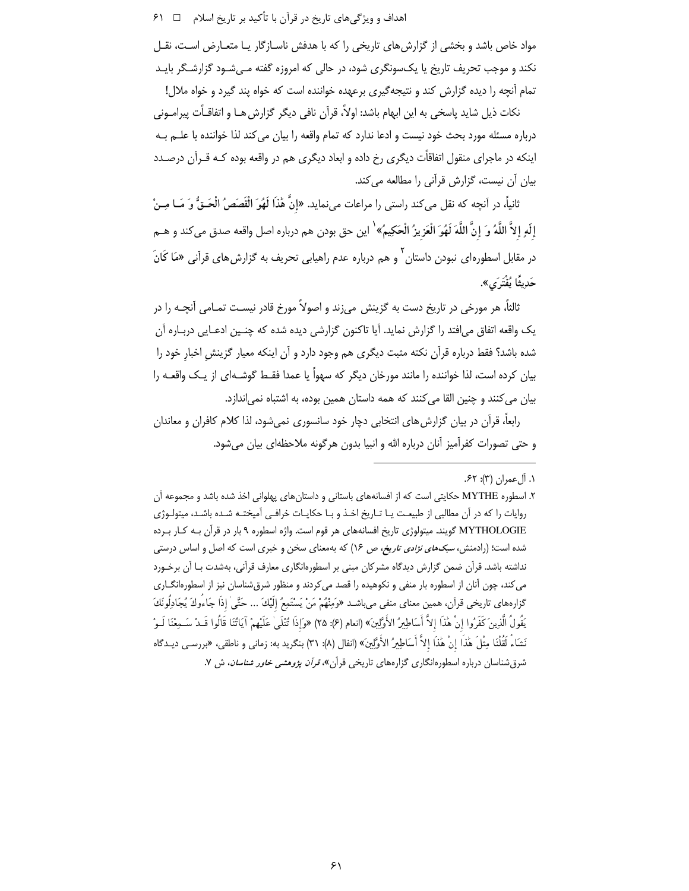مواد خاص باشد و بخشی از گزارش‌های تاریخی را که با هدفش ناسازگار یا متعارض است، نقل نکند و موجب تحریف تاریخ یا یک‌سونگری شود، در حالی که امروزه گفته می‌شود گزارشگر باید تمام آنچه را دیده گزارش کند و نتیجه‌گیری برعهده خواننده است که خواه پند گیرد و خواه ملال!

نکات ذیل شاید پاسخی به این ابهام باشد: اولاً، قرآن نافی دیگر گزارش‌ها و اتفاقات پیرامونی درباره مسئله مورد بحث خود نیست و ادعا ندارد که تمام واقعه را بیان می‌کند لذا خواننده با علم به اینکه در ماجرای منقول اتفاقات دیگری رخ داده و ابعاد دیگری هم در واقعه بوده که قرآن درصدد بیان آن نیست، گزارش قرآنی را مطالعه می‌کند.

ثانیاً، در آنچه که نقل می‌کند راستی را مراعات می‌نماید. «إِنَّ هٰذَا لَهُوَ الْقَصَصُ الْحَقُّ وَ مَا مِنْ إِلٰهٍ إِلاَّ اللَّهُ وَ إِنَّ اللَّهَ لَهُوَ الْعَزِيزُ الْحَكِيمُ»[1] این حق بودن هم درباره اصل واقعه صدق می‌کند و هم در مقابل اسطوره‌ای نبودن داستان[2] و هم درباره عدم راهیابی تحریف به گزارش‌های قرآنی «مَا كَانَ حَدِيثًا يُفْتَرَىٰ».

ثالثاً، هر مورخی در تاریخ دست به گزینش می‌زند و اصولاً مورخ قادر نیست تمامی آنچه را در یک واقعه اتفاق می‌افتد را گزارش نماید. آیا تاکنون گزارشی دیده شده که چنین ادعایی درباره آن شده باشد؟ فقط درباره قرآن نکته مثبت دیگری هم وجود دارد و آن اینکه معیار گزینشِ اخبارِ خود را بیان کرده است، لذا خواننده را مانند مورخان دیگر که سهواً یا عمدا فقط گوشه‌ای از یک واقعه را بیان می‌کنند و چنین القا می‌کنند که همه داستان همین بوده، به اشتباه نمی‌اندازد.

رابعاً، قرآن در بیان گزارش‌های انتخابی دچار خود سانسوری نمی‌شود، لذا کلام کافران و معاندان و حتی تصورات کفرآمیز آنان درباره الله و انبیا بدون هرگونه ملاحظه‌ای بیان می‌شود.

---

۱. آل‌عمران (۳): ۶۲.

۲. اسطوره MYTHE حکایتی است که از افسانه‌های باستانی و داستان‌های پهلوانی اخذ شده باشد و مجموعه آن روایات را که در آن مطالبی از طبیعت یا تاریخ اخذ و با حکایات خرافی آمیخته شده باشد، میتولوژی MYTHOLOGIE گویند. میتولوژی تاریخ افسانه‌های هر قوم است. واژه اسطوره ۹ بار در قرآن به کار برده شده است؛ (رادمنش، *سبک‌های نژادی تاریخ*، ص ۱۶) که به‌معنای سخن و خبری است که اصل و اساس درستی نداشته باشد. قرآن ضمن گزارش دیدگاه مشرکان مبنی بر اسطوره‌انگاری معارف قرآنی، به‌شدت با آن برخورد می‌کند، چون آنان از اسطوره بار منفی و نکوهیده را قصد می‌کردند و منظور شرق‌شناسان نیز از اسطوره‌انگاری گزاره‌های تاریخی قرآن، همین معنای منفی می‌باشد «وَمِنْهُمْ مَنْ يَسْتَمِعُ إِلَيْكَ ... حَتَّىٰ إِذَا جَاءُوكَ يُجَادِلُونَكَ يَقُولُ الَّذِينَ كَفَرُوا إِنْ هَٰذَا إِلاَّ أَسَاطِيرُ الأَوَّلِينَ» (انعام (۶): ۲۵) «وَإِذَا تُتْلَىٰ عَلَيْهِمْ آيَاتُنَا قَالُوا قَدْ سَمِعْنَا لَوْ نَشَاءُ لَقُلْنَا مِثْلَ هَٰذَا إِنْ هَٰذَا إِلاَّ أَسَاطِيرُ الأَوَّلِينَ» (انفال (۸): ۳۱) بنگرید به: زمانی و ناطقی، «بررسی دیدگاه شرق‌شناسان درباره اسطوره‌انگاری گزاره‌های تاریخی قرآن»، *قرآن پژوهشی خاور شناسان*، ش ۷.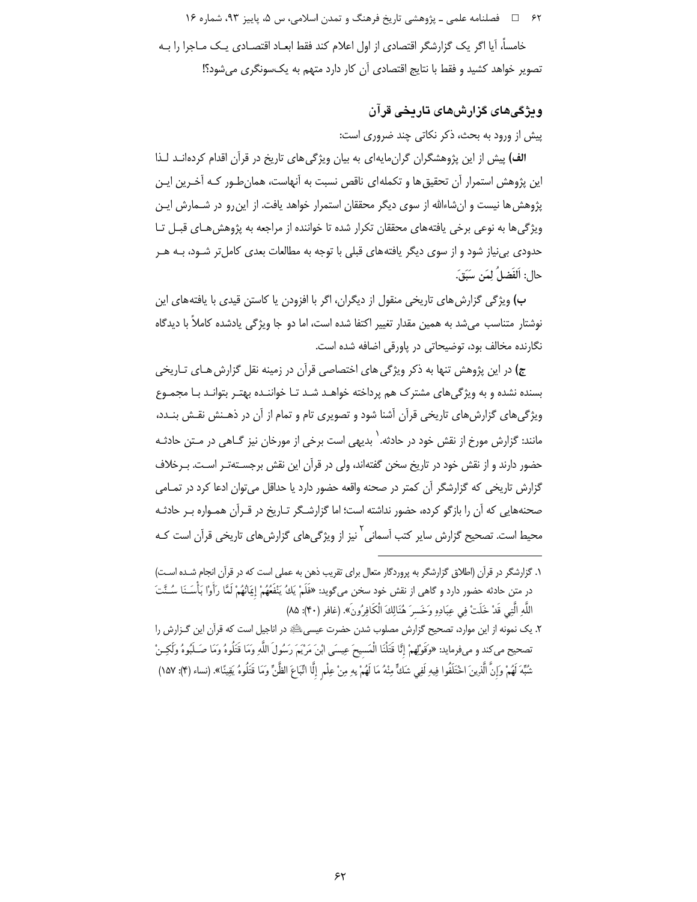خامساً، آیا اگر یک گزارشگر اقتصادی از اول اعلام کند فقط ابعـاد اقتصـادی یـک مـاجرا را بـه تصویر خواهد کشید و فقط با نتایج اقتصادی آن کار دارد متهم به یک‌سونگری می‌شود؟!

## ویژگی‌های گزارش‌های تاریخی قرآن

پیش از ورود به بحث، ذکر نکاتی چند ضروری است:

**الف)** پیش از این پژوهشگران گران‌مایه‌ای به بیان ویژگی‌های تاریخ در قرآن اقدام کرده‌انـد لـذا این پژوهش استمرار آن تحقیق‌ها و تکمله‌ای ناقص نسبت به آنهاست، همان‌طـور کـه آخـرین ایـن پژوهش‌ها نیست و ان‌شاءالله از سوی دیگر محققان استمرار خواهد یافت. از این‌رو در شـمارش ایـن ویژگی‌ها به نوعی برخی یافته‌های محققان تکرار شده تا خواننده از مراجعه به پژوهش‌هـای قبـل تـا حدودی بی‌نیاز شود و از سوی دیگر یافته‌های قبلی با توجه به مطالعات بعدی کامل‌تر شـود، بـه هـر حال: اَلفَضلُ لِمَن سَبَقَ.

**ب)** ویژگی گزارش‌های تاریخی منقول از دیگران، اگر با افزودن یا کاستن قیدی با یافته‌های این نوشتار متناسب می‌شد به همین مقدار تغییر اکتفا شده است، اما دو جا ویژگی یادشده کاملاً با دیدگاه نگارنده مخالف بود، توضیحاتی در پاورقی اضافه شده است.

**ج)** در این پژوهش تنها به ذکر ویژگی‌های اختصاصی قرآن در زمینه نقل گزارش هـای تـاریخی بسنده نشده و به ویژگی‌های مشترک هم پرداخته خواهـد شـد تـا خواننـده بهتـر بتوانـد بـا مجمـوع ویژگی‌های گزارش‌های تاریخی قرآن آشنا شود و تصویری تام و تمام از آن در ذهـنش نقـش بنـدد، مانند: گزارش مورخ از نقش خود در حادثه.[1] بدیهی است برخی از مورخان نیز گـاهی در مـتن حادثـه حضور دارند و از نقش خود در تاریخ سخن گفته‌اند، ولی در قرآن این نقش برجسـته‌تـر اسـت. بـرخلاف گزارش تاریخی که گزارشگر آن کمتر در صحنه واقعه حضور دارد یا حداقل می‌توان ادعا کرد در تمـامی صحنه‌هایی که آن را بازگو کرده، حضور نداشته است؛ اما گزارشـگر تـاریخ در قـرآن همـواره بـر حادثـه محیط است. تصحیح گزارش سایر کتب آسمانی[2] نیز از ویژگی‌های گزارش‌های تاریخی قرآن است کـه

---

۱. گزارشگر در قرآن (اطلاق گزارشگر به پروردگار متعال برای تقریب ذهن به عملی است که در قرآن انجام شـده اسـت) در متن حادثه حضور دارد و گاهی از نقش خود سخن می‌گوید: «فَلَمْ يَكُ يَنْفَعُهُمْ إِيمَانُهُمْ لَمَّا رَأَوْا بَأْسَـنَا سُـنَّتَ اللَّهِ الَّتِي قَدْ خَلَتْ فِي عِبَادِهِ وَخَسِرَ هُنَالِكَ الْكَافِرُونَ». (غافر (۴۰): ۸۵)

۲. یک نمونه از این موارد، تصحیح گزارش مصلوب شدن حضرت عیسی‌ﷺ در اناجیل است که قرآن این گـزارش را تصحیح می‌کند و می‌فرماید: «وَقَوْلِهِمْ إِنَّا قَتَلْنَا الْمَسِيحَ عِيسَى ابْنَ مَرْيَمَ رَسُولَ اللَّهِ وَمَا قَتَلُوهُ وَمَا صَـلَبُوهُ وَلَكِـنْ شُبِّهَ لَهُمْ وَإِنَّ الَّذِينَ اخْتَلَفُوا فِيهِ لَفِي شَكٍّ مِنْهُ مَا لَهُمْ بِهِ مِنْ عِلْمٍ إِلَّا اتِّبَاعَ الظَّنِّ وَمَا قَتَلُوهُ يَقِينًا». (نساء (۴): ۱۵۷)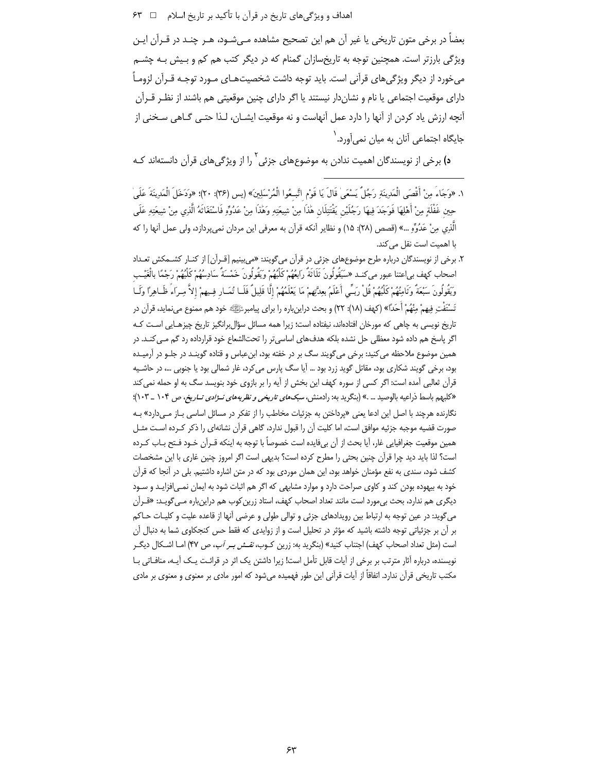بعضاً در برخی متون تاریخی یا غیر آن هم این تصحیح مشاهده می‌شود، هر چند در قرآن این ویژگی بارزتر است. همچنین توجه به تاریخ‌سازان گمنام که در دیگر کتب هم کم و بیش به چشم می‌خورد از دیگر ویژگی‌های قرآنی است. باید توجه داشت شخصیت‌های مورد توجه قرآن لزوماً دارای موقعیت اجتماعی یا نام و نشان‌دار نیستند یا اگر دارای چنین موقعیتی هم باشند از نظر قرآن آنچه ارزش یاد کردن از آنها را دارد عمل آنهاست و نه موقعیت ایشان، لذا حتی گاهی سخنی از جایگاه اجتماعی آنان به میان نمی‌آورد.[1]

**د)** برخی از نویسندگان اهمیت ندادن به موضوع‌های جزئی[2] را از ویژگی‌های قرآن دانسته‌اند که

---

۱. «وَجَاءَ مِنْ أَقْصَى الْمَدِينَةِ رَجُلٌ يَسْعَىٰ قَالَ يَا قَوْمِ اتَّبِعُوا الْمُرْسَلِينَ» (یس (۳۶): ۲۰)؛ «وَدَخَلَ الْمَدِينَةَ عَلَىٰ حِينِ غَفْلَةٍ مِنْ أَهْلِهَا فَوَجَدَ فِيهَا رَجُلَيْنِ يَقْتَتِلَانِ هَٰذَا مِنْ شِيعَتِهِ وَهَٰذَا مِنْ عَدُوِّهِ فَاسْتَغَاثَهُ الَّذِي مِنْ شِيعَتِهِ عَلَى الَّذِي مِنْ عَدُوِّهِ ...» (قصص (۲۸): ۱۵) و نظایر آنکه قرآن به معرفی این مردان نمی‌پردازد، ولی عمل آنها را که با اهمیت است نقل می‌کند.

۲. برخی از نویسندگان درباره طرح موضوع‌های جزئی در قرآن می‌گویند: «می‌بینیم [قرآن] از کنار کشمکش تعداد اصحاب کهف بی‌اعتنا عبور می‌کند «سَيَقُولُونَ ثَلَاثَةٌ رَابِعُهُمْ كَلْبُهُمْ وَيَقُولُونَ خَمْسَةٌ سَادِسُهُمْ كَلْبُهُمْ رَجْمًا بِالْغَيْبِ وَيَقُولُونَ سَبْعَةٌ وَثَامِنُهُمْ كَلْبُهُمْ قُلْ رَبِّي أَعْلَمُ بِعِدَّتِهِمْ مَا يَعْلَمُهُمْ إِلَّا قَلِيلٌ فَلَا تُمَارِ فِيهِمْ إِلَّا مِرَاءً ظَاهِرًا وَلَا تَسْتَفْتِ فِيهِمْ مِنْهُمْ أَحَدًا» (کهف (۱۸): ۲۲) و بحث دراین‌باره را برای پیامبرﷺ خود هم ممنوع می‌نماید، قرآن در تاریخ نویسی به چاهی که مورخان افتاده‌اند، نیفتاده است؛ زیرا همه مسائل سؤال‌برانگیز تاریخ چیزهایی است که اگر پاسخ هم داده شود معظلی حل نشده بلکه هدف‌های اساسی‌تر را تحت‌الشعاع خود قرارداده رد گم می‌کند. در همین موضوع ملاحظه می‌کنید: برخی می‌گویند سگ بر در خفته بود، ابن‌عباس و قتاده گویند در جلو در آرمیده بود، برخی گویند شکاری بود، مقاتل گوید زرد بود ... آیا سگ پارس می‌کرد، غار شمالی بود یا جنوبی ...، در حاشیه قرآن ثعالبی آمده است: اگر کسی از سوره کهف این بخش از آیه را بر بازوی خود بنویسد سگ به او حمله نمی‌کند «کلبهم باسط ذراعیه بالوصید ... .» (بنگرید به: رادمنش، *سبک‌های تاریخی و نظریه‌های نژادی تاریخ*، ص ۱۰۴ ـ ۱۰۳)؛ نگارنده هرچند با اصل این ادعا یعنی «پرداختن به جزئیات مخاطب را از تفکر در مسائل اساسی باز می‌دارد» به صورت قضیه موجبه جزئیه موافق است، اما کلیت آن را قبول ندارد، گاهی قرآن نشانه‌ای را ذکر کرده است مثل همین موقعیت جغرافیایی غار، آیا بحث از آن بی‌فایده است خصوصاً با توجه به اینکه قرآن خود فتح باب کرده است؟ لذا باید دید چرا قرآن چنین بحثی را مطرح کرده است؟ بدیهی است اگر امروز چنین غاری با این مشخصات کشف شود، سندی به نفع مؤمنان خواهد بود، این همان موردی بود که در متن اشاره داشتیم. بلی در آنجا که قرآن خود به بیهوده بودن کند و کاوی صراحت دارد و موارد مشابهی که اگر هم اثبات شود به ایمان نمی‌افزاید و سود دیگری هم ندارد، بحث بی‌مورد است مانند تعداد اصحاب کهف، استاد زرین‌کوب هم دراین‌باره می‌گوید: «قرآن می‌گوید: در عین توجه به ارتباط بین رویدادهای جزئی و توالی طولی و عرضی آنها از قاعده علیت و کلیات حاکم بر آن بر جزئیاتی توجه داشته باشید که مؤثر در تحلیل است و از زوایدی که فقط حس کنجکاوی شما به دنبال آن است (مثل تعداد اصحاب کهف) اجتناب کنید» (بنگرید به: زرین کوب، *نقش بر آب*، ص ۴۷) اما اشکال دیگر نویسنده، درباره آثار مترتب بر برخی از آیات قابل تأمل است! زیرا داشتن یک اثر در قرائت یک آیه، منافاتی با مکتب تاریخی قرآن ندارد. اتفاقاً از آیات قرآنی این طور فهمیده می‌شود که امور مادی بر معنوی و معنوی بر مادی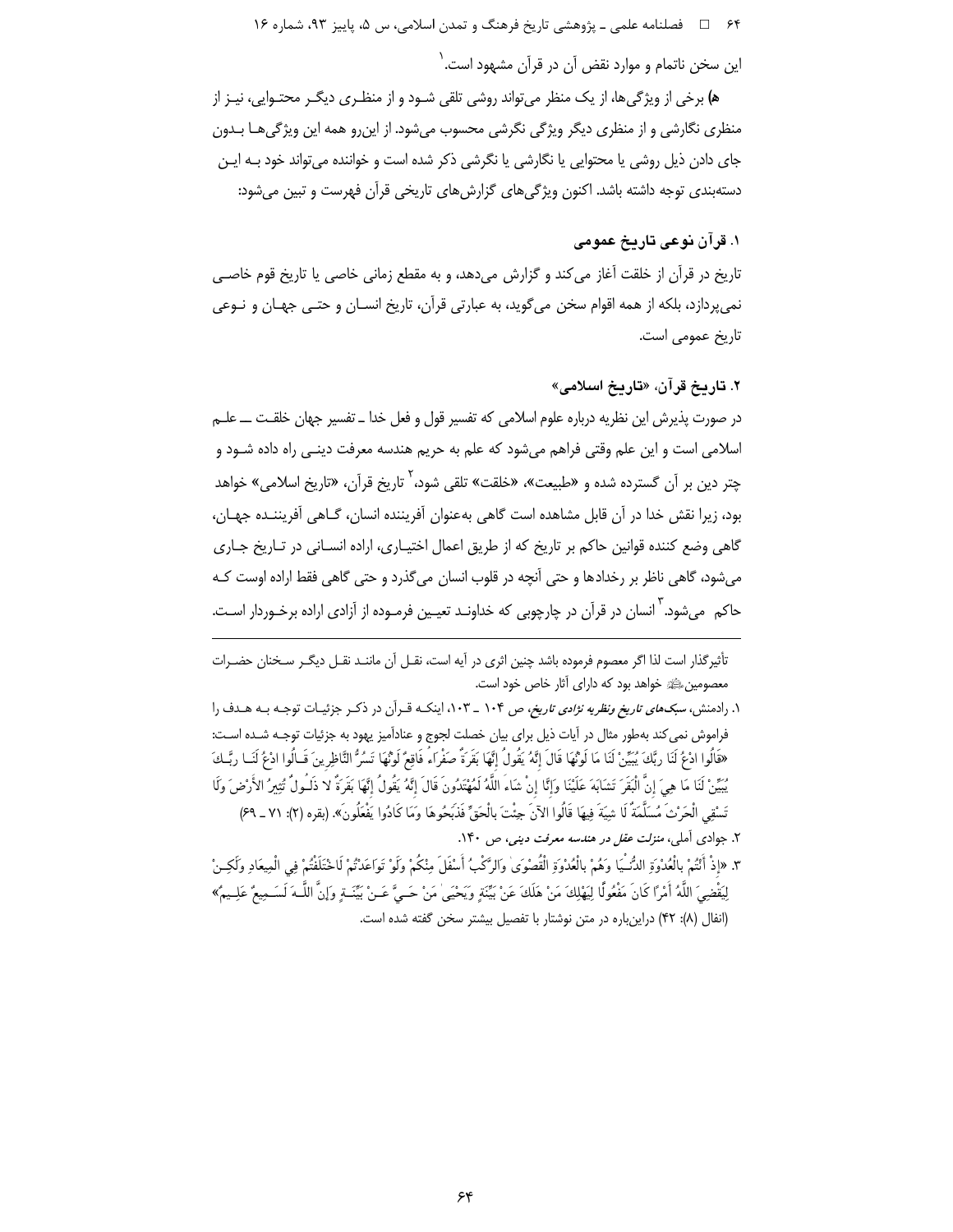این سخن ناتمام و موارد نقض آن در قرآن مشهود است.[1]

**هـ)** برخی از ویژگی‌ها، از یک منظر می‌تواند روشی تلقی شـود و از منظـری دیگـر محتـوایی، نیـز از منظری نگارشی و از منظری دیگر ویژگی نگرشی محسوب می‌شود. از این‌رو همه این ویژگی‌هـا بـدون جای دادن ذیل روشی یا محتوایی یا نگارشی یا نگرشی ذکر شده است و خواننده می‌تواند خود بـه ایـن دسته‌بندی توجه داشته باشد. اکنون ویژگی‌های گزارش‌های تاریخی قرآن فهرست و تبین می‌شود:

### ۱. قرآن نوعی تاریخ عمومی

تاریخ در قرآن از خلقت آغاز می‌کند و گزارش می‌دهد، و به مقطع زمانی خاصی یا تاریخ قوم خاصـی نمی‌پردازد، بلکه از همه اقوام سخن می‌گوید، به عبارتی قرآن، تاریخ انسـان و حتـی جهـان و نـوعی تاریخ عمومی است.

### ۲. تاریخ قرآن، «تاریخ اسلامی»

در صورت پذیرش این نظریه درباره علوم اسلامی که تفسیر قول و فعل خدا ـ تفسیر جهان خلقـت ـــ علـم اسلامی است و این علم وقتی فراهم می‌شود که علم به حریم هندسه معرفت دینـی راه داده شـود و چتر دین بر آن گسترده شده و «طبیعت»، «خلقت» تلقی شود،[2] تاریخ قرآن، «تاریخ اسلامی» خواهد بود، زیرا نقش خدا در آن قابل مشاهده است گاهی به‌عنوان آفریننده انسان، گـاهی آفریننـده جهـان، گاهی وضع کننده قوانین حاکم بر تاریخ که از طریق اعمال اختیـاری، اراده انسـانی در تـاریخ جـاری می‌شود، گاهی ناظر بر رخدادها و حتی آنچه در قلوب انسان می‌گذرد و حتی گاهی فقط اراده اوست کـه حاکم می‌شود.[3] انسان در قرآن در چارچوبی که خداونـد تعیـین فرمـوده از آزادی اراده برخـوردار اسـت.

---

تأثیرگذار است لذا اگر معصوم فرموده باشد چنین اثری در آیه است، نقـل آن ماننـد نقـل دیگـر سـخنان حضـرات معصومین علیهم‌السلام خواهد بود که دارای آثار خاص خود است.

۱. رادمنش، *سبک‌های تاریخ ونظریه نژادی تاریخ*، ص ۱۰۴ ـ ۱۰۳، اینکـه قـرآن در ذکـر جزئیـات توجـه بـه هـدف را فراموش نمی‌کند به‌طور مثال در آیات ذیل برای بیان خصلت لجوج و عنادآمیز یهود به جزئیات توجـه شـده اسـت: «قَالُوا ادْعُ لَنَا رَبَّكَ يُبَيِّنْ لَنَا مَا لَوْنُهَا قَالَ إِنَّهُ يَقُولُ إِنَّهَا بَقَرَةٌ صَفْرَاءُ فَاقِعٌ لَوْنُهَا تَسُرُّ النَّاظِرِينَ قَـالُوا ادْعُ لَنَـا رَبَّـكَ يُبَيِّنْ لَنَا مَا هِيَ إِنَّ الْبَقَرَ تَشَابَهَ عَلَيْنَا وَإِنَّا إِنْ شَاءَ اللَّهُ لَمُهْتَدُونَ قَالَ إِنَّهُ يَقُولُ إِنَّهَا بَقَرَةٌ لَا ذَلُـولٌ تُثِيرُ الْأَرْضَ وَلَا تَسْقِي الْحَرْثَ مُسَلَّمَةٌ لَا شِيَةَ فِيهَا قَالُوا الْآنَ جِئْتَ بِالْحَقِّ فَذَبَحُوهَا وَمَا كَادُوا يَفْعَلُونَ». (بقره (۲): ۷۱ ـ ۶۹)

۲. جوادی آملی، *منزلت عقل در هندسه معرفت دینی*، ص ۱۴۰.

۳. «إِذْ أَنْتُمْ بِالْعُدْوَةِ الدُّنْـيَا وَهُمْ بِالْعُدْوَةِ الْقُصْوَىٰ وَالرَّكْبُ أَسْفَلَ مِنْكُمْ وَلَوْ تَوَاعَدْتُمْ لَاخْتَلَفْتُمْ فِي الْمِيعَادِ وَلَكِـنْ لِيَقْضِيَ اللَّهُ أَمْرًا كَانَ مَفْعُولًا لِيَهْلِكَ مَنْ هَلَكَ عَنْ بَيِّنَةٍ وَيَحْيَىٰ مَنْ حَـيَّ عَـنْ بَيِّنَـةٍ وَإِنَّ اللَّـهَ لَسَـمِيعٌ عَلِـيمٌ» (انفال (۸): ۴۲) دراین‌باره در متن نوشتار با تفصیل بیشتر سخن گفته شده است.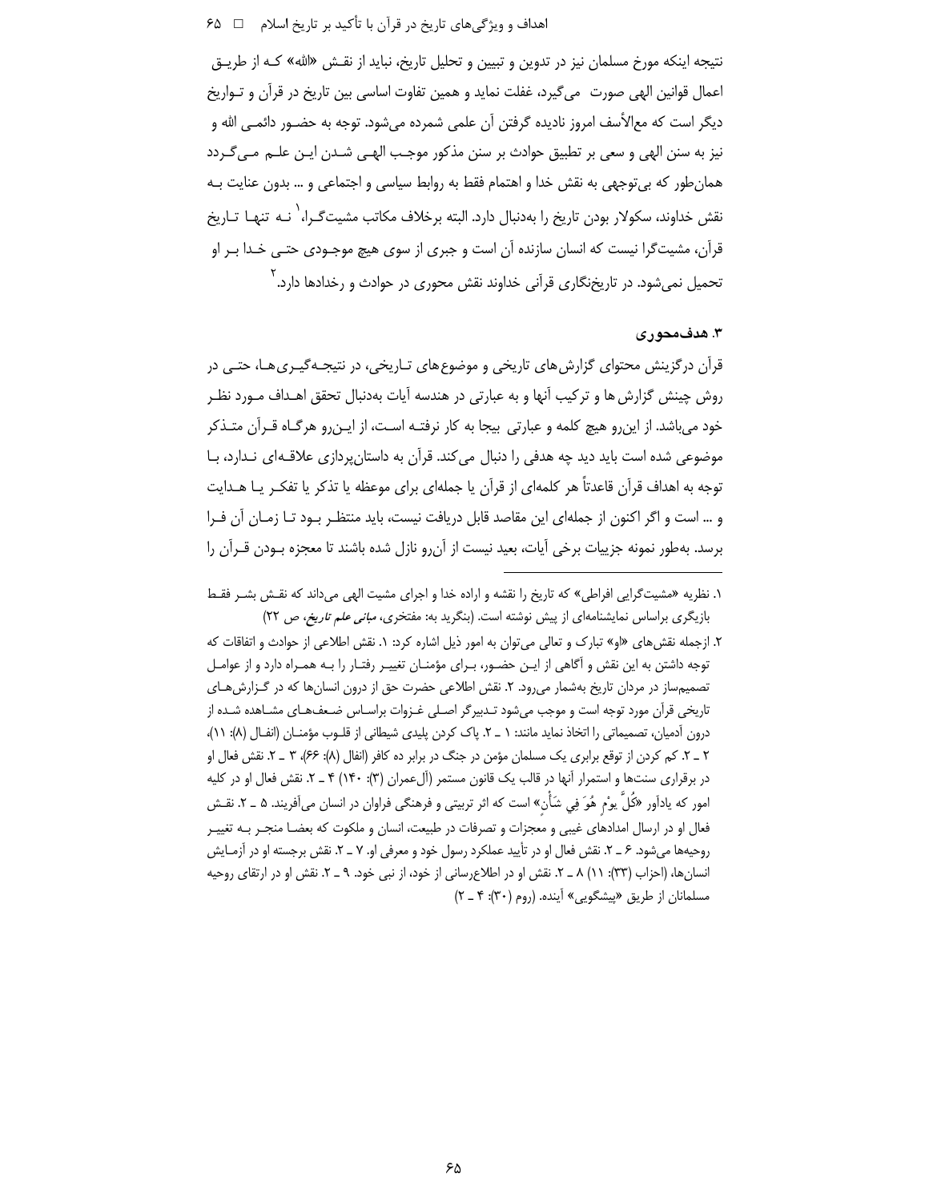نتیجه اینکه مورخ مسلمان نیز در تدوین و تبیین و تحلیل تاریخ، نباید از نقـش «الله» کـه از طریـق اعمال قوانین الهی صورت می‌گیرد، غفلت نماید و همین تفاوت اساسی بین تاریخ در قرآن و تـواریخ دیگر است که مع‌الأسف امروز نادیده گرفتن آن علمی شمرده می‌شود. توجه به حضـور دائمـی الله و نیز به سنن الهی و سعی بر تطبیق حوادث بر سنن مذکور موجب الهـی شـدن ایـن علـم مـی‌گـردد همان‌طور که بی‌توجهی به نقش خدا و اهتمام فقط به روابط سیاسی و اجتماعی و ... بدون عنایت بـه نقش خداوند، سکولار بودن تاریخ را به‌دنبال دارد. البته برخلاف مکاتب مشیت‌گـرا،[1] نـه تنهـا تـاریخ قرآن، مشیت‌گرا نیست که انسان سازنده آن است و جبری از سوی هیچ موجـودی حتـی خـدا بـر او تحمیل نمی‌شود. در تاریخ‌نگاری قرآنی خداوند نقش محوری در حوادث و رخدادها دارد.[2]

### ۳. هدف‌محوری

قرآن درگزینش محتوای گزارش‌های تاریخی و موضوع‌های تـاریخی، در نتیجـه‌گیـری‌هـا، حتـی در روش چینش گزارش ها و ترکیب آنها و به عبارتی در هندسه آیات به‌دنبال تحقق اهـداف مـورد نظـر خود می‌باشد. از این‌رو هیچ کلمه و عبارتی بیجا به کار نرفتـه اسـت، از ایـن‌رو هرگـاه قـرآن متـذکر موضوعی شده است باید دید چه هدفی را دنبال می‌کند. قرآن به داستان‌پردازی علاقـه‌ای نـدارد، بـا توجه به اهداف قرآن قاعدتاً هر کلمه‌ای از قرآن یا جمله‌ای برای موعظه یا تذکر یا تفکـر یـا هـدایت و ... است و اگر اکنون از جمله‌ای این مقاصد قابل دریافت نیست، باید منتظـر بـود تـا زمـان آن فـرا برسد. به‌طور نمونه جزییات برخی آیات، بعید نیست از آن‌رو نازل شده باشند تا معجزه بـودن قـرآن را

---

۱. نظریه «مشیت‌گرایی افراطی» که تاریخ را نقشه و اراده خدا و اجرای مشیت الهی می‌داند که نقـش بشـر فقـط بازیگری براساس نمایشنامه‌ای از پیش نوشته است. (بنگرید به: مفتخری، *مبانی علم تاریخ*، ص ۲۲)

۲. ازجمله نقش‌های «او» تبارک و تعالی می‌توان به امور ذیل اشاره کرد: ۱. نقش اطلاعی از حوادث و اتفاقات که توجه داشتن به این نقش و آگاهی از ایـن حضـور، بـرای مؤمنـان تغییـر رفتـار را بـه همـراه دارد و از عوامـل تصمیم‌ساز در مردان تاریخ به‌شمار می‌رود. ۲. نقش اطلاعی حضرت حق از درون انسان‌ها که در گـزارش‌هـای تاریخی قرآن مورد توجه است و موجب می‌شود تـدبیرگر اصـلی غـزوات براسـاس ضـعف‌هـای مشـاهده شـده از درون آدمیان، تصمیماتی را اتخاذ نماید مانند: ۱ ـ ۲. پاک کردن پلیدی شیطانی از قلـوب مؤمنـان (انفـال (۸): ۱۱)، ۲ ـ ۲. کم کردن از توقع برابری یک مسلمان مؤمن در جنگ در برابر ده کافر (انفال (۸): ۶۶)، ۳ ـ ۲. نقش فعال او در برقراری سنت‌ها و استمرار آنها در قالب یک قانون مستمر (آل‌عمران (۳): ۱۴۰) ۴ ـ ۲. نقش فعال او در کلیه امور که یادآور «كُلَّ يَوْمٍ هُوَ فِي شَأْنٍ» است که اثر تربیتی و فرهنگی فراوان در انسان می‌آفریند. ۵ ـ ۲. نقـش فعال او در ارسال امدادهای غیبی و معجزات و تصرفات در طبیعت، انسان و ملکوت که بعضـا منجـر بـه تغییـر روحیه‌ها می‌شود. ۶ ـ ۲. نقش فعال او در تأیید عملکرد رسول خود و معرفی او. ۷ ـ ۲. نقش برجسته او در آزمـایش انسان‌ها، (احزاب (۳۳): ۱۱) ۸ ـ ۲. نقش او در اطلاع‌رسانی از خود، از نبی خود. ۹ ـ ۲. نقش او در ارتقای روحیه مسلمانان از طریق «پیشگویی» آینده. (روم (۳۰): ۴ ـ ۲)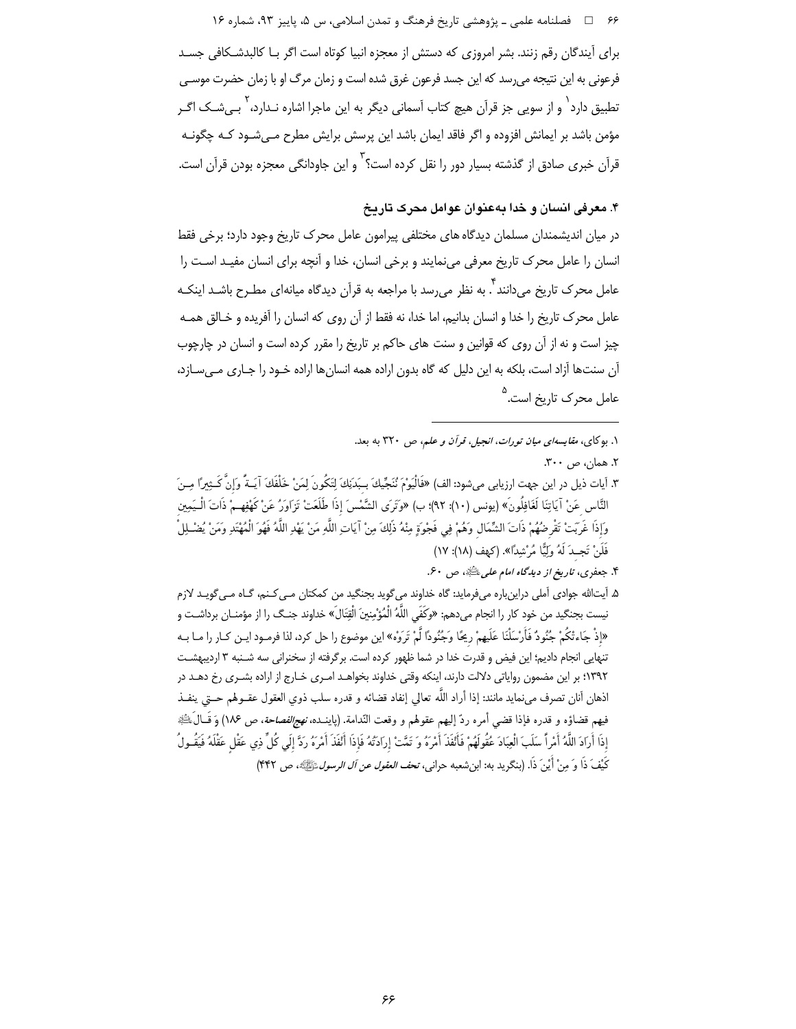برای آیندگان رقم زنند. بشر امروزی که دستش از معجزه انبیا کوتاه است اگر بـا کالبدشـکافی جسـد فرعونی به این نتیجه می‌رسد که این جسد فرعون غرق شده است و زمان مرگ او با زمان حضرت موسـی تطبیق دارد[1] و از سویی جز قرآن هیچ کتاب آسمانی دیگر به این ماجرا اشاره نـدارد،[2] بـی‌شـک اگـر مؤمن باشد بر ایمانش افزوده و اگر فاقد ایمان باشد این پرسش برایش مطرح مـی‌شـود کـه چگونـه قرآن خبری صادق از گذشته بسیار دور را نقل کرده است؟[3] و این جاودانگی معجزه بودن قرآن است.

## ۴. معرفی انسان و خدا به‌عنوان عوامل محرک تاریخ

در میان اندیشمندان مسلمان دیدگاه های مختلفی پیرامون عامل محرک تاریخ وجود دارد؛ برخی فقط انسان را عامل محرک تاریخ معرفی می‌نمایند و برخی انسان، خدا و آنچه برای انسان مفیـد اسـت را عامل محرک تاریخ می‌دانند.[4] به نظر می‌رسد با مراجعه به قرآن دیدگاه میانه‌ای مطـرح باشـد اینکـه عامل محرک تاریخ را خدا و انسان بدانیم، اما خدا، نه فقط از آن روی که انسان را آفریده و خـالق همـه چیز است و نه از آن روی که قوانین و سنت های حاکم بر تاریخ را مقرر کرده است و انسان در چارچوب آن سنت‌ها آزاد است، بلکه به این دلیل که گاه بدون اراده همه انسان‌ها اراده خـود را جـاری مـی‌سـازد، عامل محرک تاریخ است.[5]

---

۱. بوکای، *مقایسه‌ای میان تورات، انجیل، قرآن و علم*، ص ۳۲۰ به بعد.

۲. همان، ص ۳۰۰.

۳. آیات ذیل در این جهت ارزیابی می‌شود: الف) «فَالْيَوْمَ نُنَجِّيكَ بِـبَدَنِكَ لِتَكُونَ لِمَنْ خَلْفَكَ آيَـةً وَإِنَّ كَـثِيرًا مِـنَ النَّاسِ عَنْ آيَاتِنَا لَغَافِلُونَ» (یونس (۱۰): ۹۲)؛ ب) «وَتَرَى الشَّمْسَ إِذَا طَلَعَتْ تَزَاوَرُ عَنْ كَهْفِهِـمْ ذَاتَ الْـيَمِينِ وَإِذَا غَرَبَتْ تَقْرِضُهُمْ ذَاتَ الشِّمَالِ وَهُمْ فِي فَجْوَةٍ مِنْهُ ذَلِكَ مِنْ آيَاتِ اللَّهِ مَنْ يَهْدِ اللَّهُ فَهُوَ الْمُهْتَدِ وَمَنْ يُضْـلِلْ فَلَنْ تَجِـدَ لَهُ وَلِيًّا مُرْشِدًا». (کهف (۱۸): ۱۷)

۴. جعفری، *تاریخ از دیدگاه امام علی*ؑ، ص ۶۰.

۵. آیت‌الله جوادی آملی دراین‌باره می‌فرماید: گاه خداوند می‌گوید بجنگید من کمکتان مـی‌کـنم، گـاه مـی‌گویـد لازم نیست بجنگید من خود کار را انجام می‌دهم: «وَكَفَى اللَّهُ الْمُؤْمِنِينَ الْقِتَالَ» خداوند جنـگ را از مؤمنـان برداشـت و «إِذْ جَاءَتْكُمْ جُنُودٌ فَأَرْسَلْنَا عَلَيْهِمْ رِيحًا وَجُنُودًا لَمْ تَرَوْهَا» این موضوع را حل کرد، لذا فرمـود ایـن کـار را مـا بـه تنهایی انجام دادیم؛ این فیض و قدرت خدا در شما ظهور کرده است. برگرفته از سخنرانی سه شـنبه ۳ اردیبهشـت ۱۳۹۲؛ بر این مضمون روایاتی دلالت دارند، اینکه وقتی خداوند بخواهـد امـری خـارج از اراده بشـری رخ دهـد در اذهان آنان تصرف می‌نماید مانند: إذا أراد اللّه تعالي إنفاذ قضائه و قدره سلب ذوي العقول عقـولهم حـتي ينفـذ فيهم قضاؤه و قدره فإذا قضي أمره ردّ إليهم عقولهم و وقعت النّدامة. (پاینـده، *نهج‌الفصاحة*، ص ۱۸۶) وَ قَـالَ‌ؑ إِذَا أَرَادَ اللَّهُ أَمْراً سَلَبَ الْعِبَادَ عُقُولَهُمْ فَأَنْفَذَ أَمْرَهُ وَ تَمَّتْ إِرَادَتُهُ فَإِذَا أَنْفَذَ أَمْرَهُ رَدَّ إِلَي كُلِّ ذِي عَقْلٍ عَقْلَهُ فَيَقُـولُ كَيْفَ ذَا وَ مِنْ أَيْنَ ذَا. (بنگرید به: ابن‌شعبه حرانی، *تحف العقول عن آل الرسول*ﷺ، ص ۴۴۲)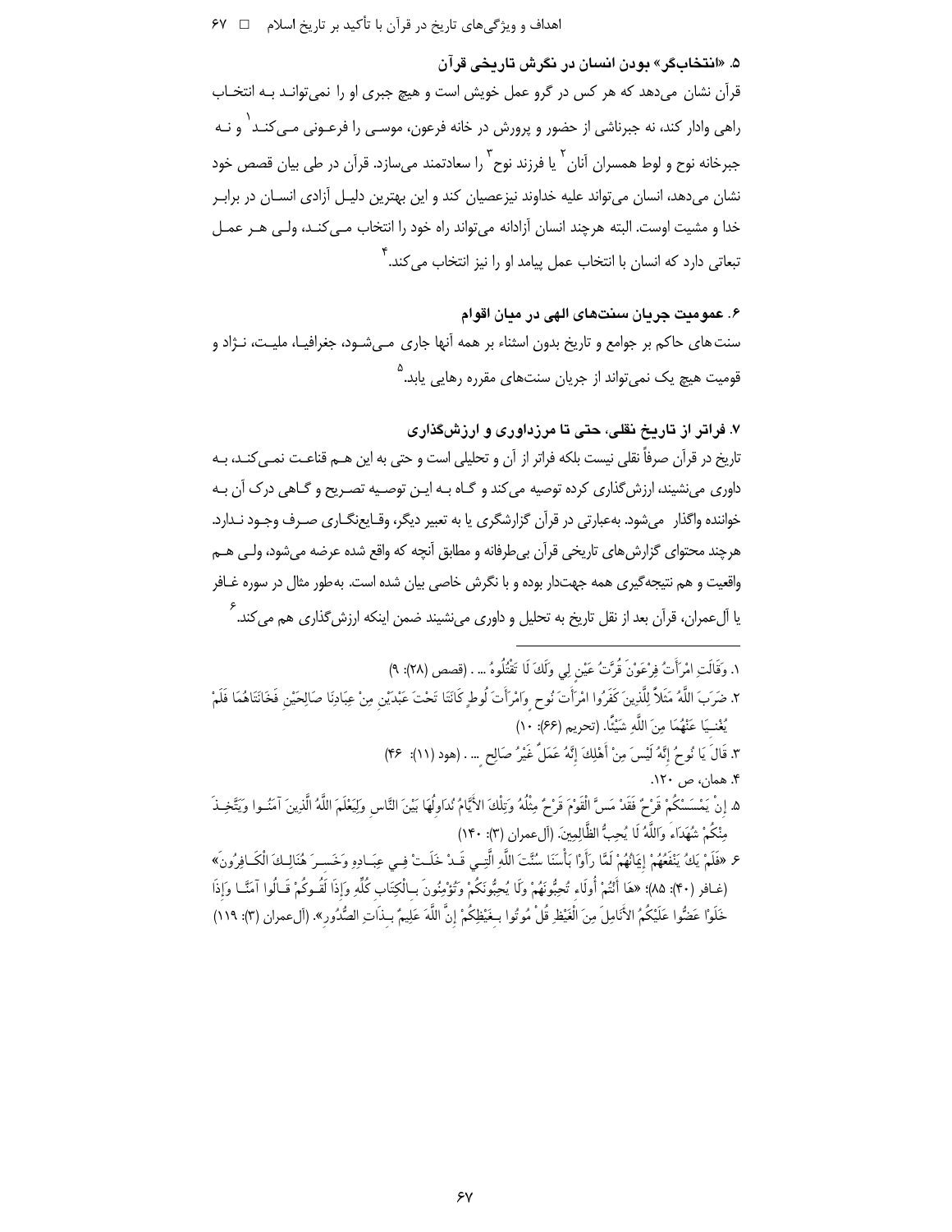### ۵. «انتخاب‌گر» بودن انسان در نگرش تاریخی قرآن

قرآن نشان می‌دهد که هر کس در گرو عمل خویش است و هیچ جبری او را نمی‌توانـد بـه انتخـاب راهی وادار کند، نه جبرناشی از حضور و پرورش در خانه فرعون، موسـی را فرعـونی مـی‌کنـد[۱] و نـه جبرخانه نوح و لوط همسران آنان[۲] یا فرزند نوح[۳] را سعادتمند می‌سازد. قرآن در طی بیان قصص خود نشان می‌دهد، انسان می‌تواند علیه خداوند نیزعصیان کند و این بهترین دلیـل آزادی انسـان در برابـر خدا و مشیت اوست. البته هرچند انسان آزادانه می‌تواند راه خود را انتخاب مـی‌کنـد، ولـی هـر عمـل تبعاتی دارد که انسان با انتخاب عمل پیامد او را نیز انتخاب می‌کند.[۴]

### ۶. عمومیت جریان سنت‌های الهی در میان اقوام

سنت‌های حاکم بر جوامع و تاریخ بدون استثناء بر همه آنها جاری مـی‌شـود، جغرافیـا، ملیـت، نـژاد و قومیت هیچ یک نمی‌تواند از جریان سنت‌های مقرره رهایی یابد.[۵]

### ۷. فراتر از تاریخ نقلی، حتی تا مرزداوری و ارزش‌گذاری

تاریخ در قرآن صرفاً نقلی نیست بلکه فراتر از آن و تحلیلی است و حتی به این هـم قناعـت نمـی‌کنـد، بـه داوری می‌نشیند، ارزش‌گذاری کرده توصیه می‌کند و گـاه بـه ایـن توصـیه تصـریح و گـاهی درک آن بـه خواننده واگذار می‌شود. به‌عبارتی در قرآن گزارشگری یا به تعبیر دیگر، وقـایع‌نگـاری صـرف وجـود نـدارد. هرچند محتوای گزارش‌های تاریخی قرآن بی‌طرفانه و مطابق آنچه که واقع شده عرضه می‌شود، ولـی هـم واقعیت و هم نتیجه‌گیری همه جهت‌دار بوده و با نگرش خاصی بیان شده است. به‌طور مثال در سوره غـافر یا آل‌عمران، قرآن بعد از نقل تاریخ به تحلیل و داوری می‌نشیند ضمن اینکه ارزش‌گذاری هم می‌کند.[۶]

---

۱. وَقَالَتِ امْرَأَتُ فِرْعَوْنَ قُرَّتُ عَيْنٍ لِي وَلَكَ لَا تَقْتُلُوهُ ... . (قصص (۲۸): ۹)

۲. ضَرَبَ اللَّهُ مَثَلاً لِلَّذِينَ كَفَرُوا امْرَأَتَ نُوحٍ وَامْرَأَتَ لُوطٍ كَانَتَا تَحْتَ عَبْدَيْنِ مِنْ عِبَادِنَا صَالِحَيْنِ فَخَانَتَاهُمَا فَلَمْ يُغْنِيَا عَنْهُمَا مِنَ اللَّهِ شَيْئًا. (تحریم (۶۶): ۱۰)

۳. قَالَ يَا نُوحُ إِنَّهُ لَيْسَ مِنْ أَهْلِكَ إِنَّهُ عَمَلٌ غَيْرُ صَالِحٍ ... . (هود (۱۱): ۴۶)

۴. همان، ص ۱۲۰.

۵. إِنْ يَمْسَسْكُمْ قَرْحٌ فَقَدْ مَسَّ الْقَوْمَ قَرْحٌ مِثْلُهُ وَتِلْكَ الأَيَّامُ نُدَاوِلُهَا بَيْنَ النَّاسِ وَلِيَعْلَمَ اللَّهُ الَّذِينَ آمَنُوا وَيَتَّخِذَ مِنْكُمْ شُهَدَاءَ وَاللَّهُ لَا يُحِبُّ الظَّالِمِينَ. (آل‌عمران (۳): ۱۴۰)

۶. «فَلَمْ يَكُ يَنْفَعُهُمْ إِيمَانُهُمْ لَمَّا رَأَوْا بَأْسَنَا سُنَّتَ اللَّهِ الَّتِي قَدْ خَلَتْ فِي عِبَادِهِ وَخَسِرَ هُنَالِكَ الْكَافِرُونَ» (غـافر (۴۰): ۸۵)؛ «هَا أَنْتُمْ أُولَاءِ تُحِبُّونَهُمْ وَلَا يُحِبُّونَكُمْ وَتُؤْمِنُونَ بِالْكِتَابِ كُلِّهِ وَإِذَا لَقُوكُمْ قَالُوا آمَنَّا وَإِذَا خَلَوْا عَضُّوا عَلَيْكُمُ الأَنَامِلَ مِنَ الْغَيْظِ قُلْ مُوتُوا بِغَيْظِكُمْ إِنَّ اللَّهَ عَلِيمٌ بِذَاتِ الصُّدُورِ». (آل‌عمران (۳): ۱۱۹)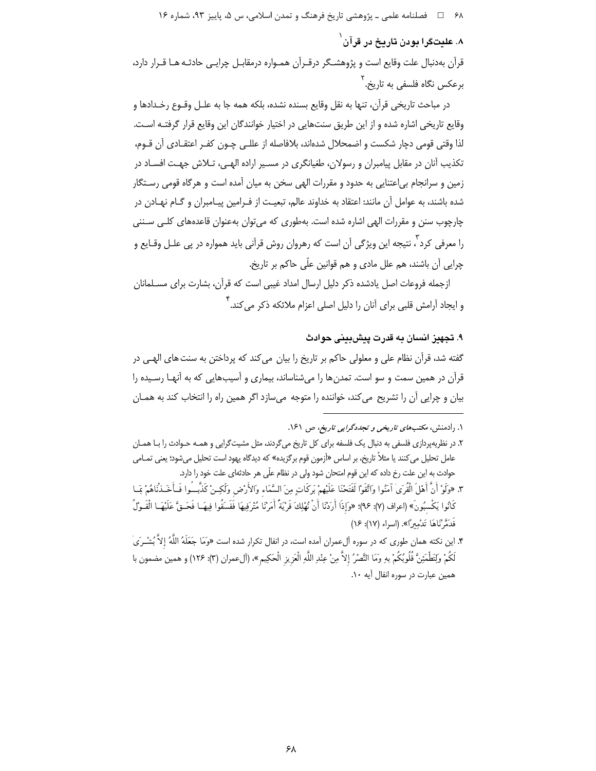### ۸. علیت‌گرا بودن تاریخ در قرآن[1]

قرآن به‌دنبال علت وقایع است و پژوهشگر درقرآن همواره درمقابل چرایی حادثه‌ها قرار دارد، برعکس نگاه فلسفی به تاریخ.[2]

در مباحث تاریخی قرآن، تنها به نقل وقایع بسنده نشده، بلکه همه جا به علل وقوع رخدادها و وقایع تاریخی اشاره شده و از این طریق سنت‌هایی در اختیار خوانندگان این وقایع قرار گرفته است. لذا وقتی قومی دچار شکست و اضمحلال شده‌اند، بلافاصله از عللی چون کفر اعتقادی آن قوم، تکذیب آنان در مقابل پیامبران و رسولان، طغیانگری در مسیر اراده الهی، تلاش جهت افساد در زمین و سرانجام بی‌اعتنایی به حدود و مقررات الهی سخن به میان آمده است و هرگاه قومی رستگار شده باشند، به عوامل آن مانند: اعتقاد به خداوند عالم، تبعیت از فرامین پیامبران و گام نهادن در چارچوب سنن و مقررات الهی اشاره شده است. به‌طوری که می‌توان به‌عنوان قاعده‌های کلی سننی را معرفی کرد[3]، نتیجه این ویژگی آن است که رهروان روش قرآنی باید همواره در پی علل وقایع و چرایی آن باشند، هم علل مادی و هم قوانین علّی حاکم بر تاریخ.

ازجمله فروعات اصل یادشده ذکر دلیل ارسال امداد غیبی است که قرآن، بشارت برای مسلمانان و ایجاد آرامش قلبی برای آنان را دلیل اصلی اعزام ملائکه ذکر می‌کند.[4]

### ۹. تجهیز انسان به قدرت پیش‌بینی حوادث

گفته شد، قرآن نظام علی و معلولی حاکم بر تاریخ را بیان می‌کند که پرداختن به سنت‌های الهی در قرآن در همین سمت و سو است. تمدن‌ها را می‌شناساند، بیماری و آسیب‌هایی که به آنها رسیده را بیان و چرایی آن را تشریح می‌کند، خواننده را متوجه می‌سازد اگر همین راه را انتخاب کند به همان

---

۱. رادمنش، *مکتب‌های تاریخی و تجددگرایی تاریخ*، ص ۱۶۱.

۲. در نظریه‌پردازی فلسفی به دنبال یک فلسفه برای کل تاریخ می‌گردند، مثل مشیت‌گرایی و همه حوادث را با همان عامل تحلیل می‌کنند یا مثلاً تاریخ، بر اساس «آزمون قوم برگزیده» که دیدگاه یهود است تحلیل می‌شود؛ یعنی تمامی حوادث به این علت رخ داده که این قوم امتحان شود ولی در نظام علّی هر حادثه‌ای علت خود را دارد.

۳. «وَلَوْ أَنَّ أَهْلَ الْقُرَىٰ آمَنُوا وَاتَّقَوْا لَفَتَحْنَا عَلَيْهِمْ بَرَكَاتٍ مِنَ السَّمَاءِ وَالْأَرْضِ وَلَٰكِنْ كَذَّبُوا فَأَخَذْنَاهُمْ بِمَا كَانُوا يَكْسِبُونَ» (اعراف (۷): ۹۶)؛ «وَإِذَا أَرَدْنَا أَنْ نُهْلِكَ قَرْيَةً أَمَرْنَا مُتْرَفِيهَا فَفَسَقُوا فِيهَا فَحَقَّ عَلَيْهَا الْقَوْلُ فَدَمَّرْنَاهَا تَدْمِيرًا». (اسراء (۱۷): ۱۶)

۴. این نکته همان طوری که در سوره آل‌عمران آمده است، در انفال تکرار شده است «وَمَا جَعَلَهُ اللَّهُ إِلَّا بُشْرَىٰ لَكُمْ وَلِتَطْمَئِنَّ قُلُوبُكُمْ بِهِ وَمَا النَّصْرُ إِلَّا مِنْ عِنْدِ اللَّهِ الْعَزِيزِ الْحَكِيمِ». (آل‌عمران (۳): ۱۲۶) و همین مضمون با همین عبارت در سوره انفال آیه ۱۰.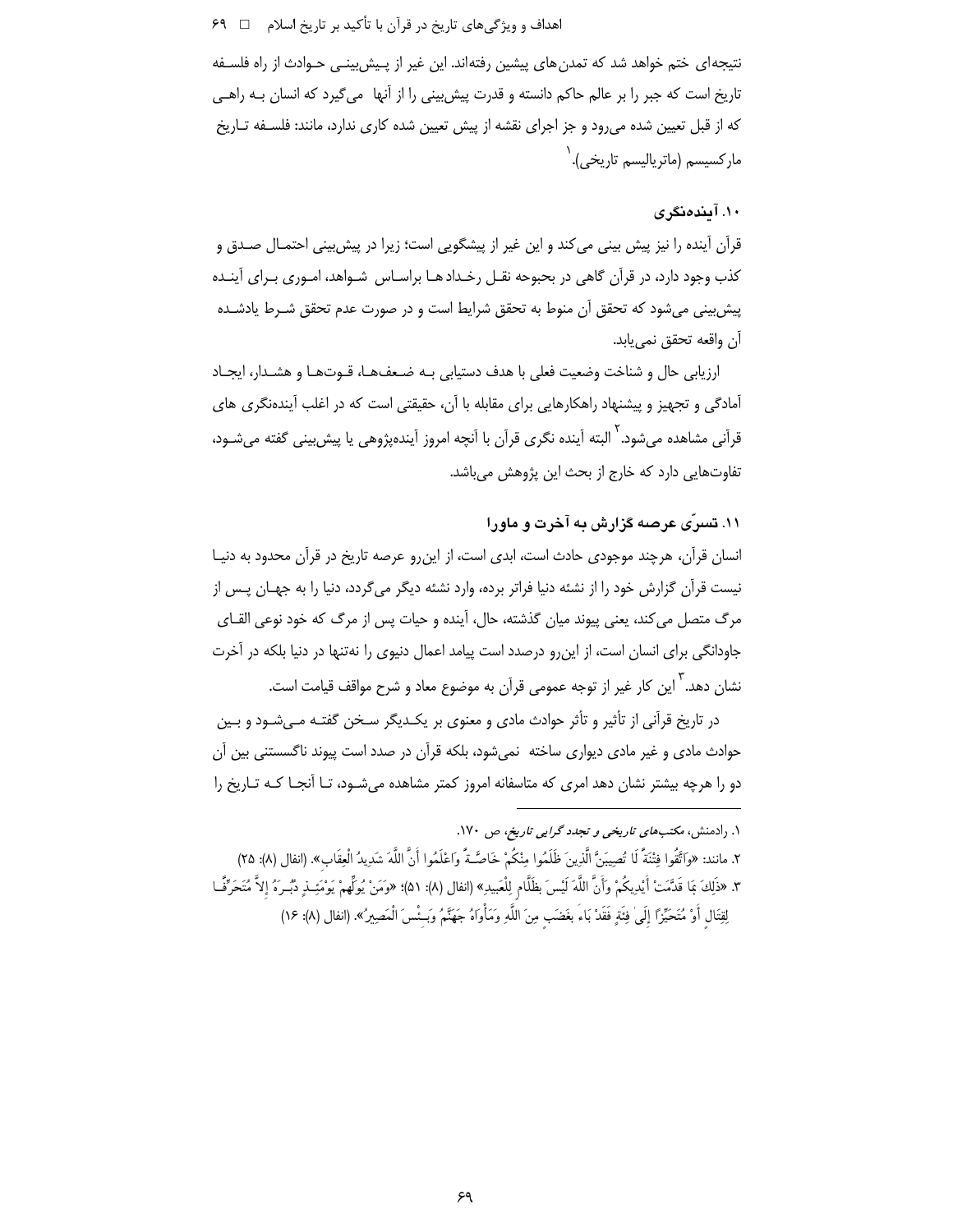نتیجه‌ای ختم خواهد شد که تمدن‌های پیشین رفته‌اند. این غیر از پیش‌بینی حوادث از راه فلسفه تاریخ است که جبر را بر عالم حاکم دانسته و قدرت پیش‌بینی را از آنها می‌گیرد که انسان به راهی که از قبل تعیین شده می‌رود و جز اجرای نقشه از پیش تعیین شده کاری ندارد، مانند: فلسفه تاریخ مارکسیسم (ماتریالیسم تاریخی).[1]

### ۱۰. آینده‌نگری

قرآن آینده را نیز پیش بینی می‌کند و این غیر از پیشگویی است؛ زیرا در پیش‌بینی احتمال صدق و کذب وجود دارد، در قرآن گاهی در بحبوحه نقل رخدادها براساس شواهد، اموری برای آینده پیش‌بینی می‌شود که تحقق آن منوط به تحقق شرایط است و در صورت عدم تحقق شرط یادشده آن واقعه تحقق نمی‌یابد.

ارزیابی حال و شناخت وضعیت فعلی با هدف دستیابی به ضعف‌ها، قوت‌ها و هشدار، ایجاد آمادگی و تجهیز و پیشنهاد راهکارهایی برای مقابله با آن، حقیقتی است که در اغلب آینده‌نگری های قرآنی مشاهده می‌شود.[2] البته آینده نگری قرآن با آنچه امروز آینده‌پژوهی یا پیش‌بینی گفته می‌شود، تفاوت‌هایی دارد که خارج از بحث این پژوهش می‌باشد.

### ۱۱. تسرّی عرصه گزارش به آخرت و ماورا

انسان قرآن، هرچند موجودی حادث است، ابدی است، از این‌رو عرصه تاریخ در قرآن محدود به دنیا نیست قرآن گزارش خود را از نشئه دنیا فراتر برده، وارد نشئه دیگر می‌گردد، دنیا را به جهان پس از مرگ متصل می‌کند، یعنی پیوند میان گذشته، حال، آینده و حیات پس از مرگ که خود نوعی القای جاودانگی برای انسان است، از این‌رو درصدد است پیامد اعمال دنیوی را نه‌تنها در دنیا بلکه در آخرت نشان دهد.[3] این کار غیر از توجه عمومی قرآن به موضوع معاد و شرح مواقف قیامت است.

در تاریخ قرآنی از تأثیر و تأثر حوادث مادی و معنوی بر یکدیگر سخن گفته می‌شود و بین حوادث مادی و غیر مادی دیواری ساخته نمی‌شود، بلکه قرآن در صدد است پیوند ناگسستنی بین آن دو را هرچه بیشتر نشان دهد امری که متاسفانه امروز کمتر مشاهده می‌شود، تا آنجا که تاریخ را

---

۱. رادمنش، *مکتب‌های تاریخی و تجدد گرایی تاریخ*، ص ۱۷۰.

۲. مانند: «وَاتَّقُوا فِتْنَةً لَا تُصِيبَنَّ الَّذِينَ ظَلَمُوا مِنْكُمْ خَاصَّةً وَاعْلَمُوا أَنَّ اللَّهَ شَدِيدُ الْعِقَابِ». (انفال (۸): ۲۵)

۳. «ذَلِكَ بِمَا قَدَّمَتْ أَيْدِيكُمْ وَأَنَّ اللَّهَ لَيْسَ بِظَلَّامٍ لِلْعَبِيدِ» (انفال (۸): ۵۱)؛ «وَمَنْ يُوَلِّهِمْ يَوْمَئِذٍ دُبُرَهُ إِلاَّ مُتَحَرِّفًا لِقِتَالٍ أَوْ مُتَحَيِّزًا إِلَى فِئَةٍ فَقَدْ بَاءَ بِغَضَبٍ مِنَ اللَّهِ وَمَأْوَاهُ جَهَنَّمُ وَبِئْسَ الْمَصِيرُ». (انفال (۸): ۱۶)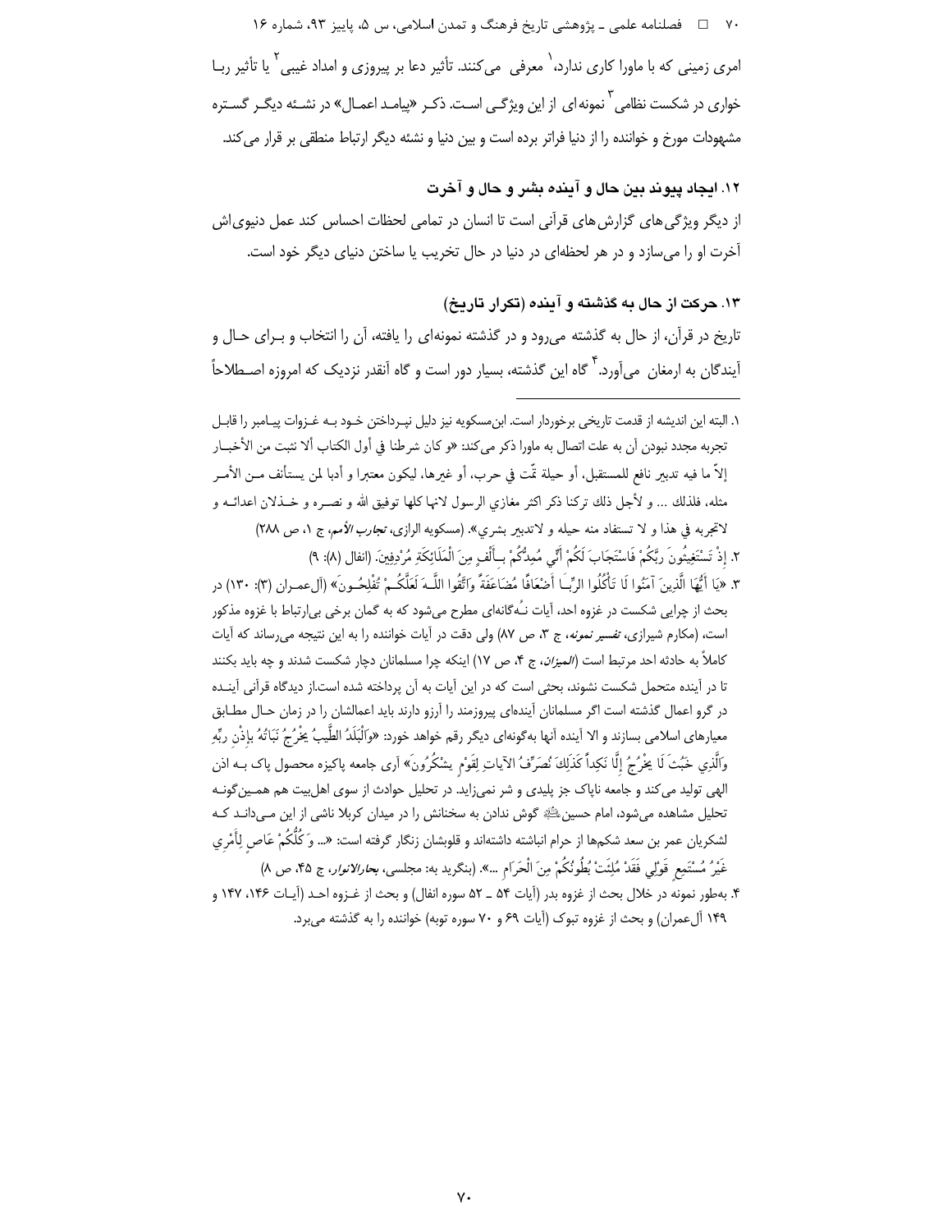امری زمینی که با ماورا کاری ندارد،[1] معرفی می‌کنند. تأثیر دعا بر پیروزی و امداد غیبی[2] یا تأثیر ربا خواری در شکست نظامی[3] نمونه‌ای از این ویژگی است. ذکر «پیامد اعمال» در نشئه دیگر گستره مشهودات مورخ و خواننده را از دنیا فراتر برده است و بین دنیا و نشئه دیگر ارتباط منطقی بر قرار می‌کند.

## ۱۲. ایجاد پیوند بین حال و آینده بشر و حال و آخرت

از دیگر ویژگی‌های گزارش‌های قرآنی است تا انسان در تمامی لحظات احساس کند عمل دنیوی‌اش آخرت او را می‌سازد و در هر لحظه‌ای در دنیا در حال تخریب یا ساختن دنیای دیگر خود است.

## ۱۳. حرکت از حال به گذشته و آینده (تکرار تاریخ)

تاریخ در قرآن، از حال به گذشته می‌رود و در گذشته نمونه‌ای را یافته، آن را انتخاب و برای حال و آیندگان به ارمغان می‌آورد.[4] گاه این گذشته، بسیار دور است و گاه آنقدر نزدیک که امروزه اصطلاحاً

---

۱. البته این اندیشه از قدمت تاریخی برخوردار است. ابن‌مسکویه نیز دلیل نپرداختن خود به غزوات پیامبر را قابل تجربه مجدد نبودن آن به علت اتصال به ماورا ذکر می‌کند: «و کان شرطنا في أول الکتاب ألا نثبت من الأخبار إلاّ ما فیه تدبیر نافع للمستقبل، أو حیلة تمّت في حرب، أو غیرها، لیکون معتبرا و أدبا لمن یستأنف من الأمر مثله، فلذلك ... و لأجل ذلك ترکنا ذکر اکثر مغازي الرسول لانها کلها توفیق الله و نصره و خذلان اعدائه و لاتجربه في هذا و لا تستفاد منه حیله و لاتدبیر بشري». (مسکویه الرازی، *تجارب الأمم*، ج ۱، ص ۲۸۸)

۲. إِذْ تَسْتَغِيثُونَ رَبَّكُمْ فَاسْتَجَابَ لَكُمْ أَنِّي مُمِدُّكُمْ بِأَلْفٍ مِنَ الْمَلَائِكَةِ مُرْدِفِينَ. (انفال (۸): ۹)

۳. «يَا أَيُّهَا الَّذِينَ آمَنُوا لَا تَأْكُلُوا الرِّبَا أَضْعَافًا مُضَاعَفَةً وَاتَّقُوا اللَّهَ لَعَلَّكُمْ تُفْلِحُونَ» (آل‌عمران (۳): ۱۳۰) در بحث از چرایی شکست در غزوه احد، آیات نه‌گانه‌ای مطرح می‌شود که به گمان برخی بی‌ارتباط با غزوه مذکور است، (مکارم شیرازی، *تفسیر نمونه*، ج ۳، ص ۸۷) ولی دقت در آیات خواننده را به این نتیجه می‌رساند که آیات کاملاً به حادثه احد مرتبط است (*المیزان*، ج ۴، ص ۱۷) اینکه چرا مسلمانان دچار شکست شدند و چه باید بکنند تا در آینده متحمل شکست نشوند، بحثی است که در این آیات به آن پرداخته شده است.از دیدگاه قرآنی آینده در گرو اعمال گذشته است اگر مسلمانان آینده‌ای پیروزمند را آرزو دارند باید اعمالشان را در زمان حال مطابق معیارهای اسلامی بسازند و الا آینده آنها به‌گونه‌ای دیگر رقم خواهد خورد: «وَالْبَلَدُ الطَّيِّبُ يَخْرُجُ نَبَاتُهُ بِإِذْنِ رَبِّهِ وَالَّذِي خَبُثَ لَا يَخْرُجُ إِلَّا نَكِداً كَذَلِكَ نُصَرِّفُ الآيَاتِ لِقَوْمٍ يَشْكُرُونَ» آری جامعه پاکیزه محصول پاک به اذن الهی تولید می‌کند و جامعه ناپاک جز پلیدی و شر نمی‌زاید. در تحلیل حوادث از سوی اهل‌بیت هم همین‌گونه تحلیل مشاهده می‌شود، امام حسین عليه السلام گوش ندادن به سخنانش را در میدان کربلا ناشی از این می‌داند که لشکریان عمر بن سعد شکم‌ها از حرام انباشته داشته‌اند و قلوبشان زنگار گرفته است: «... وَ كُلُّكُمْ عَاصٍ لِأَمْرِي غَيْرُ مُسْتَمِعٍ قَوْلِي فَقَدْ مُلِئَتْ بُطُونُكُمْ مِنَ الْحَرَامِ ...». (بنگرید به: مجلسی، *بحارالانوار*، ج ۴۵، ص ۸)

۴. به‌طور نمونه در خلال بحث از غزوه بدر (آیات ۵۴ ـ ۵۲ سوره انفال) و بحث از غزوه احد (آیات ۱۴۶، ۱۴۷ و ۱۴۹ آل‌عمران) و بحث از غزوه تبوک (آیات ۶۹ و ۷۰ سوره توبه) خواننده را به گذشته می‌برد.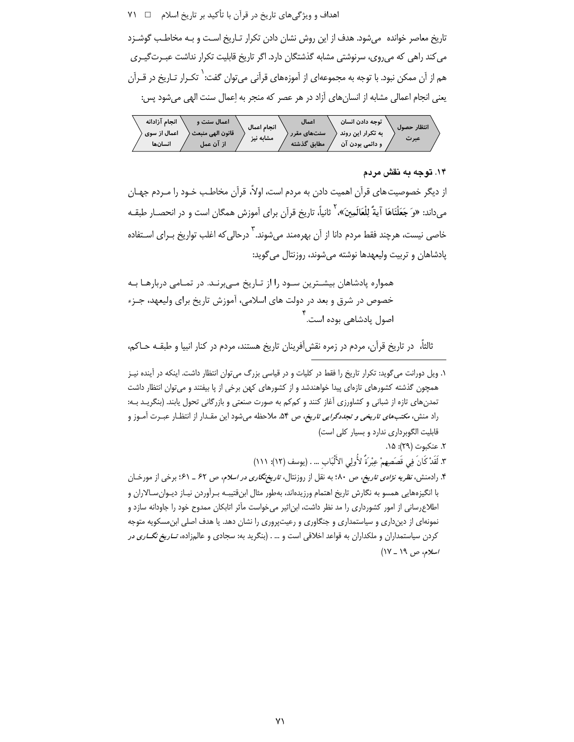تاریخ معاصر خوانده می‌شود. هدف از این روش نشان دادن تکرار تاریخ است و به مخاطب گوشزد می‌کند راهی که می‌روی، سرنوشتی مشابه گذشتگان دارد. اگر تاریخ قابلیت تکرار نداشت عبرت‌گیری هم از آن ممکن نبود. با توجه به مجموعه‌ای از آموزه‌های قرآنی می‌توان گفت:[1] تکرار تاریخ در قرآن یعنی انجام اعمالی مشابه از انسان‌های آزاد در هر عصر که منجر به اِعمال سنت الهی می‌شود پس:

| انجام آزادانه اعمال از سوی انسان‌ها | اعمال سنت و قانون الهی منبعث از آن عمل | انجام اعمال مشابه نیز | اعمال سنت‌های مقرر مطابق گذشته | توجه دادن انسان به تکرار این روند و دائمی بودن آن | انتظار حصول عبرت |
|---|---|---|---|---|---|

### ۱۴. توجه به نقش مردم

از دیگر خصوصیت‌های قرآن اهمیت دادن به مردم است، اولاً، قرآن مخاطب خود را مردم جهان می‌داند: «وَ جَعَلْنَاهَا آيَةً لِلْعَالَمِينَ»،[2] ثانیاً، تاریخ قرآن برای آموزش همگان است و در انحصار طبقه خاصی نیست، هرچند فقط مردم دانا از آن بهره‌مند می‌شوند.[3] درحالی‌که اغلب تواریخ برای استفاده پادشاهان و تربیت ولیعهدها نوشته می‌شوند، روزنتال می‌گوید:

> همواره پادشاهان بیشترین سود را از تاریخ می‌برند. در تمامی دربارها به خصوص در شرق و بعد در دولت های اسلامی، آموزش تاریخ برای ولیعهد، جزء اصول پادشاهی بوده است.[4]

ثالثاً، در تاریخ قرآن، مردم در زمره نقش‌آفرینان تاریخ هستند، مردم در کنار انبیا و طبقه حاکم،

---

۱. ویل دورانت می‌گوید: تکرار تاریخ را فقط در کلیات و در قیاسی بزرگ می‌توان انتظار داشت. اینکه در آینده نیز همچون گذشته کشورهای تازه‌ای پیدا خواهندشد و از کشورهای کهن برخی از پا بیفتند و می‌توان انتظار داشت تمدن‌های تازه از شبانی و کشاورزی آغاز کنند و کم‌کم به صورت صنعتی و بازرگانی تحول یابند. (بنگرید به: راد منش، *مکتب‌های تاریخی و تجددگرایی تاریخ*، ص ۵۴. ملاحظه می‌شود این مقدار از انتظار عبرت آموز و قابلیت الگوبرداری ندارد و بسیار کلی است)

۲. عنکبوت (۲۹): ۱۵.

۳. لَقَدْ كَانَ فِي قَصَصِهِمْ عِبْرَةٌ لِأُولِي الْأَلْبَابِ ... . (یوسف (۱۲): ۱۱۱)

۴. رادمنش، *نظریه نژادی تاریخ*، ص ۸۰؛ به نقل از روزنتال، *تاریخ‌نگاری در اسلام*، ص ۶۲ ـ ۶۱؛ برخی از مورخان با انگیزه‌هایی همسو به نگارش تاریخ اهتمام ورزیده‌اند، به‌طور مثال ابن‌قتیبه برآوردن نیاز دیوان‌سالاران و اطلاع‌رسانی از امور کشورداری را مد نظر داشت، ابن‌اثیر می‌خواست مآثر اتابکان ممدوح خود را جاودانه سازد و نمونه‌ای از دین‌داری و سیاستمداری و جنگاوری و رعیت‌پروری را نشان دهد. یا هدف اصلی ابن‌مسکویه متوجه کردن سیاستمداران و ملکداران به قواعد اخلاقی است و ... . (بنگرید به: سجادی و عالم‌زاده، *تاریخ نگاری در اسلام*، ص ۱۹ ـ ۱۷)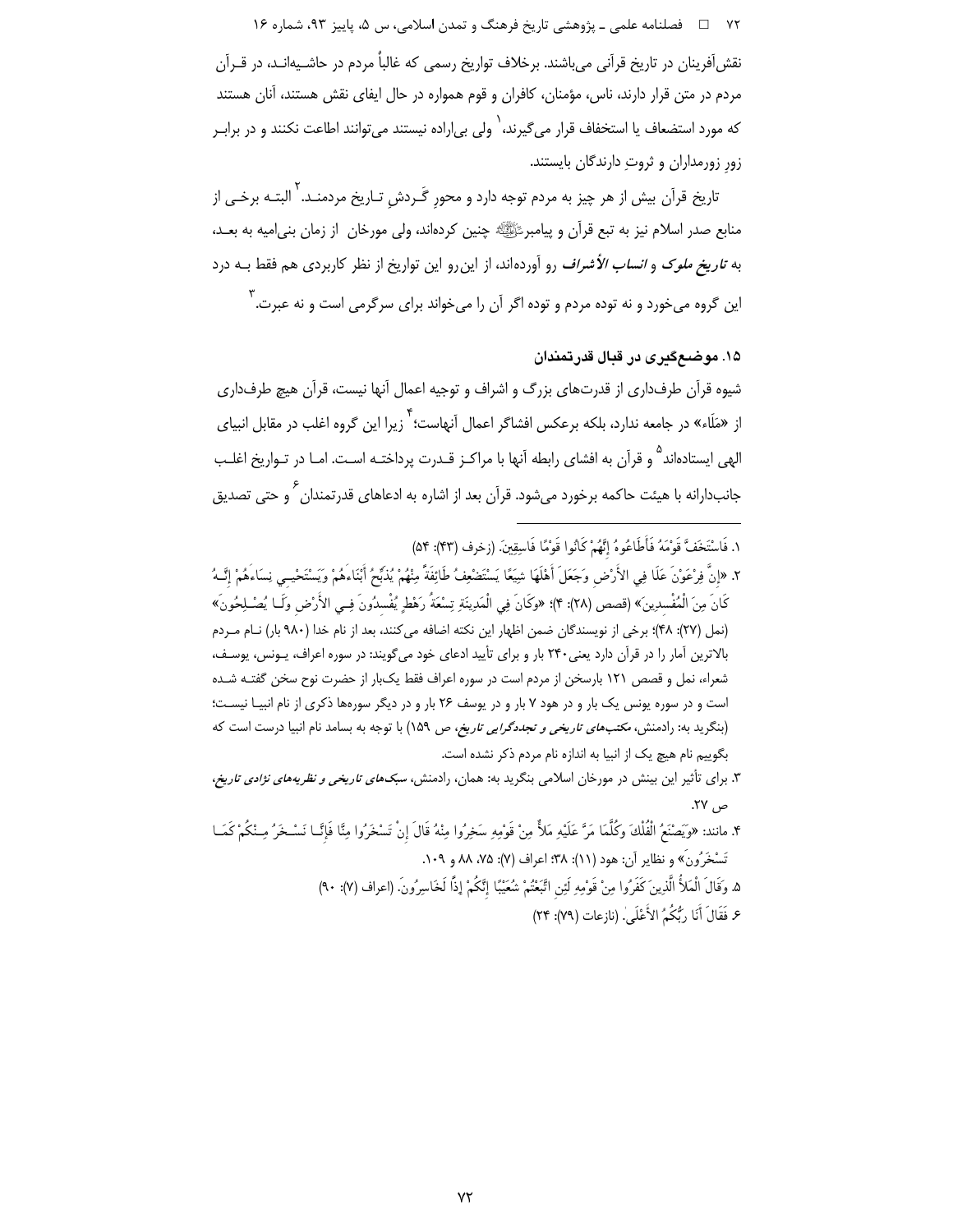نقش‌آفرینان در تاریخ قرآنی می‌باشند. برخلاف تواریخ رسمی که غالباً مردم در حاشیه‌اند، در قرآن مردم در متن قرار دارند، ناس، مؤمنان، کافران و قوم همواره در حال ایفای نقش هستند، آنان هستند که مورد استضعاف یا استخفاف قرار می‌گیرند،[1] ولی بی‌اراده نیستند می‌توانند اطاعت نکنند و در برابر زور زورمداران و ثروتِ دارندگان بایستند.

تاریخ قرآن بیش از هر چیز به مردم توجه دارد و محورِ گردشِ تاریخ مردمند.[2] البته برخی از منابع صدر اسلام نیز به تبع قرآن و پیامبرﷺ چنین کرده‌اند، ولی مورخان از زمان بنی‌امیه به بعد، به ***تاریخ ملوک و انساب الأشراف*** رو آورده‌اند، از این‌رو این تواریخ از نظر کاربردی هم فقط به درد این گروه می‌خورد و نه توده مردم و توده اگر آن را می‌خواند برای سرگرمی است و نه عبرت.[3]

## ۱۵. موضع‌گیری در قبال قدرتمندان

شیوه قرآن طرفداری از قدرت‌های بزرگ و اشراف و توجیه اعمال آنها نیست، قرآن هیچ طرفداری از «مَلَاء» در جامعه ندارد، بلکه برعکس افشاگر اعمال آنهاست؛[4] زیرا این گروه اغلب در مقابل انبیای الهی ایستاده‌اند[5] و قرآن به افشای رابطه آنها با مراکز قدرت پرداخته است. اما در تواریخ اغلب جانب‌دارانه با هیئت حاکمه برخورد می‌شود. قرآن بعد از اشاره به ادعاهای قدرتمندان[6] و حتی تصدیق

---

۱. فَاسْتَخَفَّ قَوْمَهُ فَأَطَاعُوهُ إِنَّهُمْ كَانُوا قَوْمًا فَاسِقِينَ. (زخرف (۴۳): ۵۴)

۲. «إِنَّ فِرْعَوْنَ عَلَا فِي الأَرْضِ وَجَعَلَ أَهْلَهَا شِيَعًا يَسْتَضْعِفُ طَائِفَةً مِنْهُمْ يُذَبِّحُ أَبْنَاءَهُمْ وَيَسْتَحْيِي نِسَاءَهُمْ إِنَّهُ كَانَ مِنَ الْمُفْسِدِينَ» (قصص (۲۸): ۴)؛ «وَكَانَ فِي الْمَدِينَةِ تِسْعَةُ رَهْطٍ يُفْسِدُونَ فِي الأَرْضِ وَلَا يُصْلِحُونَ» (نمل (۲۷): ۴۸)؛ برخی از نویسندگان ضمن اظهار این نکته اضافه می‌کنند، بعد از نام خدا (۹۸۰ بار) نام مردم بالاترین آمار را در قرآن دارد یعنی ۲۴۰ بار و برای تأیید ادعای خود می‌گویند: در سوره اعراف، یونس، یوسف، شعراء، نمل و قصص ۱۲۱ بارسخن از مردم است در سوره اعراف فقط یک‌بار از حضرت نوح سخن گفته شده است و در سوره یونس یک بار و در هود ۷ بار و در یوسف ۲۶ بار و در دیگر سوره‌ها ذکری از نام انبیا نیست؛ (بنگرید به: رادمنش، *مکتب‌های تاریخی و تجددگرایی تاریخ*، ص ۱۵۹) با توجه به بسامد نام انبیا درست است که بگوییم نام هیچ یک از انبیا به اندازه نام مردم ذکر نشده است.

۳. برای تأثیر این بینش در مورخان اسلامی بنگرید به: همان، رادمنش، *سبک‌های تاریخی و نظریه‌های نژادی تاریخ*، ص ۲۷.

۴. مانند: «وَيَصْنَعُ الْفُلْكَ وَكُلَّمَا مَرَّ عَلَيْهِ مَلأٌ مِنْ قَوْمِهِ سَخِرُوا مِنْهُ قَالَ إِنْ تَسْخَرُوا مِنَّا فَإِنَّا نَسْخَرُ مِنْكُمْ كَمَا تَسْخَرُونَ» و نظایر آن: هود (۱۱): ۳۸؛ اعراف (۷): ۷۵، ۸۸ و ۱۰۹.

۵. وَقَالَ الْمَلأُ الَّذِينَ كَفَرُوا مِنْ قَوْمِهِ لَئِنِ اتَّبَعْتُمْ شُعَيْبًا إِنَّكُمْ إِذاً لَخَاسِرُونَ. (اعراف (۷): ۹۰)

۶. فَقَالَ أَنَا رَبُّكُمُ الأَعْلَى. (نازعات (۷۹): ۲۴)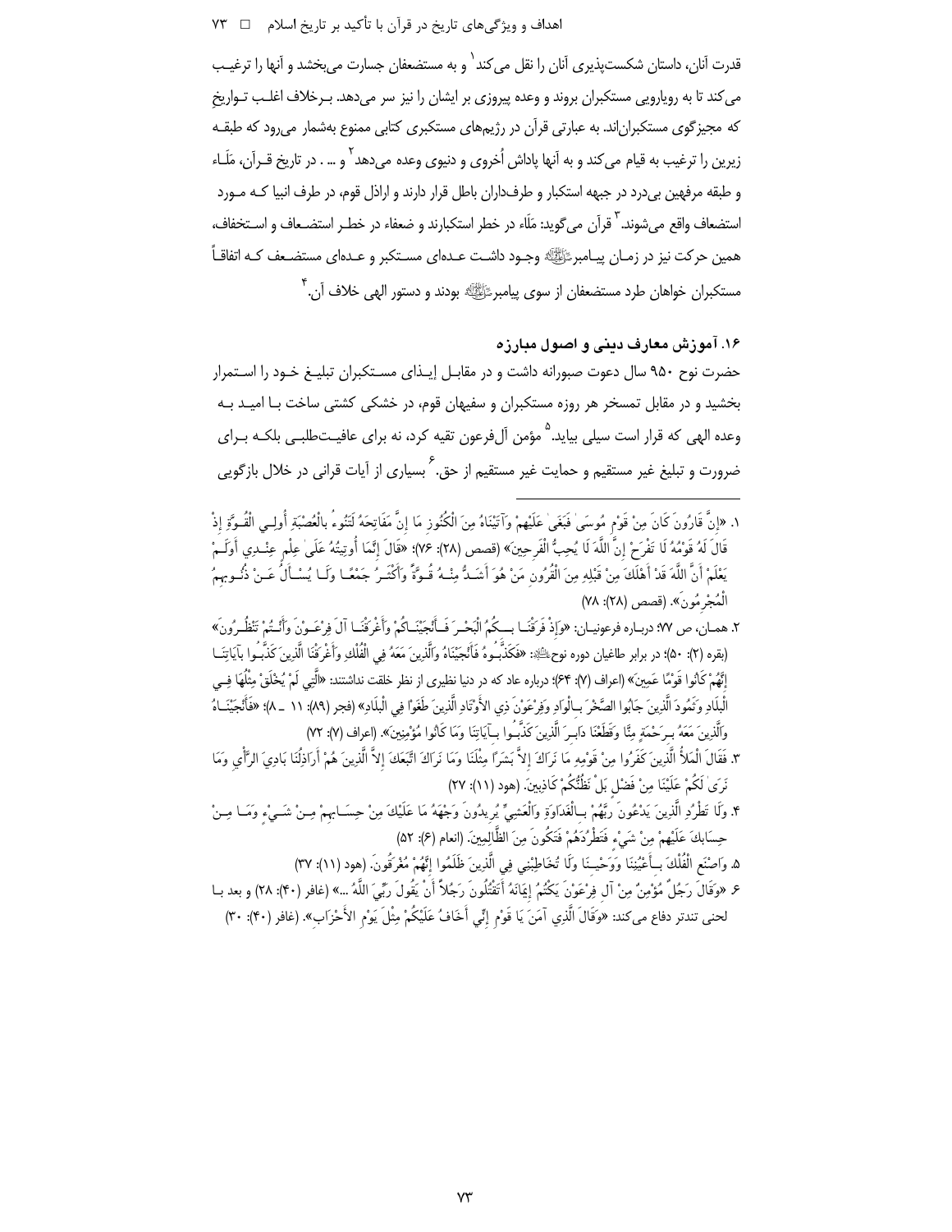قدرت آنان، داستان شکست‌پذیری آنان را نقل می‌کند[1] و به مستضعفان جسارت می‌بخشد و آنها را ترغیب می‌کند تا به رویارویی مستکبران بروند و وعده پیروزی بر ایشان را نیز سر می‌دهد. برخلاف اغلب تواریخ که مجیزگوی مستکبران‌اند. به عبارتی قرآن در رژیم‌های مستکبری کتابی ممنوع به‌شمار می‌رود که طبقه زیرین را ترغیب به قیام می‌کند و به آنها پاداش اُخروی و دنیوی وعده می‌دهد[2] و ... . در تاریخ قرآن، مَلَاء و طبقه مرفهین بی‌درد در جبهه استکبار و طرفداران باطل قرار دارند و اراذل قوم، در طرف انبیا کـه مـورد استضعاف واقع می‌شوند.[3] قرآن می‌گوید: مَلَاء در خطر استکبارند و ضعفاء در خطـر استضعاف و استخفاف، همین حرکت نیز در زمـان پیـامبرﷺ وجـود داشـت عـده‌ای مسـتکبر و عـده‌ای مستضـعف کـه اتفاقاً مستکبران خواهان طرد مستضعفان از سوی پیامبرﷺ بودند و دستور الهی خلاف آن.[4]

### ۱۶. آموزش معارف دینی و اصول مبارزه

حضرت نوح ۹۵۰ سال دعوت صبورانه داشت و در مقابـل ایـذای مسـتکبران تبلیـغ خـود را اسـتمرار بخشید و در مقابل تمسخر هر روزه مستکبران و سفیهان قوم، در خشکی کشتی ساخت بـا امیـد بـه وعده الهی که قرار است سیلی بیاید.[5] مؤمن آل‌فرعون تقیه کرد، نه برای عافیـت‌طلبـی بلکـه بـرای ضرورت و تبلیغ غیر مستقیم و حمایت غیر مستقیم از حق.[6] بسیاری از آیات قرانی در خلال بازگویی

---

۱. «إِنَّ قَارُونَ كَانَ مِنْ قَوْمِ مُوسَىٰ فَبَغَىٰ عَلَيْهِمْ وَآتَيْنَاهُ مِنَ الْكُنُوزِ مَا إِنَّ مَفَاتِحَهُ لَتَنُوءُ بِالْعُصْبَةِ أُولِي الْقُوَّةِ إِذْ قَالَ لَهُ قَوْمُهُ لَا تَفْرَحْ إِنَّ اللَّهَ لَا يُحِبُّ الْفَرِحِينَ» (قصص (۲۸): ۷۶)؛ «قَالَ إِنَّمَا أُوتِيتُهُ عَلَىٰ عِلْمٍ عِنْدِي أَوَلَمْ يَعْلَمْ أَنَّ اللَّهَ قَدْ أَهْلَكَ مِنْ قَبْلِهِ مِنَ الْقُرُونِ مَنْ هُوَ أَشَدُّ مِنْهُ قُوَّةً وَأَكْثَرُ جَمْعًا وَلَا يُسْأَلُ عَنْ ذُنُوبِهِمُ الْمُجْرِمُونَ». (قصص (۲۸): ۷۸)

۲. همان، ص ۷۷: درباره فرعونیان: «وَإِذْ فَرَقْنَا بِكُمُ الْبَحْرَ فَأَنْجَيْنَاكُمْ وَأَغْرَقْنَا آلَ فِرْعَوْنَ وَأَنْتُمْ تَنْظُرُونَ» (بقره (۲): ۵۰)؛ در برابر طاغیان دوره نوحؑ: «فَكَذَّبُوهُ فَأَنْجَيْنَاهُ وَالَّذِينَ مَعَهُ فِي الْفُلْكِ وَأَغْرَقْنَا الَّذِينَ كَذَّبُوا بِآيَاتِنَا إِنَّهُمْ كَانُوا قَوْمًا عَمِينَ» (اعراف (۷): ۶۴)؛ درباره عاد که در دنیا نظیری از نظر خلقت نداشتند: «الَّتِي لَمْ يُخْلَقْ مِثْلُهَا فِي الْبِلَادِ وَثَمُودَ الَّذِينَ جَابُوا الصَّخْرَ بِالْوَادِ وَفِرْعَوْنَ ذِي الْأَوْتَادِ الَّذِينَ طَغَوْا فِي الْبِلَادِ» (فجر (۸۹): ۱۱ ـ ۸)؛ «فَأَنْجَيْنَاهُ وَالَّذِينَ مَعَهُ بِرَحْمَةٍ مِنَّا وَقَطَعْنَا دَابِرَ الَّذِينَ كَذَّبُوا بِآيَاتِنَا وَمَا كَانُوا مُؤْمِنِينَ». (اعراف (۷): ۷۲)

۳. فَقَالَ الْمَلَأُ الَّذِينَ كَفَرُوا مِنْ قَوْمِهِ مَا نَرَاكَ إِلَّا بَشَرًا مِثْلَنَا وَمَا نَرَاكَ اتَّبَعَكَ إِلَّا الَّذِينَ هُمْ أَرَاذِلُنَا بَادِيَ الرَّأْيِ وَمَا نَرَىٰ لَكُمْ عَلَيْنَا مِنْ فَضْلٍ بَلْ نَظُنُّكُمْ كَاذِبِينَ. (هود (۱۱): ۲۷)

۴. وَلَا تَطْرُدِ الَّذِينَ يَدْعُونَ رَبَّهُمْ بِالْغَدَاةِ وَالْعَشِيِّ يُرِيدُونَ وَجْهَهُ مَا عَلَيْكَ مِنْ حِسَابِهِمْ مِنْ شَيْءٍ وَمَا مِنْ حِسَابِكَ عَلَيْهِمْ مِنْ شَيْءٍ فَتَطْرُدَهُمْ فَتَكُونَ مِنَ الظَّالِمِينَ. (انعام (۶): ۵۲)

۵. وَاصْنَعِ الْفُلْكَ بِأَعْيُنِنَا وَوَحْيِنَا وَلَا تُخَاطِبْنِي فِي الَّذِينَ ظَلَمُوا إِنَّهُمْ مُغْرَقُونَ. (هود (۱۱): ۳۷)

۶. «وَقَالَ رَجُلٌ مُؤْمِنٌ مِنْ آلِ فِرْعَوْنَ يَكْتُمُ إِيمَانَهُ أَتَقْتُلُونَ رَجُلًا أَنْ يَقُولَ رَبِّيَ اللَّهُ ...» (غافر (۴۰): ۲۸) و بعد بـا لحنی تندتر دفاع می‌کند: «وَقَالَ الَّذِي آمَنَ يَا قَوْمِ إِنِّي أَخَافُ عَلَيْكُمْ مِثْلَ يَوْمِ الْأَحْزَابِ». (غافر (۴۰): ۳۰)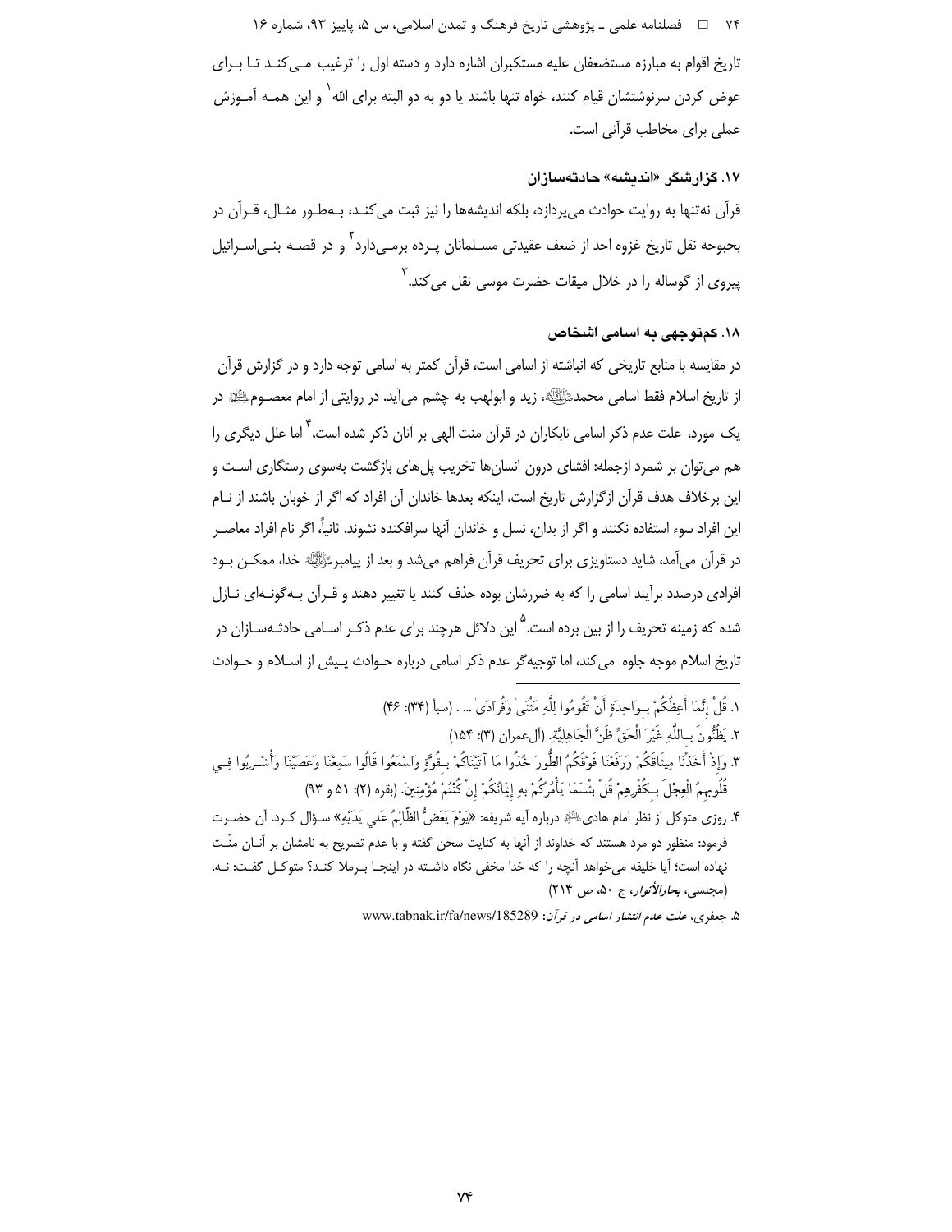تاریخ اقوام به مبارزه مستضعفان علیه مستکبران اشاره دارد و دسته اول را ترغیب می‌کند تا برای عوض کردن سرنوشتشان قیام کنند، خواه تنها باشند یا دو به دو البته برای الله[1] و این همه آموزش عملی برای مخاطب قرآنی است.

### ۱۷. گزارشگر «اندیشه» حادثه‌سازان

قرآن نه‌تنها به روایت حوادث می‌پردازد، بلکه اندیشه‌ها را نیز ثبت می‌کند، به‌طور مثال، قرآن در بحبوحه نقل تاریخ غزوه احد از ضعف عقیدتی مسلمانان پرده برمی‌دارد[2] و در قصه بنی‌اسرائیل پیروی از گوساله را در خلال میقات حضرت موسی نقل می‌کند.[3]

### ۱۸. کم‌توجهی به اسامی اشخاص

در مقایسه با منابع تاریخی که انباشته از اسامی است، قرآن کمتر به اسامی توجه دارد و در گزارش قرآن از تاریخ اسلام فقط اسامی محمد ﷺ، زید و ابولهب به چشم می‌آید. در روایتی از امام معصوم ؑ در یک مورد، علت عدم ذکر اسامی نابکاران در قرآن منت الهی بر آنان ذکر شده است،[4] اما علل دیگری را هم می‌توان بر شمرد ازجمله: افشای درون انسان‌ها تخریب پل‌های بازگشت به‌سوی رستگاری است و این برخلاف هدف قرآن ازگزارش تاریخ است، اینکه بعدها خاندان آن افراد که اگر از خوبان باشند از نام این افراد سوء استفاده نکنند و اگر از بدان، نسل و خاندان آنها سرافکنده نشوند. ثانیاً، اگر نام افراد معاصر در قرآن می‌آمد، شاید دستاویزی برای تحریف قرآن فراهم می‌شد و بعد از پیامبر ﷺ خدا، ممکن بود افرادی درصدد برآیند اسامی را که به ضررشان بوده حذف کنند یا تغییر دهند و قرآن به‌گونه‌ای نازل شده که زمینه تحریف را از بین برده است.[5] این دلائل هرچند برای عدم ذکر اسامی حادثه‌سازان در تاریخ اسلام موجه جلوه می‌کند، اما توجیه‌گر عدم ذکر اسامی درباره حوادث پیش از اسلام و حوادث

---

۱. قُلْ إِنَّمَا أَعِظُكُمْ بِوَاحِدَةٍ أَنْ تَقُومُوا لِلَّهِ مَثْنَىٰ وَفُرَادَىٰ ... . (سبأ (۳۴): ۴۶)

۲. يَظُنُّونَ بِاللَّهِ غَيْرَ الْحَقِّ ظَنَّ الْجَاهِلِيَّةِ. (آل‌عمران (۳): ۱۵۴)

۳. وَإِذْ أَخَذْنَا مِيثَاقَكُمْ وَرَفَعْنَا فَوْقَكُمُ الطُّورَ خُذُوا مَا آتَيْنَاكُمْ بِقُوَّةٍ وَاسْمَعُوا قَالُوا سَمِعْنَا وَعَصَيْنَا وَأُشْرِبُوا فِي قُلُوبِهِمُ الْعِجْلَ بِكُفْرِهِمْ قُلْ بِئْسَمَا يَأْمُرُكُمْ بِهِ إِيمَانُكُمْ إِنْ كُنْتُمْ مُؤْمِنِينَ. (بقره (۲): ۵۱ و ۹۳)

۴. روزی متوکل از نظر امام هادی ؑ درباره آیه شریفه: «يَوْمَ يَعَضُّ الظَّالِمُ عَلَىٰ يَدَيْهِ» سؤال کرد. آن حضرت فرمود: منظور دو مرد هستند که خداوند از آنها به کنایت سخن گفته و با عدم تصریح به نامشان بر آنان منّت نهاده است؛ آیا خلیفه می‌خواهد آنچه را که خدا مخفی نگاه داشته در اینجا برملا کند؟ متوکل گفت: نه. (مجلسی، *بحارالأنوار*، ج ۵۰، ص ۲۱۴)

۵. جعفری، *علت عدم انتشار اسامی در قرآن*: www.tabnak.ir/fa/news/185289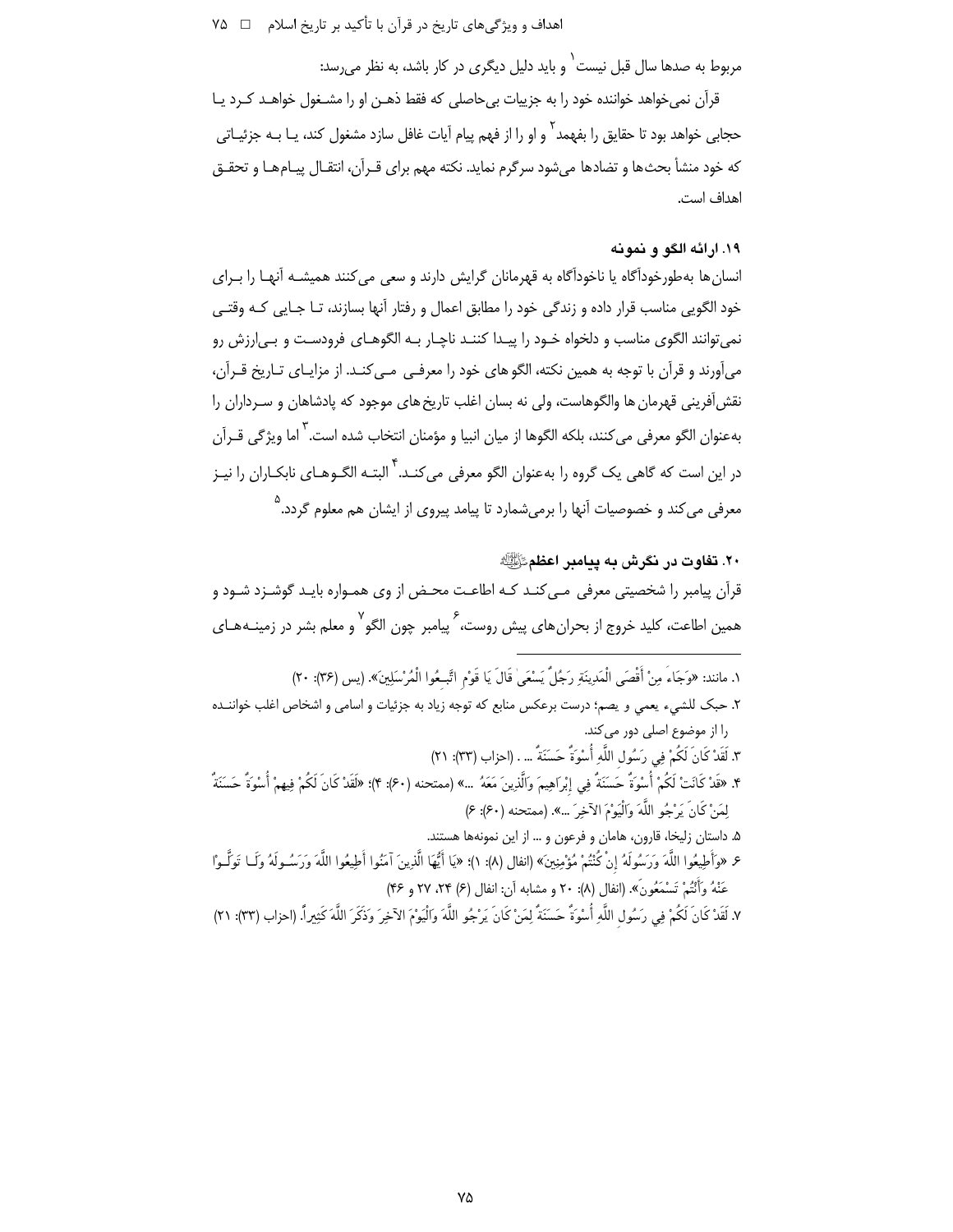مربوط به صدها سال قبل نیست[1] و باید دلیل دیگری در کار باشد، به نظر می‌رسد:

قرآن نمی‌خواهد خواننده خود را به جزییات بی‌حاصلی که فقط ذهن او را مشغول خواهد کرد یا حجابی خواهد بود تا حقایق را بفهمد[2] و او را از فهم پیام آیات غافل سازد مشغول کند، یا به جزئیاتی که خود منشأ بحث‌ها و تضادها می‌شود سرگرم نماید. نکته مهم برای قرآن، انتقال پیام‌ها و تحقق اهداف است.

### ۱۹. ارائه الگو و نمونه

انسان‌ها به‌طورخودآگاه یا ناخودآگاه به قهرمانان گرایش دارند و سعی می‌کنند همیشه آنها را برای خود الگویی مناسب قرار داده و زندگی خود را مطابق اعمال و رفتار آنها بسازند، تا جایی که وقتی نمی‌توانند الگوی مناسب و دلخواه خود را پیدا کنند ناچار به الگوهای فرودست و بی‌ارزش رو می‌آورند و قرآن با توجه به همین نکته، الگوهای خود را معرفی می‌کند. از مزایای تاریخ قرآن، نقش‌آفرینی قهرمان‌ها والگوهاست، ولی نه بسان اغلب تاریخ‌های موجود که پادشاهان و سرداران را به‌عنوان الگو معرفی می‌کنند، بلکه الگوها از میان انبیا و مؤمنان انتخاب شده است.[3] اما ویژگی قرآن در این است که گاهی یک گروه را به‌عنوان الگو معرفی می‌کند.[4] البته الگوهای نابکاران را نیز معرفی می‌کند و خصوصیات آنها را برمی‌شمارد تا پیامد پیروی از ایشان هم معلوم گردد.[5]

### ۲۰. تفاوت در نگرش به پیامبر اعظم صلی‌الله‌علیه‌وآله

قرآن پیامبر را شخصیتی معرفی می‌کند که اطاعت محض از وی همواره باید گوشزد شود و همین اطاعت، کلید خروج از بحران‌های پیش روست،[6] پیامبر چون الگو[7] و معلم بشر در زمینه‌های

---

۱. مانند: «وَجَاءَ مِنْ أَقْصَى الْمَدِينَةِ رَجُلٌ يَسْعَى قَالَ يَا قَوْمِ اتَّبِعُوا الْمُرْسَلِينَ». (یس (۳۶): ۲۰)

۲. حبک للشيء يعمي و يصم؛ درست برعکس منابع که توجه زیاد به جزئیات و اسامی و اشخاص اغلب خواننده را از موضوع اصلی دور می‌کند.

۳. لَقَدْ كَانَ لَكُمْ فِي رَسُولِ اللَّهِ أُسْوَةٌ حَسَنَةٌ ... . (احزاب (۳۳): ۲۱)

۴. «قَدْ كَانَتْ لَكُمْ أُسْوَةٌ حَسَنَةٌ فِي إِبْرَاهِيمَ وَالَّذِينَ مَعَهُ ...» (ممتحنه (۶۰): ۴)؛ «لَقَدْ كَانَ لَكُمْ فِيهِمْ أُسْوَةٌ حَسَنَةٌ لِمَنْ كَانَ يَرْجُو اللَّهَ وَالْيَوْمَ الآخِرَ ...». (ممتحنه (۶۰): ۶)

۵. داستان زلیخا، قارون، هامان و فرعون و ... از این نمونه‌ها هستند.

۶. «وَأَطِيعُوا اللَّهَ وَرَسُولَهُ إِنْ كُنْتُمْ مُؤْمِنِينَ» (انفال (۸): ۱)؛ «يَا أَيُّهَا الَّذِينَ آمَنُوا أَطِيعُوا اللَّهَ وَرَسُولَهُ وَلَا تَوَلَّوْا عَنْهُ وَأَنْتُمْ تَسْمَعُونَ». (انفال (۸): ۲۰ و مشابه آن: انفال (۶) ۲۴، ۲۷ و ۴۶)

۷. لَقَدْ كَانَ لَكُمْ فِي رَسُولِ اللَّهِ أُسْوَةٌ حَسَنَةٌ لِمَنْ كَانَ يَرْجُو اللَّهَ وَالْيَوْمَ الآخِرَ وَذَكَرَ اللَّهَ كَثِيراً. (احزاب (۳۳): ۲۱)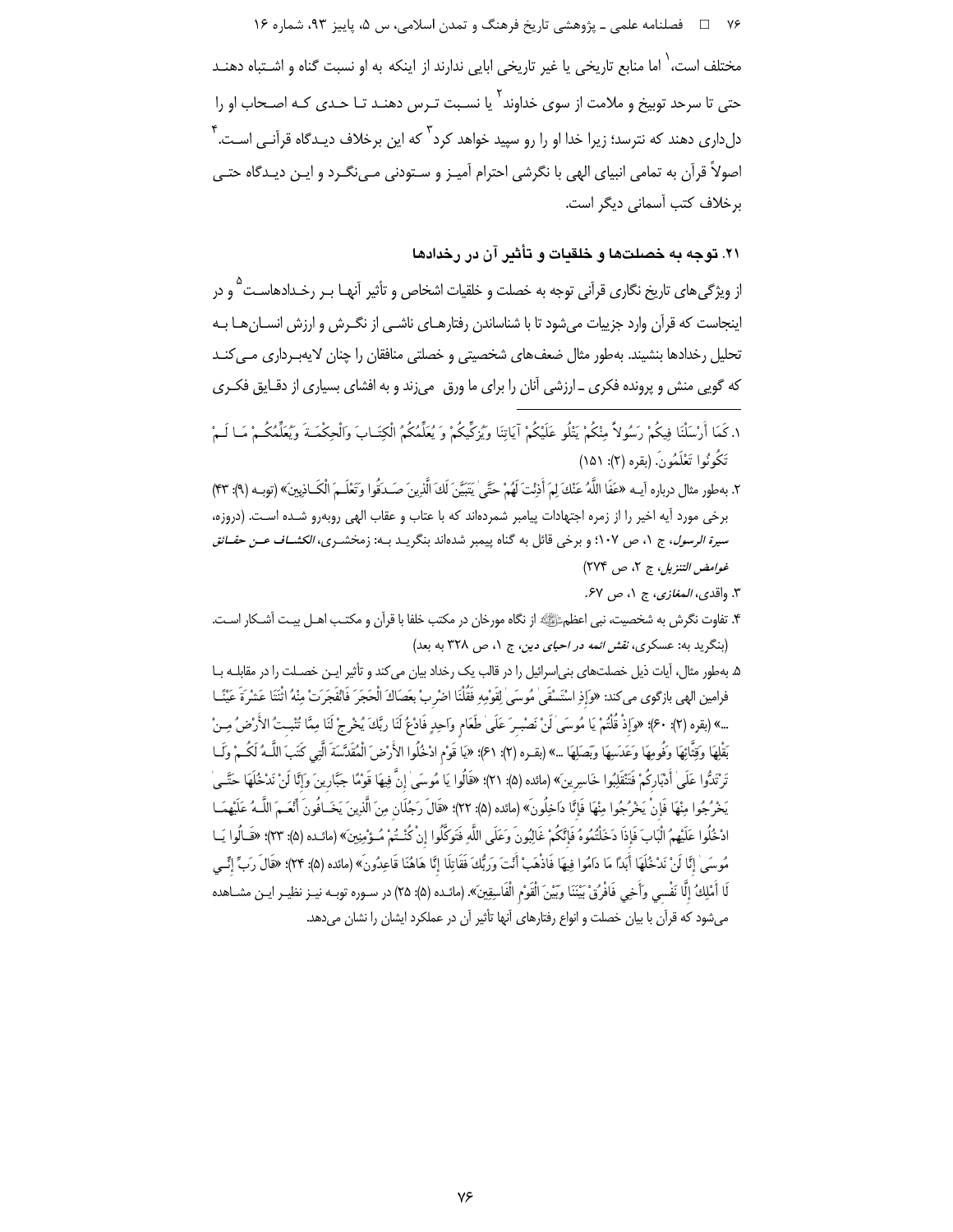مختلف است،[1] اما منابع تاریخی یا غیر تاریخی ابایی ندارند از اینکه به او نسبت گناه و اشـتباه دهنـد حتی تا سرحد توبیخ و ملامت از سوی خداوند[2] یا نسـبت تـرس دهنـد تـا حـدی کـه اصـحاب او را دل‌داری دهند که نترسد؛ زیرا خدا او را رو سپید خواهد کرد[3] که این برخلاف دیـدگاه قرآنـی اسـت.[4] اصولاً قرآن به تمامی انبیای الهی با نگرشی احترام آمیـز و سـتودنی مـی‌نگـرد و ایـن دیـدگاه حتـی برخلاف کتب آسمانی دیگر است.

### ۲۱. توجه به خصلت‌ها و خلقیات و تأثیر آن در رخدادها

از ویژگی‌های تاریخ نگاری قرآنی توجه به خصلت و خلقیات اشخاص و تأثیر آنهـا بـر رخـدادهاسـت[5] و در اینجاست که قرآن وارد جزییات می‌شود تا با شناساندن رفتارهـای ناشـی از نگـرش و ارزش انسـان‌هـا بـه تحلیل رخدادها بنشیند. به‌طور مثال ضعف‌های شخصیتی و خصلتی منافقان را چنان لایه‌بـرداری مـی‌کنـد که گویی منش و پرونده فکری ـ ارزشی آنان را برای ما ورق می‌زند و به افشای بسیاری از دقـایق فکـری

---

۱. كَمَا أَرْسَلْنَا فِيكُمْ رَسُولاً مِنْكُمْ يَتْلُو عَلَيْكُمْ آيَاتِنَا وَيُزَكِّيكُمْ وَ يُعَلِّمُكُمُ الْكِتَـابَ وَالْحِكْمَـةَ وَيُعَلِّمُكُـمْ مَـا لَـمْ تَكُونُوا تَعْلَمُونَ. (بقره (۲): ۱۵۱)

۲. به‌طور مثال درباره آیـه «عَفَا اللَّهُ عَنْكَ لِمَ أَذِنْتَ لَهُمْ حَتَّى يَتَبَيَّنَ لَكَ الَّذِينَ صَـدَقُوا وَتَعْلَـمَ الْكَـاذِبِينَ» (توبـه (۹): ۴۳) برخی مورد آیه اخیر را از زمره اجتهادات پیامبر شمرده‌اند که با عتاب و عقاب الهی روبه‌رو شـده اسـت. (دروزه، *سیرة الرسول*، ج ۱، ص ۱۰۷؛ و برخی قائل به گناه پیمبر شده‌اند بنگریـد بـه: زمخشـری، *الکشـاف عـن حقـائق غوامض التنزیل*، ج ۲، ص ۲۷۴)

۳. واقدی، *المغازی*، ج ۱، ص ۶۷.

۴. تفاوت نگرش به شخصیت، نبی اعظمﷺ از نگاه مورخان در مکتب خلفا با قرآن و مکتـب اهـل بیـت آشـکار اسـت. (بنگرید به: عسکری، *نقش ائمه در احیای دین*، ج ۱، ص ۳۲۸ به بعد)

۵. به‌طور مثال، آیات ذیل خصلت‌های بنی‌اسرائیل را در قالب یک رخداد بیان می‌کند و تأثیر ایـن خصـلت را در مقابلـه بـا فرامین الهی بازگوی می‌کنند: «وَإِذِ اسْتَسْقَى مُوسَى لِقَوْمِهِ فَقُلْنَا اضْرِبْ بِعَصَاكَ الْحَجَرَ فَانْفَجَرَتْ مِنْهُ اثْنَتَا عَشْرَةَ عَيْنًـا ...» (بقره (۲): ۶۰)؛ «وَإِذْ قُلْتُمْ يَا مُوسَى لَنْ نَصْبِـرَ عَلَى طَعَامٍ وَاحِدٍ فَادْعُ لَنَا رَبَّكَ يُخْرِجْ لَنَا مِمَّا تُنْبِـتُ الأَرْضُ مِـنْ بَقْلِهَا وَقِثَّائِهَا وَفُومِهَا وَعَدَسِهَا وَبَصَلِهَا ...» (بقـره (۲): ۶۱)؛ «يَا قَوْمِ ادْخُلُوا الأَرْضَ الْمُقَدَّسَةَ الَّتِي كَتَبَ اللَّـهُ لَكُـمْ وَلَـا تَرْتَدُّوا عَلَى أَدْبَارِكُمْ فَتَنْقَلِبُوا خَاسِرِينَ» (مائده (۵): ۲۱)؛ «قَالُوا يَا مُوسَى إِنَّ فِيهَا قَوْمًا جَبَّارِينَ وَإِنَّا لَنْ نَدْخُلَهَا حَتَّـى يَخْرُجُوا مِنْهَا فَإِنْ يَخْرُجُوا مِنْهَا فَإِنَّا دَاخِلُونَ» (مائده (۵): ۲۲)؛ «قَالَ رَجُلَانِ مِنَ الَّذِينَ يَخَـافُونَ أَنْعَـمَ اللَّـهُ عَلَيْهِمَـا ادْخُلُوا عَلَيْهِمُ الْبَابَ فَإِذَا دَخَلْتُمُوهُ فَإِنَّكُمْ غَالِبُونَ وَعَلَى اللَّهِ فَتَوَكَّلُوا إِنْ كُنْـتُمْ مُـؤْمِنِينَ» (مائـده (۵): ۲۳)؛ «قَـالُوا يَـا مُوسَى إِنَّا لَنْ نَدْخُلَهَا أَبَدًا مَا دَامُوا فِيهَا فَاذْهَبْ أَنْتَ وَرَبُّكَ فَقَاتِلَا إِنَّا هَاهُنَا قَاعِدُونَ» (مائده (۵): ۲۴)؛ «قَالَ رَبِّ إِنِّـي لَا أَمْلِكُ إِلَّا نَفْسِي وَأَخِي فَافْرُقْ بَيْنَنَا وَبَيْنَ الْقَوْمِ الْفَاسِقِينَ». (مائـده (۵): ۲۵) در سـوره توبـه نیـز نظیـر ایـن مشـاهده می‌شود که قرآن با بیان خصلت و انواع رفتارهای آنها تأثیر آن در عملکرد ایشان را نشان می‌دهد.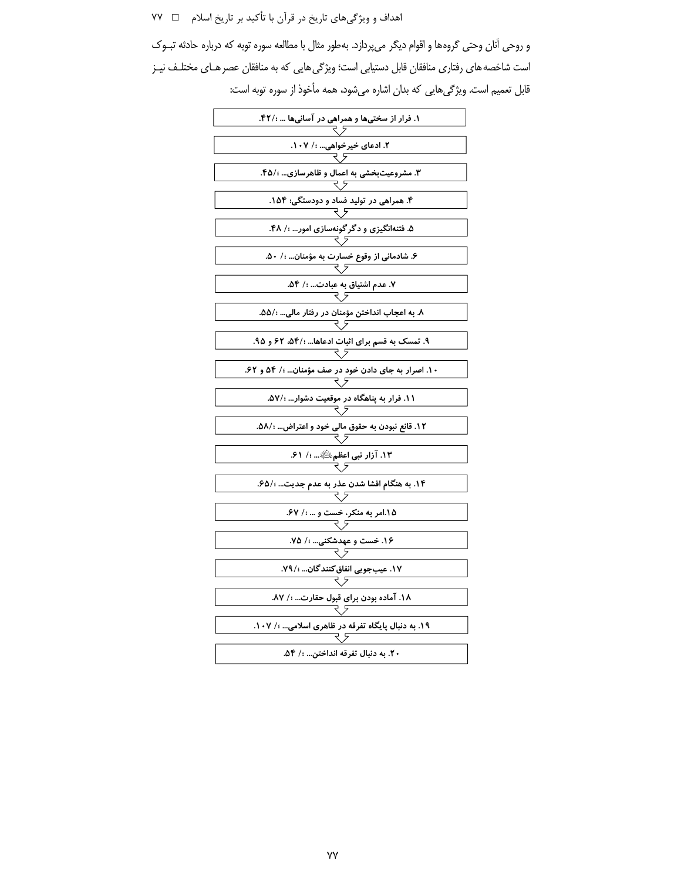و روحی آنان وحتی گروه‌ها و اقوام دیگر می‌پردازد. به‌طور مثال با مطالعه سوره توبه که درباره حادثه تبـوک است شاخصه‌های رفتاری منافقان قابل دستیابی است؛ ویژگی‌هایی که به منافقان عصرهـای مختلـف نیـز قابل تعمیم است. ویژگی‌هایی که بدان اشاره می‌شود، همه مأخوذ از سوره توبه است:

**۱. فرار از سختی‌ها و همراهی در آسانی‌ها ... ؛/۴۲.**

↓

**۲. ادعای خیرخواهی... ؛/ ۱۰۷.**

↓

**۳. مشروعیت‌بخشی به اعمال و ظاهرسازی... ؛/۴۵.**

↓

**۴. همراهی در تولید فساد و دودستگی؛ ۱۵۴.**

↓

**۵. فتنه‌انگیزی و دگرگونه‌سازی امور... ؛/ ۴۸.**

↓

**۶. شادمانی از وقوع خسارت به مؤمنان... ؛/ ۵۰.**

↓

**۷. عدم اشتیاق به عبادت... ؛/ ۵۴.**

↓

**۸. به اعجاب انداختن مؤمنان در رفتار مالی... ؛/۵۵.**

↓

**۹. تمسک به قسم برای اثبات ادعاها... ؛/۵۴، ۶۲ و ۹۵.**

↓

**۱۰. اصرار به جای دادن خود در صف مؤمنان... ؛/ ۵۴ و ۶۲.**

↓

**۱۱. فرار به پناهگاه در موقعیت دشوار... ؛/۵۷.**

↓

**۱۲. قانع نبودن به حقوق مالی خود و اعتراض... ؛/۵۸.**

↓

**۱۳. آزار نبی اعظمﷺ... ؛/ ۶۱.**

↓

**۱۴. به هنگام افشا شدن عذر به عدم جدیت... ؛/۶۵.**

↓

**۱۵.امر به منکر، خست و ... ؛/ ۶۷.**

↓

**۱۶. خست و عهدشکنی... ؛/ ۷۵.**

↓

**۱۷. عیب‌جویی انفاق‌کنندگان... ؛/۷۹.**

↓

**۱۸. آماده بودن برای قبول حقارت... ؛/ ۸۷.**

↓

**۱۹. به دنبال پایگاه تفرقه در ظاهری اسلامی... ؛/ ۱۰۷.**

↓

**۲۰. به دنبال تفرقه انداختن... ؛/ ۵۴.**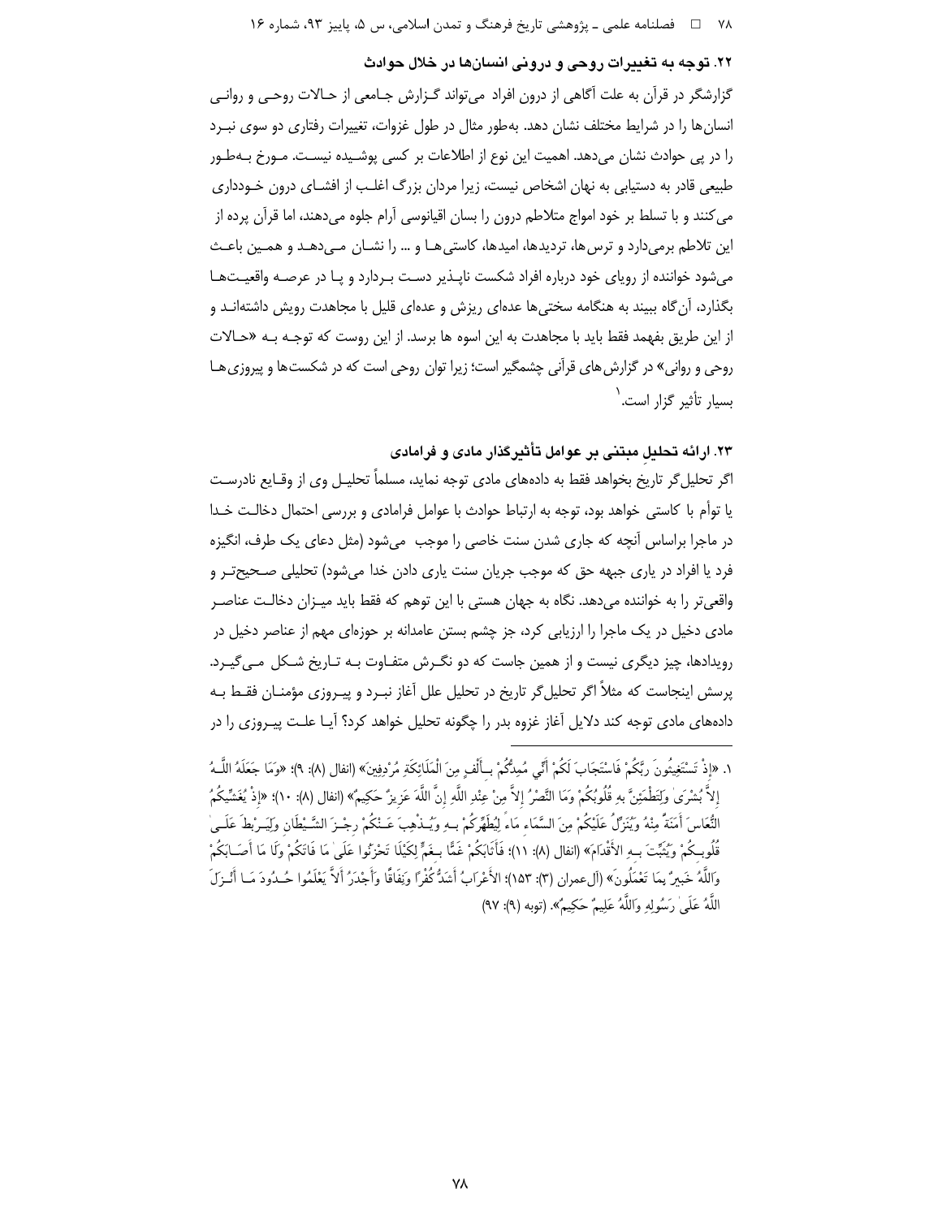## ۲۲. توجه به تغییرات روحی و درونی انسان‌ها در خلال حوادث

گزارشگر در قرآن به علت آگاهی از درون افراد می‌تواند گزارش جامعی از حالات روحی و روانی انسان‌ها را در شرایط مختلف نشان دهد. به‌طور مثال در طول غزوات، تغییرات رفتاری دو سوی نبرد را در پی حوادث نشان می‌دهد. اهمیت این نوع از اطلاعات بر کسی پوشیده نیست. مورخ به‌طور طبیعی قادر به دستیابی به نهان اشخاص نیست، زیرا مردان بزرگ اغلب از افشای درون خودداری می‌کنند و با تسلط بر خود امواج متلاطم درون را بسان اقیانوسی آرام جلوه می‌دهند، اما قرآن پرده از این تلاطم برمی‌دارد و ترس‌ها، تردیدها، امیدها، کاستی‌ها و ... را نشان می‌دهد و همین باعث می‌شود خواننده از رویای خود درباره افراد شکست ناپذیر دست بردارد و پا در عرصه واقعیت‌ها بگذارد، آن‌گاه ببیند به هنگامه سختی‌ها عده‌ای ریزش و عده‌ای قلیل با مجاهدت رویش داشته‌اند و از این طریق بفهمد فقط باید با مجاهدت به این اسوه ها برسد. از این روست که توجه به «حالات روحی و روانی» در گزارش‌های قرآنی چشمگیر است؛ زیرا توان روحی است که در شکست‌ها و پیروزی‌ها بسیار تأثیر گزار است.[۱]

## ۲۳. ارائه تحلیل مبتنی بر عوامل تأثیرگذار مادی و فرامادی

اگر تحلیل‌گر تاریخ بخواهد فقط به داده‌های مادی توجه نماید، مسلماً تحلیل وی از وقایع نادرست یا توأم با کاستی خواهد بود، توجه به ارتباط حوادث با عوامل فرامادی و بررسی احتمال دخالت خدا در ماجرا براساس آنچه که جاری شدن سنت خاصی را موجب می‌شود (مثل دعای یک طرف، انگیزه فرد یا افراد در یاری جبهه حق که موجب جریان سنت یاری دادن خدا می‌شود) تحلیلی صحیح‌تر و واقعی‌تر را به خواننده می‌دهد. نگاه به جهان هستی با این توهم که فقط باید میزان دخالت عناصر مادی دخیل در یک ماجرا را ارزیابی کرد، جز چشم بستن عامدانه بر حوزه‌ای مهم از عناصر دخیل در رویدادها، چیز دیگری نیست و از همین جاست که دو نگرش متفاوت به تاریخ شکل می‌گیرد. پرسش اینجاست که مثلاً اگر تحلیل‌گر تاریخ در تحلیل علل آغاز نبرد و پیروزی مؤمنان فقط به داده‌های مادی توجه کند دلایل آغاز غزوه بدر را چگونه تحلیل خواهد کرد؟ آیا علت پیروزی را در

---

۱. «إِذْ تَسْتَغِيثُونَ رَبَّكُمْ فَاسْتَجَابَ لَكُمْ أَنِّي مُمِدُّكُم بِأَلْفٍ مِنَ الْمَلَائِكَةِ مُرْدِفِينَ» (انفال (۸): ۹)؛ «وَمَا جَعَلَهُ اللَّهُ إِلاَّ بُشْرَىٰ وَلِتَطْمَئِنَّ بِهِ قُلُوبُكُمْ وَمَا النَّصْرُ إِلاَّ مِنْ عِنْدِ اللَّهِ إِنَّ اللَّهَ عَزِيزٌ حَكِيمٌ» (انفال (۸): ۱۰)؛ «إِذْ يُغَشِّيكُمُ النُّعَاسَ أَمَنَةً مِنْهُ وَيُنَزِّلُ عَلَيْكُمْ مِنَ السَّمَاءِ مَاءً لِيُطَهِّرَكُمْ بِهِ وَيُذْهِبَ عَنْكُمْ رِجْزَ الشَّيْطَانِ وَلِيَرْبِطَ عَلَىٰ قُلُوبِكُمْ وَيُثَبِّتَ بِهِ الأَقْدَامَ» (انفال (۸): ۱۱)؛ فَأَثَابَكُمْ غَمًّا بِغَمٍّ لِكَيْلَا تَحْزَنُوا عَلَىٰ مَا فَاتَكُمْ وَلَا مَا أَصَابَكُمْ وَاللَّهُ خَبِيرٌ بِمَا تَعْمَلُونَ» (آل‌عمران (۳): ۱۵۳)؛ الأَعْرَابُ أَشَدُّ كُفْرًا وَنِفَاقًا وَأَجْدَرُ أَلاَّ يَعْلَمُوا حُدُودَ مَا أَنْزَلَ اللَّهُ عَلَىٰ رَسُولِهِ وَاللَّهُ عَلِيمٌ حَكِيمٌ». (توبه (۹): ۹۷)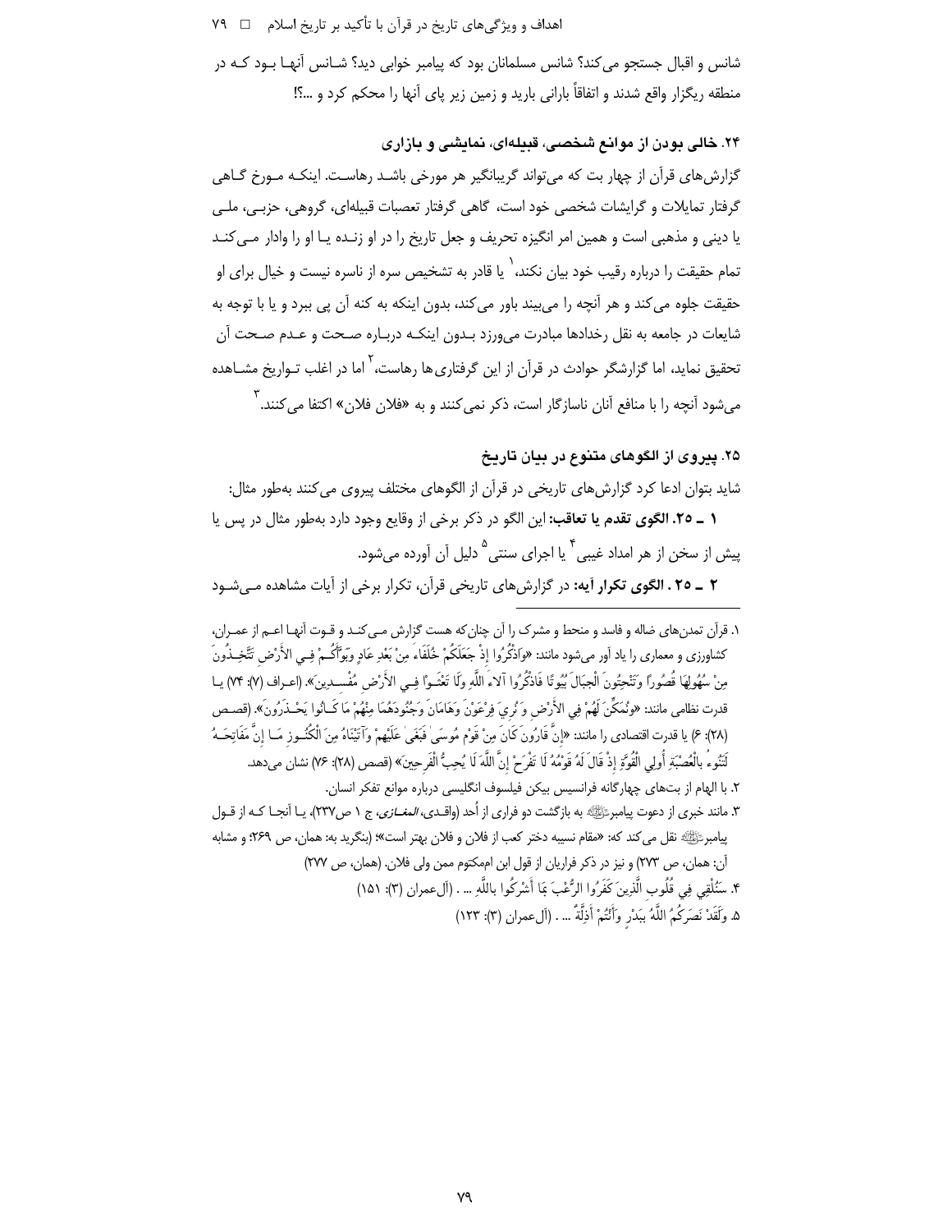شانس و اقبال جستجو می‌کند؟ شانس مسلمانان بود که پیامبر خوابی دید؟ شـانس آنهـا بـود کـه در منطقه ریگزار واقع شدند و اتفاقاً بارانی بارید و زمین زیر پای آنها را محکم کرد و ...؟!

### ۲۴. خالی بودن از موانع شخصی، قبیله‌ای، نمایشی و بازاری

گزارش‌های قرآن از چهار بت که می‌تواند گریبانگیر هر مورخی باشـد رهاسـت. اینکـه مـورخ گـاهی گرفتار تمایلات و گرایشات شخصی خود است، گاهی گرفتار تعصبات قبیله‌ای، گروهی، حزبـی، ملـی یا دینی و مذهبی است و همین امر انگیزه تحریف و جعل تاریخ را در او زنـده یـا او را وادار مـی‌کنـد تمام حقیقت را درباره رقیب خود بیان نکند،[۱] یا قادر به تشخیص سره از ناسره نیست و خیال برای او حقیقت جلوه می‌کند و هر آنچه را می‌بیند باور می‌کند، بدون اینکه به کنه آن پی ببرد و یا با توجه به شایعات در جامعه به نقل رخدادها مبادرت می‌ورزد بـدون اینکـه دربـاره صـحت و عـدم صـحت آن تحقیق نماید، اما گزارشگر حوادث در قرآن از این گرفتاری‌ها رهاست،[۲] اما در اغلب تـواریخ مشـاهده می‌شود آنچه را با منافع آنان ناسازگار است، ذکر نمی‌کنند و به «فلان فلان» اکتفا می‌کنند.[۳]

### ۲۵. پیروی از الگوهای متنوع در بیان تاریخ

شاید بتوان ادعا کرد گزارش‌های تاریخی در قرآن از الگوهای مختلف پیروی می‌کنند به‌طور مثال:

**۱ ـ ۲۵. الگوی تقدم یا تعاقب:** این الگو در ذکر برخی از وقایع وجود دارد به‌طور مثال در پس یا پیش از سخن از هر امداد غیبی[۴] یا اجرای سنتی[۵] دلیل آن آورده می‌شود.

**۲ ـ ۲۵ . الگوی تکرار آیه:** در گزارش‌های تاریخی قرآن، تکرار برخی از آیات مشاهده مـی‌شـود

---

۱. قرآن تمدن‌های ضاله و فاسد و منحط و مشرک را آن چنان‌که هست گزارش مـی‌کنـد و قـوت آنهـا اعـم از عمـران، کشاورزی و معماری را یاد آور می‌شود مانند: «وَاذْكُرُوا إِذْ جَعَلَكُمْ خُلَفَاءَ مِنْ بَعْدِ عَادٍ وَبَوَّأَكُـمْ فِـي الأَرْضِ تَتَّخِـذُونَ مِنْ سُهُولِهَا قُصُوراً وَتَنْحِتُونَ الْجِبَالَ بُيُوتًا فَاذْكُرُوا آلاءَ اللَّهِ وَلَا تَعْثَـوْا فِـي الأَرْضِ مُفْسِـدِينَ». (اعـراف (۷): ۷۴) یـا قدرت نظامی مانند: «وَنُمَكِّنَ لَهُمْ فِي الأَرْضِ وَنُرِيَ فِرْعَوْنَ وَهَامَانَ وَجُنُودَهُمَا مِنْهُمْ مَا كَـانُوا يَحْـذَرُونَ». (قصـص (۲۸): ۶) یا قدرت اقتصادی را مانند: «إِنَّ قَارُونَ كَانَ مِنْ قَوْمِ مُوسَى فَبَغَى عَلَيْهِمْ وَآتَيْنَاهُ مِنَ الْكُنُـوزِ مَـا إِنَّ مَفَاتِحَـهُ لَتَنُوءُ بِالْعُصْبَةِ أُولِي الْقُوَّةِ إِذْ قَالَ لَهُ قَوْمُهُ لَا تَفْرَحْ إِنَّ اللَّهَ لَا يُحِبُّ الْفَرِحِينَ» (قصص (۲۸): ۷۶) نشان می‌دهد.

۲. با الهام از بت‌های چهارگانه فرانسیس بیکن فیلسوف انگلیسی درباره موانع تفکر انسان.

۳. مانند خبری از دعوت پیامبرﷺ به بازگشت دو فراری از اُحد (واقـدی، *المغـازی*، ج ۱ ص۲۳۷)، یـا آنجـا کـه از قـول پیامبرﷺ نقل می‌کند که: «مقام نسیبه دختر کعب از فلان و فلان بهتر است»؛ (بنگرید به: همان، ص ۲۶۹؛ و مشابه آن: همان، ص ۲۷۳) و نیز در ذکر فراریان از قول ابن اممکتوم ممن ولی فلان. (همان، ص ۲۷۷)

۴. سَنُلْقِي فِي قُلُوبِ الَّذِينَ كَفَرُوا الرُّعْبَ بِمَا أَشْرَكُوا بِاللَّهِ ... . (آل‌عمران (۳): ۱۵۱)

۵. وَلَقَدْ نَصَرَكُمُ اللَّهُ بِبَدْرٍ وَأَنْتُمْ أَذِلَّةٌ ... . (آل‌عمران (۳): ۱۲۳)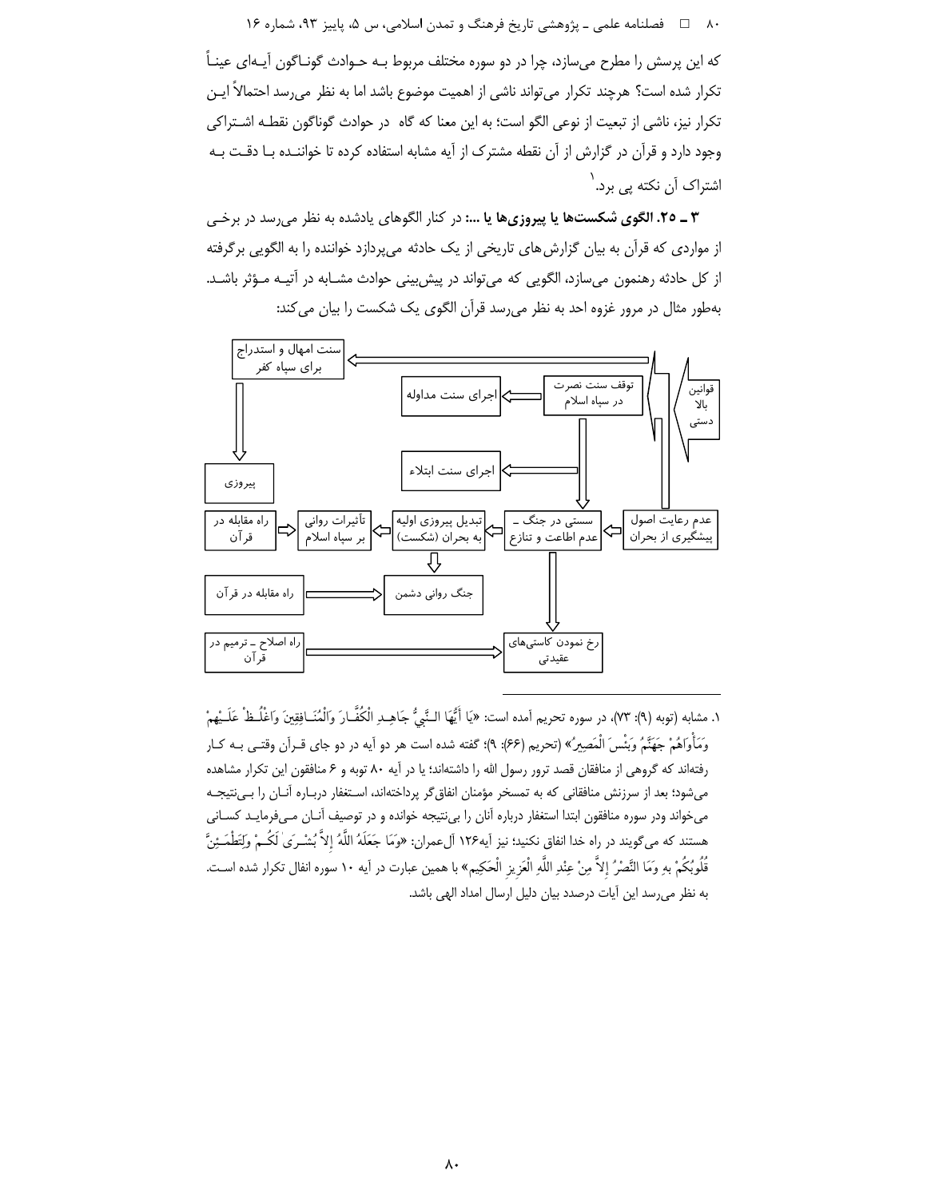که این پرسش را مطرح می‌سازد، چرا در دو سوره مختلف مربوط بـه حـوادث گونـاگون آیـه‌ای عینـاً تکرار شده است؟ هرچند تکرار می‌تواند ناشی از اهمیت موضوع باشد اما به نظر می‌رسد احتمالاً ایـن تکرار نیز، ناشی از تبعیت از نوعی الگو است؛ به این معنا که گاه در حوادث گوناگون نقطـه اشـتراکی وجود دارد و قرآن در گزارش از آن نقطه مشترک از آیه مشابه استفاده کرده تا خواننـده بـا دقـت بـه اشتراک آن نکته پی برد.[1]

**۳ ـ ۲۵. الگوی شکست‌ها یا پیروزی‌ها یا ...:** در کنار الگوهای یادشده به نظر می‌رسد در برخـی از مواردی که قرآن به بیان گزارش‌های تاریخی از یک حادثه می‌پردازد خواننده را به الگویی برگرفته از کل حادثه رهنمون می‌سازد، الگویی که می‌تواند در پیش‌بینی حوادث مشـابه در آتیـه مـؤثر باشـد. به‌طور مثال در مرور غزوه احد به نظر می‌رسد قرآن الگوی یک شکست را بیان می‌کند:

قوانین بالا دستی

عدم رعایت اصول پیشگیری از بحران

سنت امهال و استدراج برای سپاه کفر

پیروزی

توقف سنت نصرت در سپاه اسلام

اجرای سنت مداوله

اجرای سنت ابتلاء

سستی در جنگ ـ عدم اطاعت و تنازع

تبدیل پیروزی اولیه به بحران (شکست)

تأثیرات روانی بر سپاه اسلام

راه مقابله در قرآن

جنگ روانی دشمن

راه مقابله در قرآن

رخ نمودن کاستی‌های عقیدتی

راه اصلاح ـ ترمیم در قرآن

---

۱. مشابه (توبه (۹): ۷۳)، در سوره تحریم آمده است: «يَا أَيُّهَا النَّبِيُّ جَاهِدِ الْكُفَّارَ وَالْمُنَافِقِينَ وَاغْلُظْ عَلَيْهِمْ وَمَأْوَاهُمْ جَهَنَّمُ وَبِئْسَ الْمَصِيرُ» (تحریم (۶۶): ۹)؛ گفته شده است هر دو آیه در دو جای قـرآن وقتـی بـه کـار رفته‌اند که گروهی از منافقان قصد ترور رسول الله را داشته‌اند؛ یا در آیه ۸۰ توبه و ۶ منافقون این تکرار مشاهده می‌شود؛ بعد از سرزنش منافقانی که به تمسخر مؤمنان انفاق‌گر پرداخته‌اند، اسـتغفار دربـاره آنـان را بـی‌نتیجـه می‌خواند ودر سوره منافقون ابتدا استغفار درباره آنان را بی‌نتیجه خوانده و در توصیف آنـان مـی‌فرمایـد کسـانی هستند که می‌گویند در راه خدا انفاق نکنید؛ نیز آیه۱۲۶ آل‌عمران: «وَمَا جَعَلَهُ اللَّهُ إِلاَّ بُشْرَىٰ لَكُمْ وَلِتَطْمَئِنَّ قُلُوبُكُمْ بِهِ وَمَا النَّصْرُ إِلاَّ مِنْ عِنْدِ اللَّهِ الْعَزِيزِ الْحَكِيمِ» با همین عبارت در آیه ۱۰ سوره انفال تکرار شده است. به نظر می‌رسد این آیات درصدد بیان دلیل ارسال امداد الهی باشد.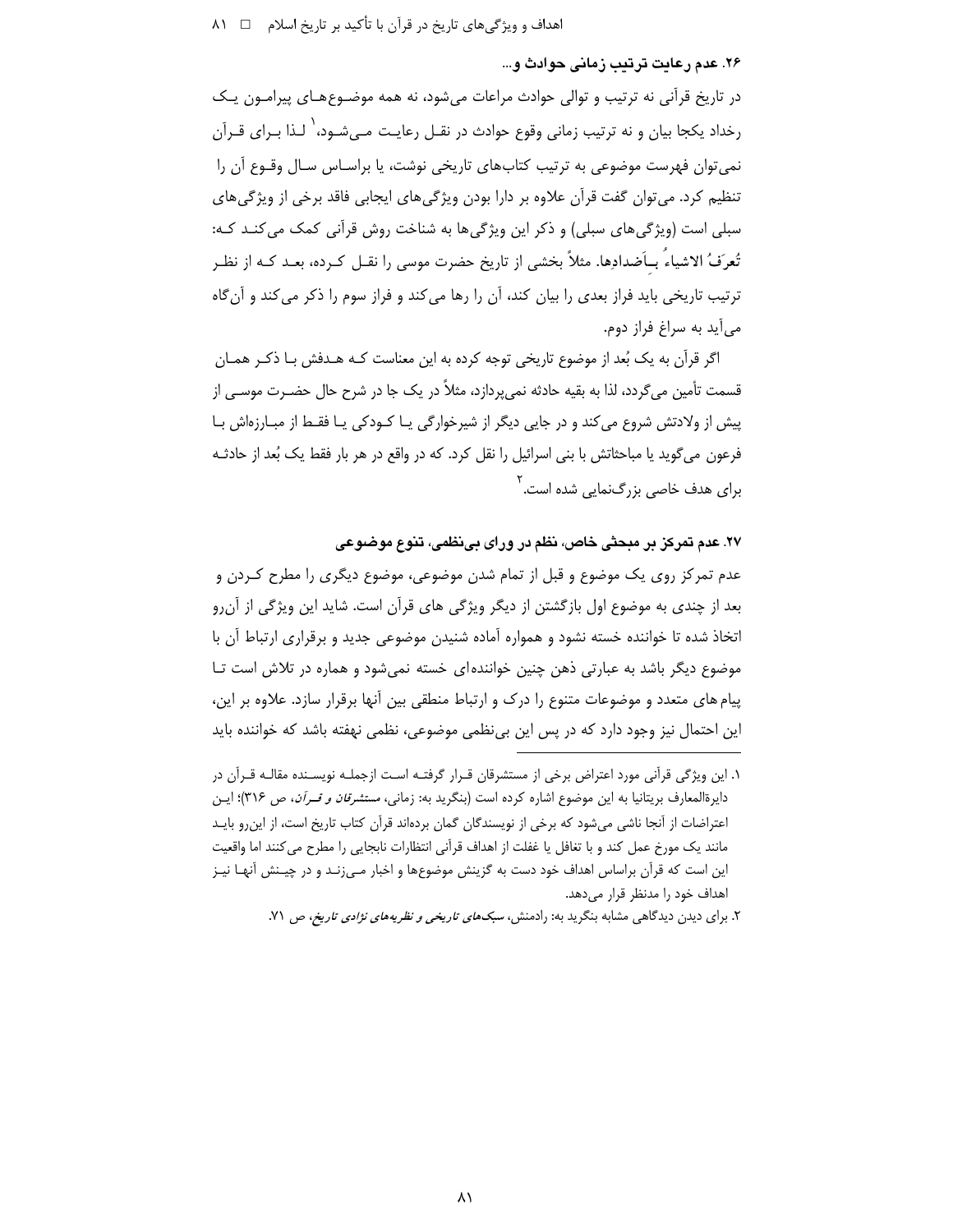### ۲۶. عدم رعایت ترتیب زمانی حوادث و...

در تاریخ قرآنی نه ترتیب و توالی حوادث مراعات می‌شود، نه همه موضوع‌های پیرامون یک رخداد یکجا بیان و نه ترتیب زمانی وقوع حوادث در نقل رعایت می‌شود،[۱] لذا برای قرآن نمی‌توان فهرست موضوعی به ترتیب کتاب‌های تاریخی نوشت، یا براساس سال وقوع آن را تنظیم کرد. می‌توان گفت قرآن علاوه بر دارا بودن ویژگی‌های ایجابی فاقد برخی از ویژگی‌های سبلی است (ویژگی‌های سبلی) و ذکر این ویژگی‌ها به شناخت روش قرآنی کمک می‌کند که: تُعرَفُ الاشیاءُ بِاَضدادِها. مثلاً بخشی از تاریخ حضرت موسی را نقل کرده، بعد که از نظر ترتیب تاریخی باید فراز بعدی را بیان کند، آن را رها می‌کند و فراز سوم را ذکر می‌کند و آن‌گاه می‌آید به سراغ فراز دوم.

اگر قرآن به یک بُعد از موضوع تاریخی توجه کرده به این معناست که هدفش با ذکر همان قسمت تأمین می‌گردد، لذا به بقیه حادثه نمی‌پردازد، مثلاً در یک جا در شرح حال حضرت موسی از پیش از ولادتش شروع می‌کند و در جایی دیگر از شیرخوارگی یا کودکی یا فقط از مبارزه‌اش با فرعون می‌گوید یا مباحثاتش با بنی اسرائیل را نقل کرد. که در واقع در هر بار فقط یک بُعد از حادثه برای هدف خاصی بزرگ‌نمایی شده است.[۲]

### ۲۷. عدم تمرکز بر مبحثی خاص، نظم در ورای بی‌نظمی، تنوع موضوعی

عدم تمرکز روی یک موضوع و قبل از تمام شدن موضوعی، موضوع دیگری را مطرح کردن و بعد از چندی به موضوع اول بازگشتن از دیگر ویژگی های قرآن است. شاید این ویژگی از آن‌رو اتخاذ شده تا خواننده خسته نشود و همواره آماده شنیدن موضوعی جدید و برقراری ارتباط آن با موضوع دیگر باشد به عبارتی ذهن چنین خواننده‌ای خسته نمی‌شود و هماره در تلاش است تا پیام های متعدد و موضوعات متنوع را درک و ارتباط منطقی بین آنها برقرار سازد. علاوه بر این، این احتمال نیز وجود دارد که در پس این بی‌نظمی موضوعی، نظمی نهفته باشد که خواننده باید

---

۱. این ویژگی قرآنی مورد اعتراض برخی از مستشرقان قرار گرفته است ازجمله نویسنده مقاله قرآن در دایرةالمعارف بریتانیا به این موضوع اشاره کرده است (بنگرید به: زمانی، *مستشرقان و قرآن*، ص ۳۱۶)؛ این اعتراضات از آنجا ناشی می‌شود که برخی از نویسندگان گمان برده‌اند قرآن کتاب تاریخ است، از این‌رو باید مانند یک مورخ عمل کند و با تغافل یا غفلت از اهداف قرآنی انتظارات نابجایی را مطرح می‌کنند اما واقعیت این است که قرآن براساس اهداف خود دست به گزینش موضوع‌ها و اخبار می‌زند و در چینش آنها نیز اهداف خود را مدنظر قرار می‌دهد.

۲. برای دیدن دیدگاهی مشابه بنگرید به: رادمنش، *سبک‌های تاریخی و نظریه‌های نژادی تاریخ*، ص ۷۱.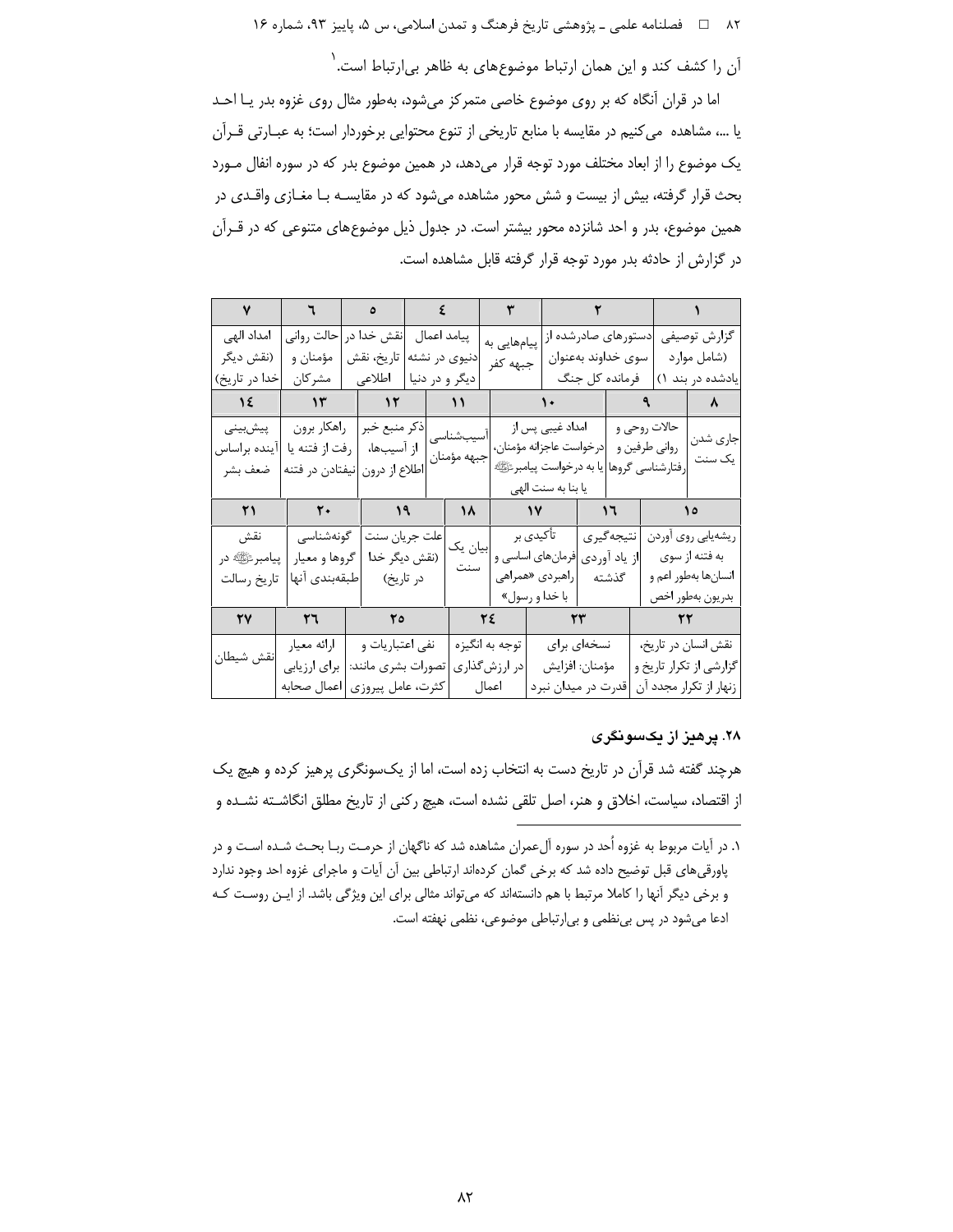آن را کشف کند و این همان ارتباط موضوع‌های به ظاهر بی‌ارتباط است.[1]

اما در قرآن آنگاه که بر روی موضوع خاصی متمرکز می‌شود، به‌طور مثال روی غزوه بدر یا احد یا ...، مشاهده می‌کنیم در مقایسه با منابع تاریخی از تنوع محتوایی برخوردار است؛ به عبارتی قرآن یک موضوع را از ابعاد مختلف مورد توجه قرار می‌دهد، در همین موضوع بدر که در سوره انفال مورد بحث قرار گرفته، بیش از بیست و شش محور مشاهده می‌شود که در مقایسه با مغازی واقدی در همین موضوع، بدر و احد شانزده محور بیشتر است. در جدول ذیل موضوع‌های متنوعی که در قرآن در گزارش از حادثه بدر مورد توجه قرار گرفته قابل مشاهده است.

| ۱ | ۲ | ۳ | ۴ | ۵ | ۶ | ۷ |
|---|---|---|---|---|---|---|
| گزارش توصیفی (شامل موارد یادشده در بند ۱) | دستورهای صادرشده از سوی خداوند به‌عنوان فرمانده کل جنگ | پیام‌هایی به جبهه کفر | پیامد اعمال دنیوی در نشئه دیگر و در دنیا | نقش خدا در تاریخ، نقش اطلاعی | حالت روانی مؤمنان و مشرکان | امداد الهی (نقش دیگر خدا در تاریخ) |
| **۸** | **۹** | **۱۰** | **۱۱** | **۱۲** | **۱۳** | **۱۴** |
| جاری شدن یک سنت | حالات روحی و روانی طرفین و رفتارشناسی گروها | امداد غیبی پس از درخواست عاجزانه مؤمنان، یا به درخواست پیامبرﷺ یا بنا به سنت الهی | آسیب‌شناسی جبهه مؤمنان | ذکر منبع خبر از آسیب‌ها، اطلاع از درون | راهکار برون رفت از فتنه یا نیفتادن در فتنه | پیش‌بینی آینده براساس ضعف بشر |
| **۱۵** | **۱۶** | **۱۷** | **۱۸** | **۱۹** | **۲۰** | **۲۱** |
| ریشه‌یابی روی آوردن به فتنه از سوی انسان‌ها به‌طور اعم و بدریون به‌طور اخص | نتیجه‌گیری از یاد آوردی گذشته | تأکیدی بر فرمان‌های اساسی و راهبردی «همراهی با خدا و رسول» | بیان یک سنت | علت جریان سنت (نقش دیگر خدا در تاریخ) | گونه‌شناسی گروها و معیار طبقه‌بندی آنها | نقش پیامبرﷺ در تاریخ رسالت |
| **۲۲** | **۲۳** | **۲۴** | **۲۵** | **۲۶** | **۲۷** | |
| نقش انسان در تاریخ، گزارشی از تکرار تاریخ و زنهار از تکرار مجدد آن | نسخه‌ای برای مؤمنان: افزایش قدرت در میدان نبرد | توجه به انگیزه در ارزش‌گذاری اعمال | نفی اعتباریات و تصورات بشری مانند: کثرت، عامل پیروزی | ارائه معیار برای ارزیابی اعمال صحابه | نقش شیطان | |

### ۲۸. پرهیز از یک‌سونگری

هرچند گفته شد قرآن در تاریخ دست به انتخاب زده است، اما از یک‌سونگری پرهیز کرده و هیچ یک از اقتصاد، سیاست، اخلاق و هنر، اصل تلقی نشده است، هیچ رکنی از تاریخ مطلق انگاشته نشده و

---

۱. در آیات مربوط به غزوه اُحد در سوره آل‌عمران مشاهده شد که ناگهان از حرمت ربا بحث شده است و در پاورقی‌های قبل توضیح داده شد که برخی گمان کرده‌اند ارتباطی بین آن آیات و ماجرای غزوه احد وجود ندارد و برخی دیگر آنها را کاملا مرتبط با هم دانسته‌اند که می‌تواند مثالی برای این ویژگی باشد. از این روست که ادعا می‌شود در پس بی‌نظمی و بی‌ارتباطی موضوعی، نظمی نهفته است.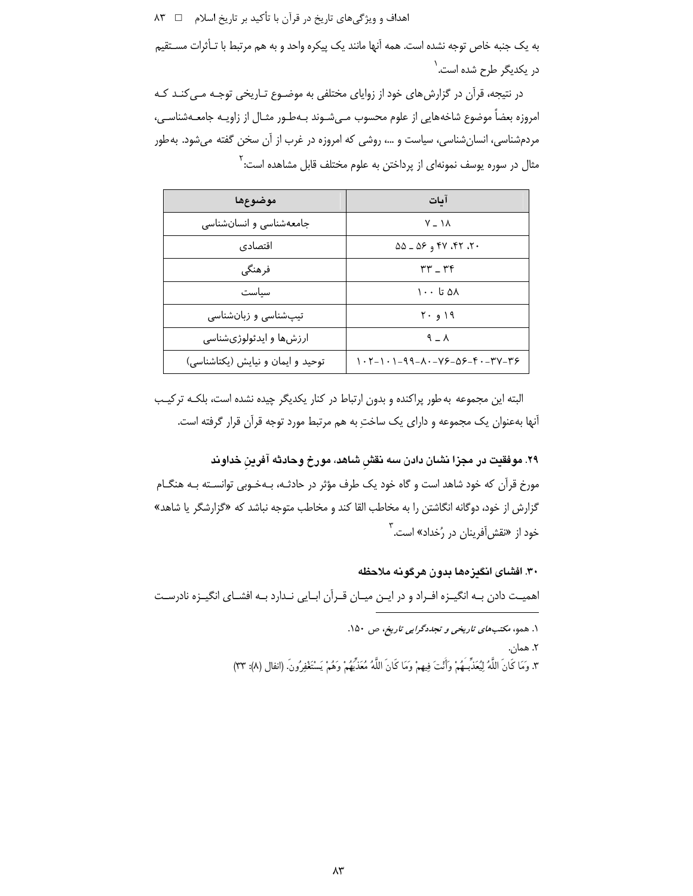به یک جنبه خاص توجه نشده است. همه آنها مانند یک پیکره واحد و به هم مرتبط با تـأثرات مسـتقیم در یکدیگر طرح شده است.[1]

در نتیجه، قرآن در گزارش‌های خود از زوایای مختلفی به موضـوع تـاریخی توجـه مـی‌کنـد کـه امروزه بعضاً موضوع شاخه‌هایی از علوم محسوب مـی‌شـوند بـه‌طـور مثـال از زاویـه جامعـه‌شناسـی، مردم‌شناسی، انسان‌شناسی، سیاست و ...، روشی که امروزه در غرب از آن سخن گفته می‌شود. به‌طور مثال در سوره یوسف نمونه‌ای از پرداختن به علوم مختلف قابل مشاهده است:[2]

| موضوع‌ها | آیات |
|---|---|
| جامعه‌شناسی و انسان‌شناسی | ۷ ـ ۱۸ |
| اقتصادی | ۲۰، ۴۲، ۴۷ و ۵۶ ـ ۵۵ |
| فرهنگی | ۳۳ ـ ۳۴ |
| سیاست | ۵۸ تا ۱۰۰ |
| تیپ‌شناسی و زبان‌شناسی | ۱۹ و ۲۰ |
| ارزش‌ها و ایدئولوژی‌شناسی | ۸ ـ ۹ |
| توحید و ایمان و نیایش (یکتاشناسی) | ۳۶-۳۷-۴۰-۵۶-۷۶-۸۰-۹۹-۱۰۱-۱۰۲ |

البته این مجموعه به‌طور پراکنده و بدون ارتباط در کنار یکدیگر چیده نشده است، بلکـه ترکیـب آنها به‌عنوان یک مجموعه و دارای یک ساختِ به هم مرتبط مورد توجه قرآن قرار گرفته است.

**۲۹. موفقیت در مجزا نشان دادن سه نقشِ شاهد، مورخ وحادثه آفرینِ خداوند**

مورخ قرآن که خود شاهد است و گاه خود یک طرف مؤثر در حادثـه، بـه‌خـوبی توانسـته بـه هنگـام گزارش از خود، دوگانه انگاشتن را به مخاطب القا کند و مخاطب متوجه نباشد که «گزارشگر یا شاهد» خود از «نقش‌آفرینان در رُخداد» است.[3]

**۳۰. افشای انگیزه‌ها بدون هرگونه ملاحظه**

اهمیـت دادن بـه انگیـزه افـراد و در ایـن میـان قـرآن ابـایی نـدارد بـه افشـای انگیـزه نادرسـت

---

۱. همو، *مکتب‌های تاریخی و تجددگرایی تاریخ*، ص ۱۵۰.

۲. همان.

۳. وَمَا كَانَ اللَّهُ لِيُعَذِّبَـهُمْ وَأَنْتَ فِيهِمْ وَمَا كَانَ اللَّهُ مُعَذِّبَهُمْ وَهُمْ يَسْتَغْفِرُونَ. (انفال (۸): ۳۳)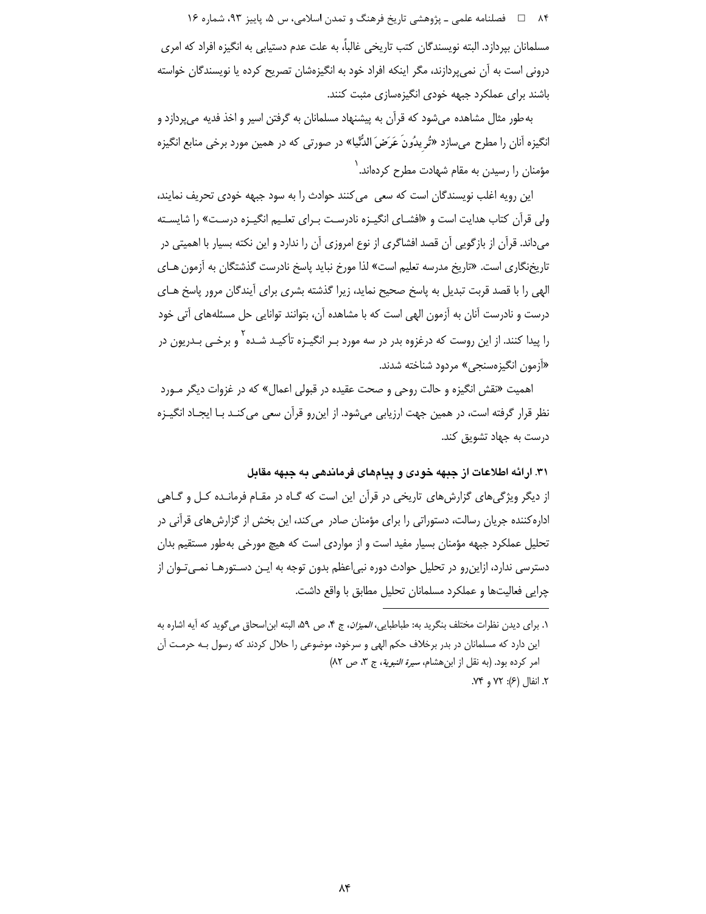مسلمانان بپردازد. البته نویسندگان کتب تاریخی غالباً، به علت عدم دستیابی به انگیزه افراد که امری درونی است به آن نمی‌پردازند، مگر اینکه افراد خود به انگیزه‌شان تصریح کرده یا نویسندگان خواسته باشند برای عملکرد جبهه خودی انگیزه‌سازی مثبت کنند.

به‌طور مثال مشاهده می‌شود که قرآن به پیشنهاد مسلمانان به گرفتن اسیر و اخذ فدیه می‌پردازد و انگیزه آنان را مطرح می‌سازد «تُرِیدُونَ عَرَضَ الدُّنْیا» در صورتی که در همین مورد برخی منابع انگیزه مؤمنان را رسیدن به مقام شهادت مطرح کرده‌اند.[1]

این رویه اغلب نویسندگان است که سعی می‌کنند حوادث را به سود جبهه خودی تحریف نمایند، ولی قرآن کتاب هدایت است و «افشای انگیزه نادرست برای تعلیم انگیزه درست» را شایسته می‌داند. قرآن از بازگویی آن قصد افشاگری از نوع امروزی آن را ندارد و این نکته بسیار با اهمیتی در تاریخ‌نگاری است. «تاریخ مدرسه تعلیم است» لذا مورخ نباید پاسخ نادرست گذشتگان به آزمون های الهی را با قصد قربت تبدیل به پاسخ صحیح نماید، زیرا گذشته بشری برای آیندگان مرور پاسخ های درست و نادرست آنان به آزمون الهی است که با مشاهده آن، بتوانند توانایی حل مسئله‌های آتی خود را پیدا کنند. از این روست که درغزوه بدر در سه مورد بر انگیزه تأکید شده[2] و برخی بدریون در «آزمون انگیزه‌سنجی» مردود شناخته شدند.

اهمیت «نقش انگیزه و حالت روحی و صحت عقیده در قبولی اعمال» که در غزوات دیگر مورد نظر قرار گرفته است، در همین جهت ارزیابی می‌شود. از این‌رو قرآن سعی می‌کند با ایجاد انگیزه درست به جهاد تشویق کند.

### ۳۱. ارائه اطلاعات از جبهه خودی و پیام‌های فرماندهی به جبهه مقابل

از دیگر ویژگی‌های گزارش‌های تاریخی در قرآن این است که گاه در مقام فرمانده کل و گاهی اداره‌کننده جریان رسالت، دستوراتی را برای مؤمنان صادر می‌کند، این بخش از گزارش‌های قرآنی در تحلیل عملکرد جبهه مؤمنان بسیار مفید است و از مواردی است که هیچ مورخی به‌طور مستقیم بدان دسترسی ندارد، ازاین‌رو در تحلیل حوادث دوره نبی‌اعظم بدون توجه به این دستورها نمی‌توان از چرایی فعالیت‌ها و عملکرد مسلمانان تحلیل مطابق با واقع داشت.

---

۱. برای دیدن نظرات مختلف بنگرید به: طباطبایی، *المیزان*، ج ۴، ص ۵۹. البته ابن‌اسحاق می‌گوید که آیه اشاره به این دارد که مسلمانان در بدر برخلاف حکم الهی و سرخود، موضوعی را حلال کردند که رسول به حرمت آن امر کرده بود. (به نقل از ابن‌هشام، *سیرة النبویة*، ج ۳، ص ۸۲)

۲. انفال (۶): ۷۲ و ۷۴.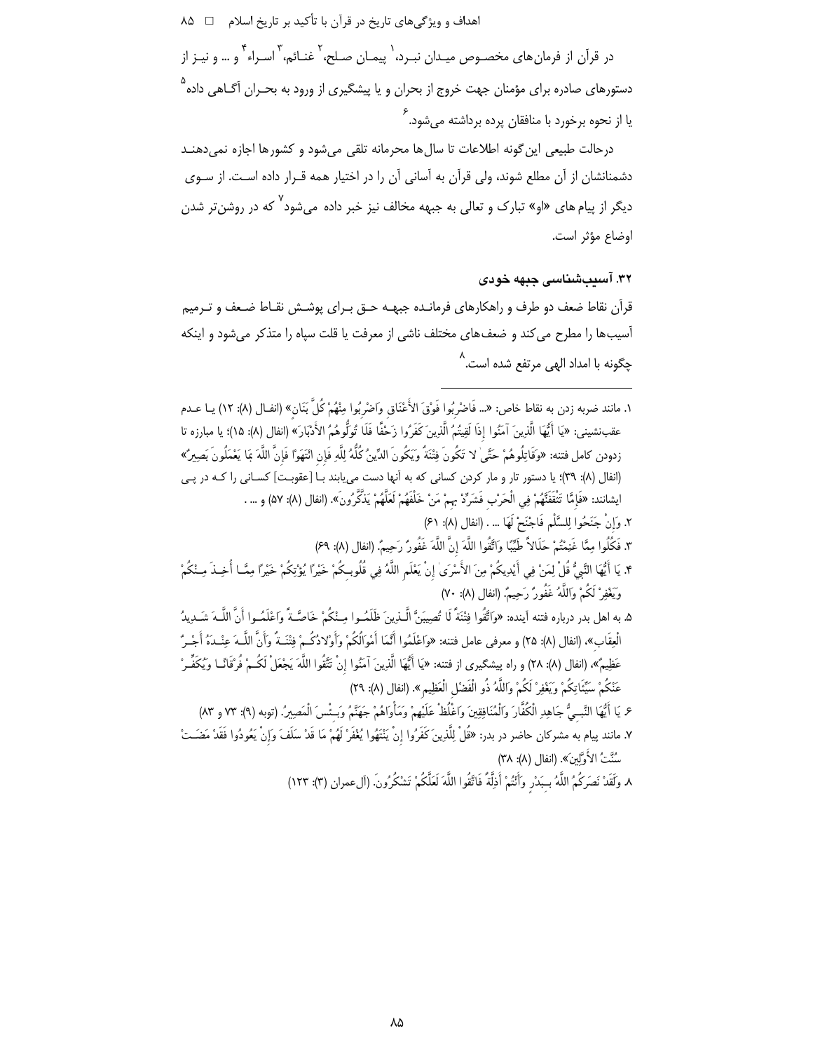در قرآن از فرمان‌های مخصـوص میـدان نبـرد،[1] پیمـان صـلح،[2] غنـائم،[3] اسـراء[4] و ... و نیـز از دستورهای صادره برای مؤمنان جهت خروج از بحران و یا پیشگیری از ورود به بحـران آگـاهی داده[5] یا از نحوه برخورد با منافقان پرده برداشته می‌شود.[6]

درحالت طبیعی این‌گونه اطلاعات تا سال‌ها محرمانه تلقی می‌شود و کشورها اجازه نمی‌دهنـد دشمنانشان از آن مطلع شوند، ولی قرآن به آسانی آن را در اختیار همه قـرار داده اسـت. از سـوی دیگر از پیام‌های «او» تبارک و تعالی به جبهه مخالف نیز خبر داده می‌شود[7] که در روشن‌تر شدن اوضاع مؤثر است.

### ۳۲. آسیب‌شناسی جبهه خودی

قرآن نقاط ضعف دو طرف و راهکارهای فرمانـده جبهـه حـق بـرای پوشـش نقـاط ضـعف و تـرمیم آسیب‌ها را مطرح می‌کند و ضعف‌های مختلف ناشی از معرفت یا قلت سپاه را متذکر می‌شود و اینکه چگونه با امداد الهی مرتفع شده است.[8]

---

۱. مانند ضربه زدن به نقاط خاص: «... فَاضْرِبُوا فَوْقَ الأَعْنَاقِ وَاضْرِبُوا مِنْهُمْ كُلَّ بَنَانٍ» (انفـال (۸): ۱۲) یـا عـدم عقب‌نشینی: «يَا أَيُّهَا الَّذِينَ آمَنُوا إِذَا لَقِيتُمُ الَّذِينَ كَفَرُوا زَحْفًا فَلَا تُوَلُّوهُمُ الأَدْبَارَ» (انفال (۸): ۱۵)؛ یا مبارزه تا زدودن کامل فتنه: «وَقَاتِلُوهُمْ حَتَّىٰ لا تَكُونَ فِتْنَةٌ وَيَكُونَ الدِّينُ كُلُّهُ لِلَّهِ فَإِنِ انْتَهَوْا فَإِنَّ اللَّهَ بِمَا يَعْمَلُونَ بَصِيرٌ» (انفال (۸): ۳۹)؛ یا دستور تار و مار کردن کسانی که به آنها دست می‌یابند بـا [عقوبـت] کسـانی را کـه در پـی ایشانند: «فَإِمَّا تَثْقَفَنَّهُمْ فِي الْحَرْبِ فَشَرِّدْ بِهِمْ مَنْ خَلْفَهُمْ لَعَلَّهُمْ يَذَّكَّرُونَ». (انفال (۸): ۵۷) و ... .

۲. وَإِنْ جَنَحُوا لِلسَّلْمِ فَاجْنَحْ لَهَا ... . (انفال (۸): ۶۱)

۳. فَكُلُوا مِمَّا غَنِمْتُمْ حَلَالاً طَيِّبًا وَاتَّقُوا اللَّهَ إِنَّ اللَّهَ غَفُورٌ رَحِيمٌ. (انفال (۸): ۶۹)

۴. يَا أَيُّهَا النَّبِيُّ قُلْ لِمَنْ فِي أَيْدِيكُمْ مِنَ الأَسْرَىٰ إِنْ يَعْلَمِ اللَّهُ فِي قُلُوبِـكُمْ خَيْرًا يُؤْتِكُمْ خَيْرًا مِمَّـا أُخِـذَ مِـنْكُمْ وَيَغْفِرْ لَكُمْ وَاللَّهُ غَفُورٌ رَحِيمٌ. (انفال (۸): ۷۰)

۵. به اهل بدر درباره فتنه آینده: «وَاتَّقُوا فِتْنَةً لَا تُصِيبَنَّ الَّـذِينَ ظَلَمُـوا مِـنْكُمْ خَاصَّـةً وَاعْلَمُـوا أَنَّ اللَّـهَ شَـدِيدُ الْعِقَابِ». (انفال (۸): ۲۵) و معرفی عامل فتنه: «وَاعْلَمُوا أَنَّمَا أَمْوَالُكُمْ وَأَوْلادُكُـمْ فِتْنَـةٌ وَأَنَّ اللَّـهَ عِنْـدَهُ أَجْـرٌ عَظِيمٌ». (انفال (۸): ۲۸) و راه پیشگیری از فتنه: «يَا أَيُّهَا الَّذِينَ آمَنُوا إِنْ تَتَّقُوا اللَّهَ يَجْعَلْ لَكُـمْ فُرْقَانًـا وَيُكَفِّـرْ عَنْكُمْ سَيِّئَاتِكُمْ وَيَغْفِرْ لَكُمْ وَاللَّهُ ذُو الْفَضْلِ الْعَظِيمِ». (انفال (۸): ۲۹)

۶. يَا أَيُّهَا النَّبِـيُّ جَاهِدِ الْكُفَّارَ وَالْمُنَافِقِينَ وَاغْلُظْ عَلَيْهِمْ وَمَأْوَاهُمْ جَهَنَّمُ وَبِـئْسَ الْمَصِيرُ. (توبه (۹): ۷۳ و ۸۳)

۷. مانند پیام به مشرکان حاضر در بدر: «قُلْ لِلَّذِينَ كَفَرُوا إِنْ يَنْتَهُوا يُغْفَرْ لَهُمْ مَا قَدْ سَلَفَ وَإِنْ يَعُودُوا فَقَدْ مَضَـتْ سُنَّتُ الأَوَّلِينَ». (انفال (۸): ۳۸)

۸. وَلَقَدْ نَصَرَكُمُ اللَّهُ بِـبَدْرٍ وَأَنْتُمْ أَذِلَّةٌ فَاتَّقُوا اللَّهَ لَعَلَّكُمْ تَشْكُرُونَ. (آل‌عمران (۳): ۱۲۳)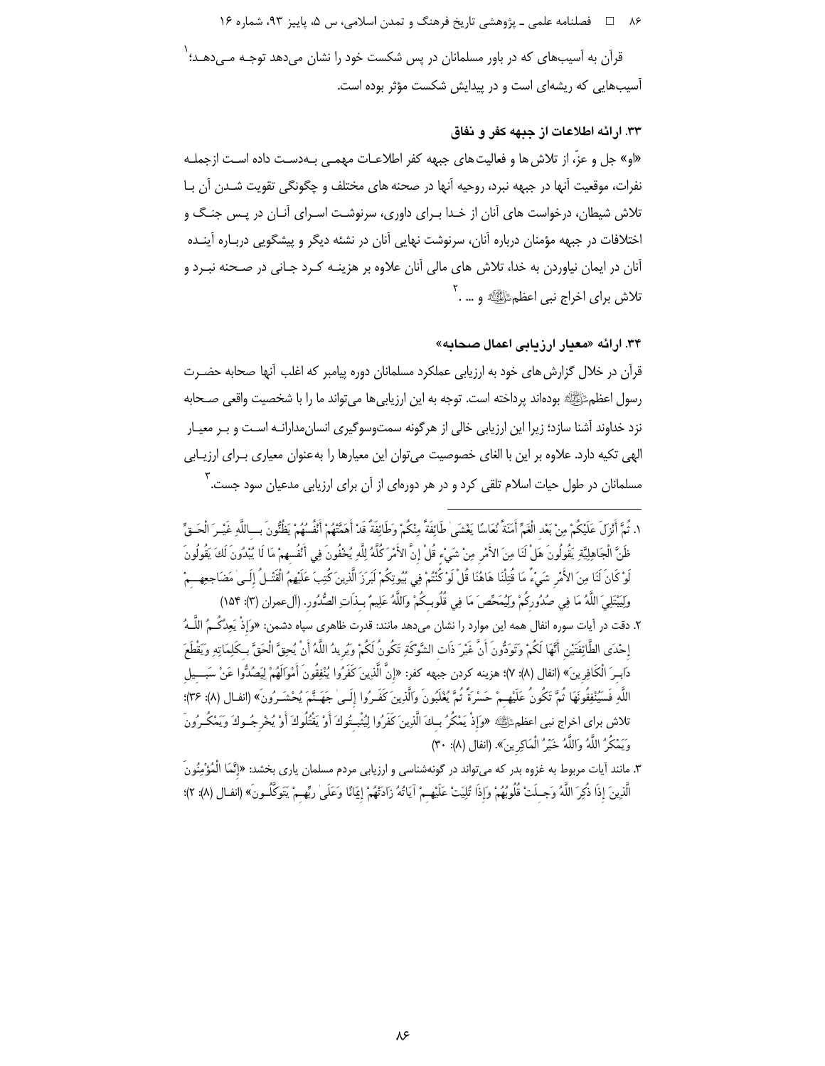قرآن به آسیب‌های که در باور مسلمانان در پس شکست خود را نشان می‌دهد توجـه مـی‌دهـد؛[1] آسیب‌هایی که ریشه‌ای است و در پیدایش شکست مؤثر بوده است.

### ۳۳. ارائه اطلاعات از جبهه کفر و نفاق

«او» جل و عزّ، از تلاش ها و فعالیت های جبهه کفر اطلاعـات مهمـی بـه‌دسـت داده اسـت ازجملـه نفرات، موقعیت آنها در جبهه نبرد، روحیه آنها در صحنه های مختلف و چگونگی تقویت شـدن آن بـا تلاش شیطان، درخواست های آنان از خـدا بـرای داوری، سرنوشـت اسـرای آنـان در پـس جنـگ و اختلافات در جبهه مؤمنان درباره آنان، سرنوشت نهایی آنان در نشئه دیگر و پیشگویی دربـاره آینـده آنان در ایمان نیاوردن به خدا، تلاش های مالی آنان علاوه بر هزینـه کـرد جـانی در صـحنه نبـرد و تلاش برای اخراج نبی اعظمﷺ و ... .[2]

### ۳۴. ارائه «معیار ارزیابی اعمال صحابه»

قرآن در خلال گزارش‌های خود به ارزیابی عملکرد مسلمانان دوره پیامبر که اغلب آنها صحابه حضـرت رسول اعظمﷺ بوده‌اند پرداخته است. توجه به این ارزیابی‌ها می‌تواند ما را با شخصیت واقعی صـحابه نزد خداوند آشنا سازد؛ زیرا این ارزیابی خالی از هرگونه سمت‌وسوگیری انسان‌مدارانـه اسـت و بـر معیـار الهی تکیه دارد. علاوه بر این با الغای خصوصیت می‌توان این معیارها را به‌عنوان معیاری بـرای ارزیـابی مسلمانان در طول حیات اسلام تلقی کرد و در هر دوره‌ای از آن برای ارزیابی مدعیان سود جست.[3]

---

۱. ثُمَّ أَنْزَلَ عَلَيْكُمْ مِنْ بَعْدِ الْغَمِّ أَمَنَةً نُعَاسًا يَغْشَىٰ طَائِفَةً مِنْكُمْ وَطَائِفَةٌ قَدْ أَهَمَّتْهُمْ أَنْفُسُهُمْ يَظُنُّونَ بِاللَّهِ غَيْرَ الْحَقِّ ظَنَّ الْجَاهِلِيَّةِ يَقُولُونَ هَلْ لَنَا مِنَ الْأَمْرِ مِنْ شَيْءٍ قُلْ إِنَّ الْأَمْرَ كُلَّهُ لِلَّهِ يُخْفُونَ فِي أَنْفُسِهِمْ مَا لَا يُبْدُونَ لَكَ يَقُولُونَ لَوْ كَانَ لَنَا مِنَ الْأَمْرِ شَيْءٌ مَا قُتِلْنَا هَاهُنَا قُلْ لَوْ كُنْتُمْ فِي بُيُوتِكُمْ لَبَرَزَ الَّذِينَ كُتِبَ عَلَيْهِمُ الْقَتْلُ إِلَىٰ مَضَاجِعِهِمْ وَلِيَبْتَلِيَ اللَّهُ مَا فِي صُدُورِكُمْ وَلِيُمَحِّصَ مَا فِي قُلُوبِكُمْ وَاللَّهُ عَلِيمٌ بِذَاتِ الصُّدُورِ. (آل‌عمران (۳): ۱۵۴)

۲. دقت در آیات سوره انفال همه این موارد را نشان می‌دهد مانند: قدرت ظاهری سپاه دشمن: «وَإِذْ يَعِدُكُمُ اللَّهُ إِحْدَى الطَّائِفَتَيْنِ أَنَّهَا لَكُمْ وَتَوَدُّونَ أَنَّ غَيْرَ ذَاتِ الشَّوْكَةِ تَكُونُ لَكُمْ وَيُرِيدُ اللَّهُ أَنْ يُحِقَّ الْحَقَّ بِكَلِمَاتِهِ وَيَقْطَعَ دَابِرَ الْكَافِرِينَ» (انفال (۸): ۷)؛ هزینه کردن جبهه کفر: «إِنَّ الَّذِينَ كَفَرُوا يُنْفِقُونَ أَمْوَالَهُمْ لِيَصُدُّوا عَنْ سَبِيلِ اللَّهِ فَسَيُنْفِقُونَهَا ثُمَّ تَكُونُ عَلَيْهِمْ حَسْرَةً ثُمَّ يُغْلَبُونَ وَالَّذِينَ كَفَرُوا إِلَىٰ جَهَنَّمَ يُحْشَرُونَ» (انفال (۸): ۳۶)؛ تلاش برای اخراج نبی اعظمﷺ «وَإِذْ يَمْكُرُ بِكَ الَّذِينَ كَفَرُوا لِيُثْبِتُوكَ أَوْ يَقْتُلُوكَ أَوْ يُخْرِجُوكَ وَيَمْكُرُونَ وَيَمْكُرُ اللَّهُ وَاللَّهُ خَيْرُ الْمَاكِرِينَ». (انفال (۸): ۳۰)

۳. مانند آیات مربوط به غزوه بدر که می‌تواند در گونه‌شناسی و ارزیابی مردم مسلمان یاری بخشد: «إِنَّمَا الْمُؤْمِنُونَ الَّذِينَ إِذَا ذُكِرَ اللَّهُ وَجِلَتْ قُلُوبُهُمْ وَإِذَا تُلِيَتْ عَلَيْهِمْ آيَاتُهُ زَادَتْهُمْ إِيمَانًا وَعَلَىٰ رَبِّهِمْ يَتَوَكَّلُونَ» (انفال (۸): ۲)؛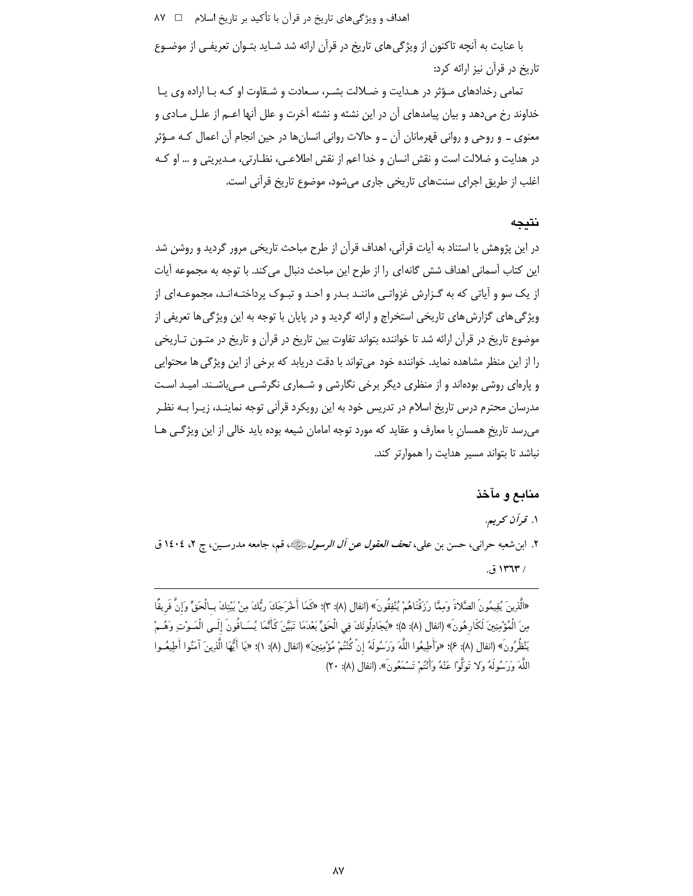با عنایت به آنچه تاکنون از ویژگی‌های تاریخ در قرآن ارائه شد شاید بتوان تعریفی از موضوع تاریخ در قرآن نیز ارائه کرد:

تمامی رخدادهای مؤثر در هدایت و ضلالت بشر، سعادت و شقاوت او که با اراده وی یا خداوند رخ می‌دهد و بیان پیامدهای آن در این نشئه و نشئه آخرت و علل آنها اعم از علل مادی و معنوی ـ و روحی و روانی قهرمانان آن ـ و حالات روانی انسان‌ها در حین انجام آن اعمال که مؤثر در هدایت و ضلالت است و نقش انسان و خدا اعم از نقش اطلاعی، نظارتی، مدیریتی و ... او که اغلب از طریق اجرای سنت‌های تاریخی جاری می‌شود، موضوع تاریخ قرآنی است.

## نتیجه

در این پژوهش با استناد به آیات قرآنی، اهداف قرآن از طرح مباحث تاریخی مرور گردید و روشن شد این کتاب آسمانی اهداف شش گانه‌ای را از طرح این مباحث دنبال می‌کند. با توجه به مجموعه آیات از یک سو و آیاتی که به گزارش غزواتی مانند بدر و احد و تبوک پرداخته‌اند، مجموعه‌ای از ویژگی‌های گزارش‌های تاریخی استخراج و ارائه گردید و در پایان با توجه به این ویژگی‌ها تعریفی از موضوع تاریخ در قرآن ارائه شد تا خواننده بتواند تفاوت بین تاریخ در قرآن و تاریخ در متون تاریخی را از این منظر مشاهده نماید. خواننده خود می‌تواند با دقت دریابد که برخی از این ویژگی‌ها محتوایی و پاره‌ای روشی بوده‌اند و از منظری دیگر برخی نگارشی و شماری نگرشی می‌باشند. امید است مدرسان محترم درس تاریخ اسلام در تدریس خود به این رویکرد قرآنی توجه نمایند، زیرا به نظر می‌رسد تاریخِ همسانِ با معارف و عقاید که مورد توجه امامان شیعه بوده باید خالی از این ویژگی ها نباشد تا بتواند مسیر هدایت را هموارتر کند.

## منابع و مآخذ

۱. *قرآن کریم*.

۲. ابن‌شعبه حرانی، حسن بن علی، *تحف العقول عن آل الرسول*ﷺ، قم، جامعه مدرسین، چ ۲، ۱٤۰٤ ق / ۱۳٦۳ ق.

---

«الَّذِينَ يُقِيمُونَ الصَّلاةَ وَمِمَّا رَزَقْنَاهُمْ يُنْفِقُونَ» (انفال (۸): ۳)؛ «كَمَا أَخْرَجَكَ رَبُّكَ مِنْ بَيْتِكَ بِالْحَقِّ وَإِنَّ فَرِيقًا مِنَ الْمُؤْمِنِينَ لَكَارِهُونَ» (انفال (۸): ۵)؛ «يُجَادِلُونَكَ فِي الْحَقِّ بَعْدَمَا تَبَيَّنَ كَأَنَّمَا يُسَاقُونَ إِلَى الْمَوْتِ وَهُمْ يَنْظُرُونَ» (انفال (۸): ۶)؛ «وَأَطِيعُوا اللَّهَ وَرَسُولَهُ إِنْ كُنْتُمْ مُؤْمِنِينَ» (انفال (۸): ۱)؛ «يَا أَيُّهَا الَّذِينَ آمَنُوا أَطِيعُوا اللَّهَ وَرَسُولَهُ وَلا تَوَلَّوْا عَنْهُ وَأَنْتُمْ تَسْمَعُونَ». (انفال (۸): ۲۰)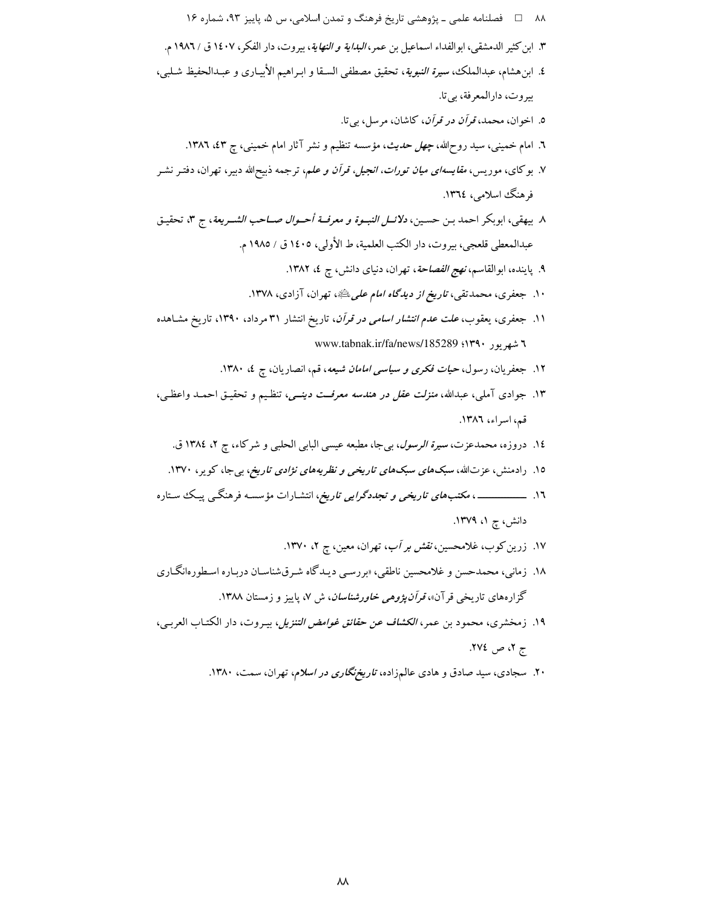٣. ابن کثیر الدمشقی، ابوالفداء اسماعیل بن عمر، *البدایة و النهایة*، بیروت، دار الفکر، ١٤٠٧ ق / ١٩٨٦ م.

٤. ابن‌هشام، عبدالملک، *سیرة النبویة*، تحقیق مصطفی السقا و ابراهیم الأبیاری و عبدالحفیظ شلبی، بیروت، دارالمعرفة، بی‌تا.

٥. اخوان، محمد، *قرآن در قرآن*، کاشان، مرسل، بی‌تا.

٦. امام خمینی، سید روح‌الله، *چهل حدیث*، مؤسسه تنظیم و نشر آثار امام خمینی، چ ٤٣، ١٣٨٦.

٧. بوکای، موریس، *مقایسه‌ای میان تورات، انجیل، قرآن و علم*، ترجمه ذبیح‌الله دبیر، تهران، دفتر نشر فرهنگ اسلامی، ١٣٦٤.

٨. بیهقی، ابوبکر احمد بن حسین، *دلائل النبوة و معرفة أحوال صاحب الشریعة*، ج ٣، تحقیق عبدالمعطی قلعجی، بیروت، دار الکتب العلمیة، ط الأولی، ١٤٠٥ ق / ١٩٨٥ م.

٩. پاینده، ابوالقاسم، *نهج الفصاحة*، تهران، دنیای دانش، چ ٤، ١٣٨٢.

١٠. جعفری، محمدتقی، *تاریخ از دیدگاه امام علی*، تهران، آزادی، ١٣٧٨.

١١. جعفری، یعقوب، *علت عدم انتشار اسامی در قرآن*، تاریخ انتشار ٣١ مرداد، ١٣٩٠، تاریخ مشاهده ٦ شهریور ١٣٩٠؛ www.tabnak.ir/fa/news/185289

١٢. جعفریان، رسول، *حیات فکری و سیاسی امامان شیعه*، قم، انصاریان، چ ٤، ١٣٨٠.

١٣. جوادی آملی، عبدالله، *منزلت عقل در هندسه معرفت دینی*، تنظیم و تحقیق احمد واعظی، قم، اسراء، ١٣٨٦.

١٤. دروزه، محمدعزت، *سیرة الرسول*، بی‌جا، مطبعه عیسی البابی الحلبی و شرکاء، چ ٢، ١٣٨٤ ق.

١٥. رادمنش، عزت‌الله، *سبک‌های سبک‌های تاریخی و نظریه‌های نژادی تاریخ*، بی‌جا، کویر، ١٣٧٠.

١٦. ـــــــــــ، *مکتب‌های تاریخی و تجددگرایی تاریخ*، انتشارات مؤسسه فرهنگی پیک ستاره دانش، چ ١، ١٣٧٩.

١٧. زرین‌کوب، غلامحسین، *نقش بر آب*، تهران، معین، چ ٢، ١٣٧٠.

١٨. زمانی، محمدحسن و غلامحسین ناطقی، «بررسی دیدگاه شرق‌شناسان درباره اسطوره‌انگاری گزاره‌های تاریخی قرآن»، *قرآن‌پژوهی خاورشناسان*، ش ٧، پاییز و زمستان ١٣٨٨.

١٩. زمخشری، محمود بن عمر، *الکشاف عن حقائق غوامض التنزیل*، بیروت، دار الکتاب العربی، ج ٢، ص ٢٧٤.

٢٠. سجادی، سید صادق و هادی عالم‌زاده، *تاریخ‌نگاری در اسلام*، تهران، سمت، ١٣٨٠.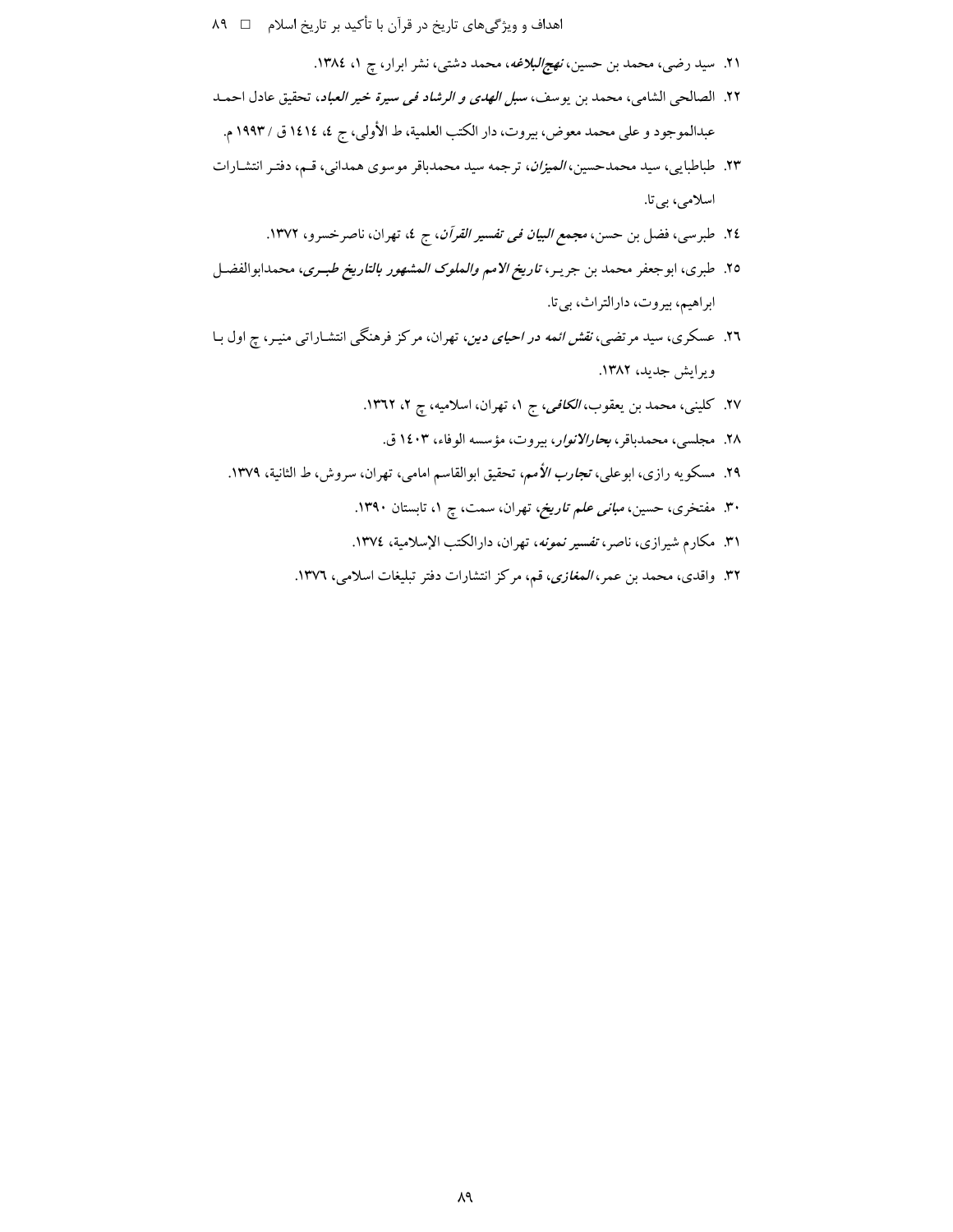۲۱. سید رضی، محمد بن حسین، *نهج‌البلاغه*، محمد دشتی، نشر ابرار، چ ۱، ۱۳۸٤.

۲۲. الصالحی الشامی، محمد بن یوسف، *سبل الهدی و الرشاد فی سیرة خیر العباد*، تحقیق عادل احمد عبدالموجود و علی محمد معوض، بیروت، دار الکتب العلمیة، ط الأولی، ج ٤، ١٤١٤ ق / ۱۹۹۳ م.

۲۳. طباطبایی، سید محمدحسین، *المیزان*، ترجمه سید محمدباقر موسوی همدانی، قم، دفتر انتشارات اسلامی، بی‌تا.

۲٤. طبرسی، فضل بن حسن، *مجمع البیان فی تفسیر القرآن*، ج ٤، تهران، ناصرخسرو، ۱۳۷۲.

۲٥. طبری، ابوجعفر محمد بن جریر، *تاریخ الامم والملوک المشهور بالتاریخ طبری*، محمدابوالفضل ابراهیم، بیروت، دارالتراث، بی‌تا.

۲٦. عسکری، سید مرتضی، *نقش ائمه در احیای دین*، تهران، مرکز فرهنگی انتشاراتی منیر، چ اول با ویرایش جدید، ۱۳۸۲.

۲۷. کلینی، محمد بن یعقوب، *الکافی*، ج ۱، تهران، اسلامیه، چ ۲، ۱۳٦۲.

۲۸. مجلسی، محمدباقر، *بحارالانوار*، بیروت، مؤسسه الوفاء، ١٤٠٣ ق.

۲۹. مسکویه رازی، ابوعلی، *تجارب الأمم*، تحقیق ابوالقاسم امامی، تهران، سروش، ط الثانیة، ۱۳۷۹.

۳۰. مفتخری، حسین، *مبانی علم تاریخ*، تهران، سمت، چ ۱، تابستان ۱۳۹۰.

۳۱. مکارم شیرازی، ناصر، *تفسیر نمونه*، تهران، دارالکتب الإسلامیة، ۱۳۷٤.

۳۲. واقدی، محمد بن عمر، *المغازی*، قم، مرکز انتشارات دفتر تبلیغات اسلامی، ۱۳۷٦.